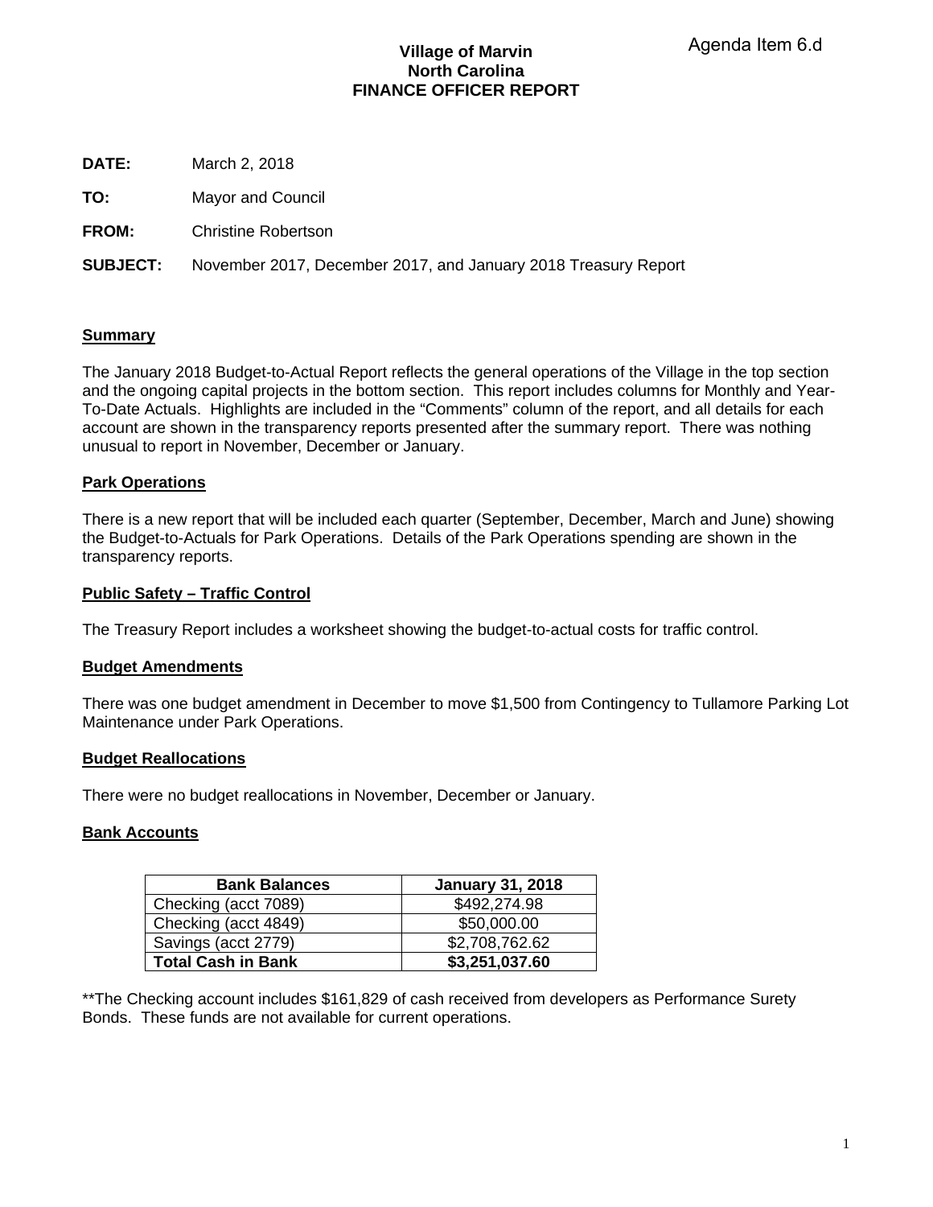Agenda Item 6.d

# Village of Marvin
# North Carolina
# FINANCE OFFICER REPORT

**DATE:** March 2, 2018

**TO:** Mayor and Council

**FROM:** Christine Robertson

**SUBJECT:** November 2017, December 2017, and January 2018 Treasury Report

## Summary

The January 2018 Budget-to-Actual Report reflects the general operations of the Village in the top section and the ongoing capital projects in the bottom section. This report includes columns for Monthly and Year-To-Date Actuals. Highlights are included in the "Comments" column of the report, and all details for each account are shown in the transparency reports presented after the summary report. There was nothing unusual to report in November, December or January.

## Park Operations

There is a new report that will be included each quarter (September, December, March and June) showing the Budget-to-Actuals for Park Operations. Details of the Park Operations spending are shown in the transparency reports.

## Public Safety – Traffic Control

The Treasury Report includes a worksheet showing the budget-to-actual costs for traffic control.

## Budget Amendments

There was one budget amendment in December to move $1,500 from Contingency to Tullamore Parking Lot Maintenance under Park Operations.

## Budget Reallocations

There were no budget reallocations in November, December or January.

## Bank Accounts

| Bank Balances | January 31, 2018 |
|---|---|
| Checking (acct 7089) | $492,274.98 |
| Checking (acct 4849) | $50,000.00 |
| Savings (acct 2779) | $2,708,762.62 |
| **Total Cash in Bank** | **$3,251,037.60** |

**The Checking account includes $161,829 of cash received from developers as Performance Surety Bonds. These funds are not available for current operations.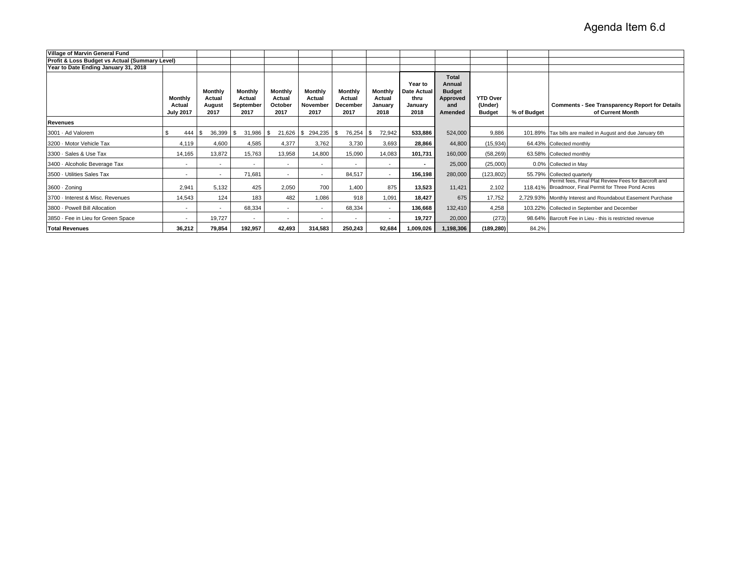Agenda Item 6.d

| Village of Marvin General Fund | | | | | | | | | | | | |
|---|---|---|---|---|---|---|---|---|---|---|---|---|
| Profit & Loss Budget vs Actual (Summary Level) | | | | | | | | | | | | |
| Year to Date Ending January 31, 2018 | | | | | | | | | | | | |
| | Monthly Actual July 2017 | Monthly Actual August 2017 | Monthly Actual September 2017 | Monthly Actual October 2017 | Monthly Actual November 2017 | Monthly Actual December 2017 | Monthly Actual January 2018 | Year to Date Actual thru January 2018 | Total Annual Budget Approved and Amended | YTD Over (Under) Budget | % of Budget | Comments - See Transparency Report for Details of Current Month |
| **Revenues** | | | | | | | | | | | | |
| 3001 · Ad Valorem | $ 444 | $ 36,399 | $ 31,986 | $ 21,626 | $ 294,235 | $ 76,254 | $ 72,942 | **533,886** | 524,000 | 9,886 | 101.89% | Tax bills are mailed in August and due January 6th |
| 3200 · Motor Vehicle Tax | 4,119 | 4,600 | 4,585 | 4,377 | 3,762 | 3,730 | 3,693 | **28,866** | 44,800 | (15,934) | 64.43% | Collected monthly |
| 3300 · Sales & Use Tax | 14,165 | 13,872 | 15,763 | 13,958 | 14,800 | 15,090 | 14,083 | **101,731** | 160,000 | (58,269) | 63.58% | Collected monthly |
| 3400 · Alcoholic Beverage Tax | - | - | - | - | - | - | - | **-** | 25,000 | (25,000) | 0.0% | Collected in May |
| 3500 · Utilities Sales Tax | - | - | 71,681 | - | - | 84,517 | - | **156,198** | 280,000 | (123,802) | 55.79% | Collected quarterly |
| 3600 · Zoning | 2,941 | 5,132 | 425 | 2,050 | 700 | 1,400 | 875 | **13,523** | 11,421 | 2,102 | 118.41% | Permit fees, Final Plat Review Fees for Barcroft and Broadmoor, Final Permit for Three Pond Acres |
| 3700 · Interest & Misc. Revenues | 14,543 | 124 | 183 | 482 | 1,086 | 918 | 1,091 | **18,427** | 675 | 17,752 | 2,729.93% | Monthly Interest and Roundabout Easement Purchase |
| 3800 · Powell Bill Allocation | - | - | 68,334 | - | - | 68,334 | - | **136,668** | 132,410 | 4,258 | 103.22% | Collected in September and December |
| 3850 · Fee in Lieu for Green Space | - | 19,727 | - | - | - | - | - | **19,727** | 20,000 | (273) | 98.64% | Barcroft Fee in Lieu - this is restricted revenue |
| **Total Revenues** | **36,212** | **79,854** | **192,957** | **42,493** | **314,583** | **250,243** | **92,684** | **1,009,026** | **1,198,306** | **(189,280)** | 84.2% | |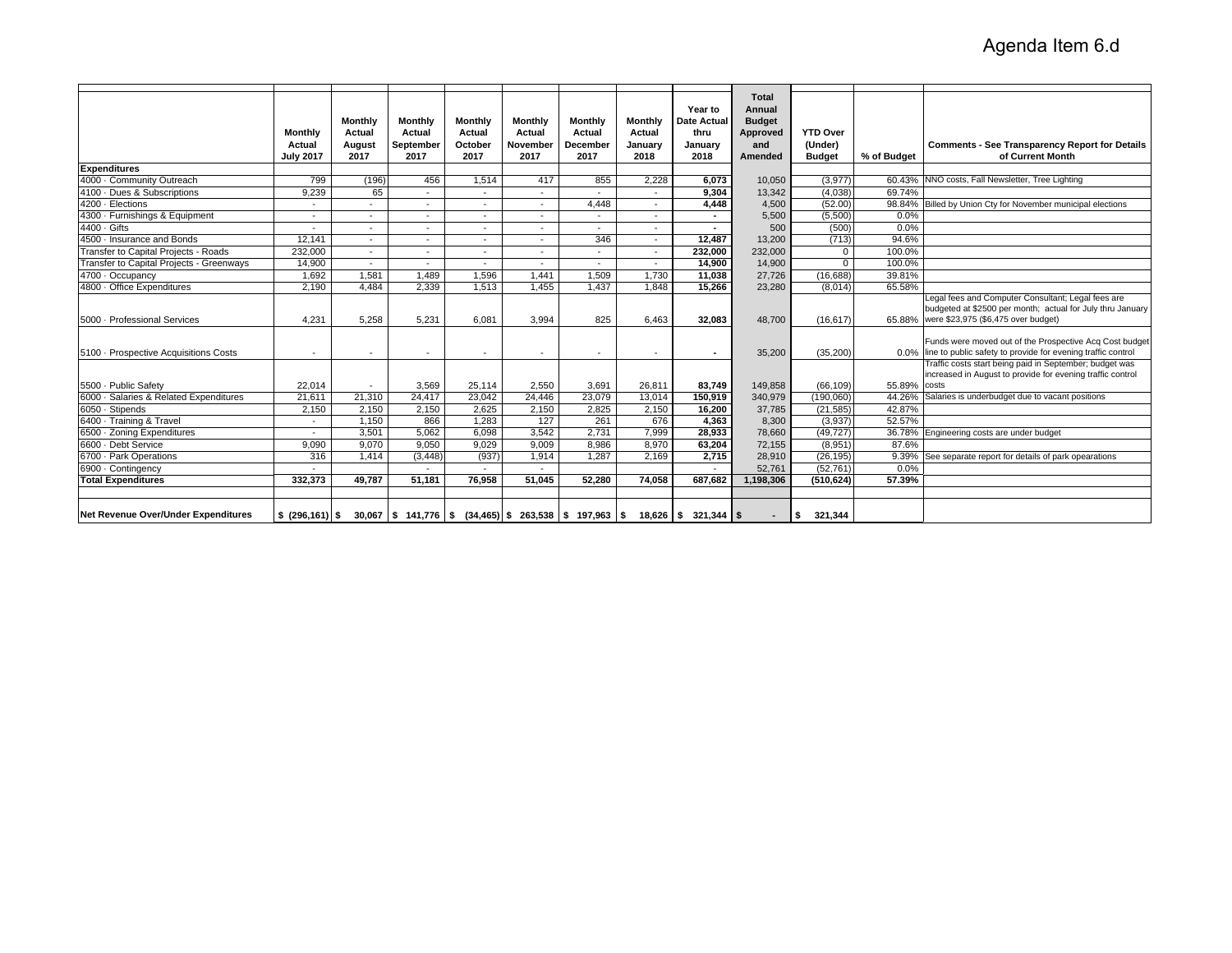Agenda Item 6.d

| | Monthly Actual July 2017 | Monthly Actual August 2017 | Monthly Actual September 2017 | Monthly Actual October 2017 | Monthly Actual November 2017 | Monthly Actual December 2017 | Monthly Actual January 2018 | Year to Date Actual thru January 2018 | Total Annual Budget Approved and Amended | YTD Over (Under) Budget | % of Budget | Comments - See Transparency Report for Details of Current Month |
|---|---|---|---|---|---|---|---|---|---|---|---|---|
| **Expenditures** | | | | | | | | | | | | |
| 4000 · Community Outreach | 799 | (196) | 456 | 1,514 | 417 | 855 | 2,228 | **6,073** | 10,050 | (3,977) | 60.43% | NNO costs, Fall Newsletter, Tree Lighting |
| 4100 · Dues & Subscriptions | 9,239 | 65 | - | - | - | - | - | **9,304** | 13,342 | (4,038) | 69.74% | |
| 4200 · Elections | - | - | - | - | - | 4,448 | - | **4,448** | 4,500 | (52.00) | 98.84% | Billed by Union Cty for November municipal elections |
| 4300 · Furnishings & Equipment | - | - | - | - | - | - | - | **-** | 5,500 | (5,500) | 0.0% | |
| 4400 · Gifts | - | - | - | - | - | - | - | **-** | 500 | (500) | 0.0% | |
| 4500 · Insurance and Bonds | 12,141 | - | - | - | - | 346 | - | **12,487** | 13,200 | (713) | 94.6% | |
| Transfer to Capital Projects - Roads | 232,000 | - | - | - | - | - | - | **232,000** | 232,000 | 0 | 100.0% | |
| Transfer to Capital Projects - Greenways | 14,900 | - | - | - | - | - | - | **14,900** | 14,900 | 0 | 100.0% | |
| 4700 · Occupancy | 1,692 | 1,581 | 1,489 | 1,596 | 1,441 | 1,509 | 1,730 | **11,038** | 27,726 | (16,688) | 39.81% | |
| 4800 · Office Expenditures | 2,190 | 4,484 | 2,339 | 1,513 | 1,455 | 1,437 | 1,848 | **15,266** | 23,280 | (8,014) | 65.58% | |
| 5000 · Professional Services | 4,231 | 5,258 | 5,231 | 6,081 | 3,994 | 825 | 6,463 | **32,083** | 48,700 | (16,617) | 65.88% | Legal fees and Computer Consultant; Legal fees are budgeted at $2500 per month; actual for July thru January were $23,975 ($6,475 over budget) |
| 5100 · Prospective Acquisitions Costs | - | - | - | - | - | - | - | **-** | 35,200 | (35,200) | 0.0% | Funds were moved out of the Prospective Acq Cost budget line to public safety to provide for evening traffic control |
| 5500 · Public Safety | 22,014 | - | 3,569 | 25,114 | 2,550 | 3,691 | 26,811 | **83,749** | 149,858 | (66,109) | 55.89% | Traffic costs start being paid in September; budget was increased in August to provide for evening traffic control costs |
| 6000 · Salaries & Related Expenditures | 21,611 | 21,310 | 24,417 | 23,042 | 24,446 | 23,079 | 13,014 | **150,919** | 340,979 | (190,060) | 44.26% | Salaries is underbudget due to vacant positions |
| 6050 · Stipends | 2,150 | 2,150 | 2,150 | 2,625 | 2,150 | 2,825 | 2,150 | **16,200** | 37,785 | (21,585) | 42.87% | |
| 6400 · Training & Travel | - | 1,150 | 866 | 1,283 | 127 | 261 | 676 | **4,363** | 8,300 | (3,937) | 52.57% | |
| 6500 · Zoning Expenditures | - | 3,501 | 5,062 | 6,098 | 3,542 | 2,731 | 7,999 | **28,933** | 78,660 | (49,727) | 36.78% | Engineering costs are under budget |
| 6600 · Debt Service | 9,090 | 9,070 | 9,050 | 9,029 | 9,009 | 8,986 | 8,970 | **63,204** | 72,155 | (8,951) | 87.6% | |
| 6700 · Park Operations | 316 | 1,414 | (3,448) | (937) | 1,914 | 1,287 | 2,169 | **2,715** | 28,910 | (26,195) | 9.39% | See separate report for details of park opearations |
| 6900 · Contingency | - | | - | - | - | | | - | 52,761 | (52,761) | 0.0% | |
| **Total Expenditures** | **332,373** | **49,787** | **51,181** | **76,958** | **51,045** | **52,280** | **74,058** | **687,682** | **1,198,306** | **(510,624)** | **57.39%** | |
| **Net Revenue Over/Under Expenditures** | **$ (296,161)** | **$ 30,067** | **$ 141,776** | **$ (34,465)** | **$ 263,538** | **$ 197,963** | **$ 18,626** | **$ 321,344** | **$ -** | **$ 321,344** | | |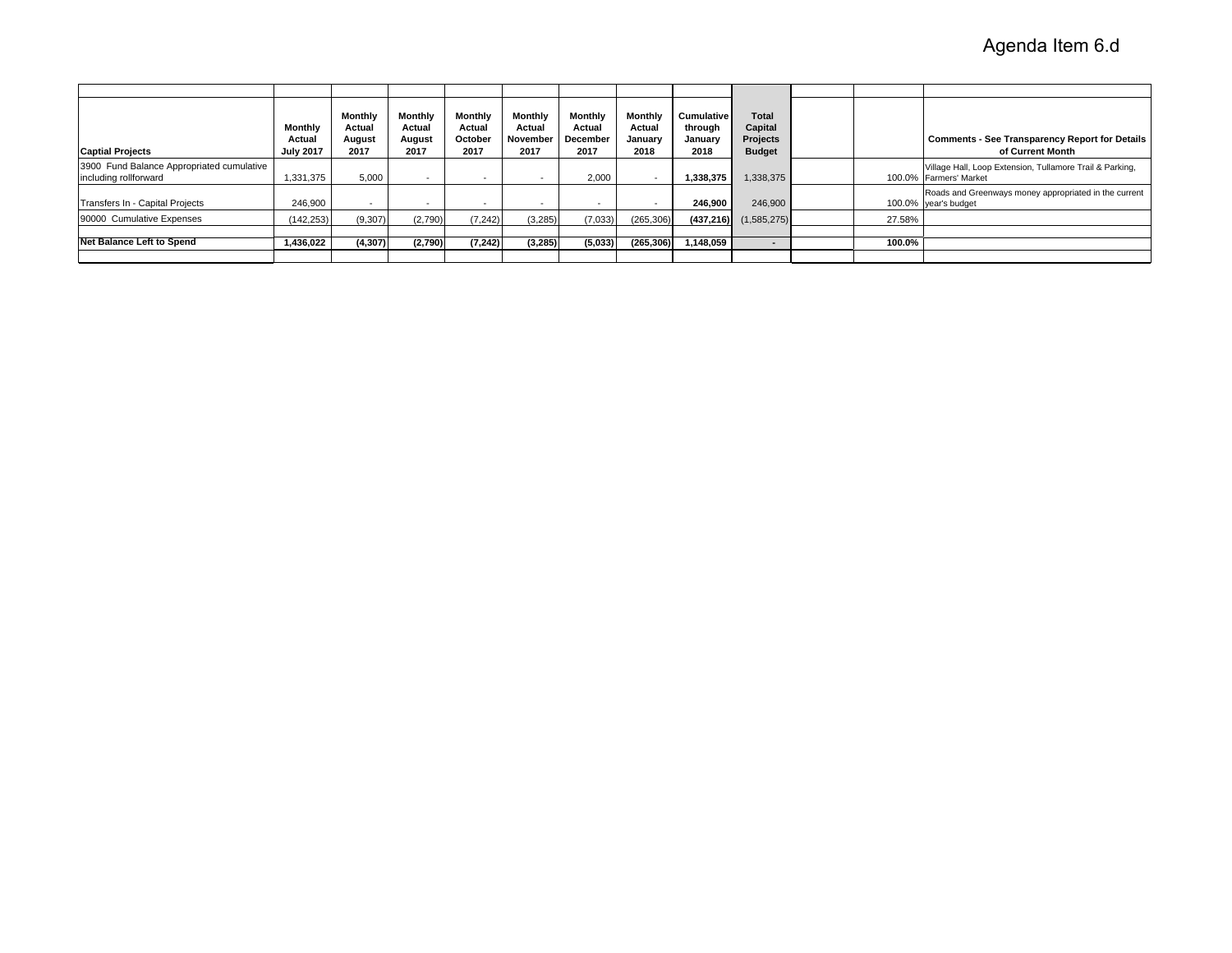Agenda Item 6.d

| Captial Projects | Monthly Actual July 2017 | Monthly Actual August 2017 | Monthly Actual August 2017 | Monthly Actual October 2017 | Monthly Actual November 2017 | Monthly Actual December 2017 | Monthly Actual January 2018 | Cumulative through January 2018 | Total Capital Projects Budget | | | Comments - See Transparency Report for Details of Current Month |
|---|---|---|---|---|---|---|---|---|---|---|---|---|
| 3900 Fund Balance Appropriated cumulative including rollforward | 1,331,375 | 5,000 | - | - | - | 2,000 | - | **1,338,375** | 1,338,375 | | 100.0% | Village Hall, Loop Extension, Tullamore Trail & Parking, Farmers' Market |
| Transfers In - Capital Projects | 246,900 | - | - | - | - | - | - | **246,900** | 246,900 | | 100.0% | Roads and Greenways money appropriated in the current year's budget |
| 90000 Cumulative Expenses | (142,253) | (9,307) | (2,790) | (7,242) | (3,285) | (7,033) | (265,306) | **(437,216)** | (1,585,275) | | 27.58% | |
| | | | | | | | | | | | | |
| **Net Balance Left to Spend** | **1,436,022** | **(4,307)** | **(2,790)** | **(7,242)** | **(3,285)** | **(5,033)** | **(265,306)** | **1,148,059** | **-** | | **100.0%** | |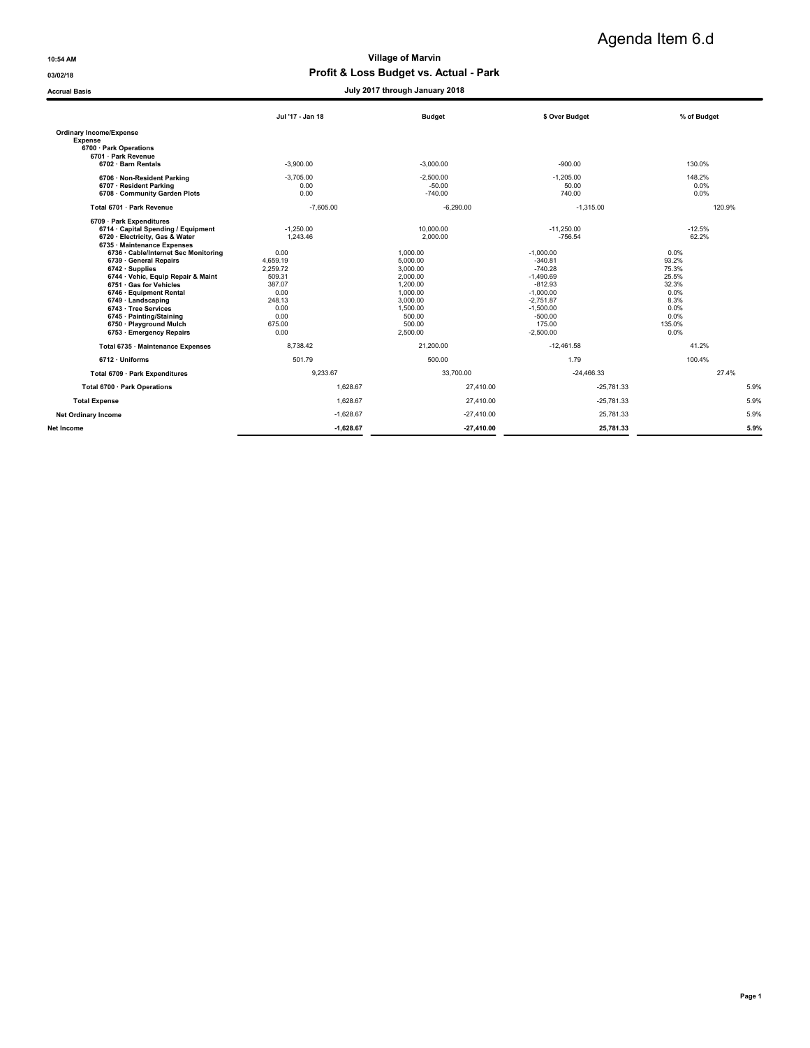# Agenda Item 6.d

10:54 AM
03/02/18
Accrual Basis

## Village of Marvin
## Profit & Loss Budget vs. Actual - Park
### July 2017 through January 2018

| | Jul '17 - Jan 18 | Budget | $ Over Budget | % of Budget |
|---|---|---|---|---|
| **Ordinary Income/Expense** | | | | |
| **Expense** | | | | |
| **6700 · Park Operations** | | | | |
| **6701 · Park Revenue** | | | | |
| **6702 · Barn Rentals** | -3,900.00 | -3,000.00 | -900.00 | 130.0% |
| **6706 · Non-Resident Parking** | -3,705.00 | -2,500.00 | -1,205.00 | 148.2% |
| **6707 · Resident Parking** | 0.00 | -50.00 | 50.00 | 0.0% |
| **6708 · Community Garden Plots** | 0.00 | -740.00 | 740.00 | 0.0% |
| **Total 6701 · Park Revenue** | -7,605.00 | -6,290.00 | -1,315.00 | 120.9% |
| **6709 · Park Expenditures** | | | | |
| **6714 · Capital Spending / Equipment** | -1,250.00 | 10,000.00 | -11,250.00 | -12.5% |
| **6720 · Electricity, Gas & Water** | 1,243.46 | 2,000.00 | -756.54 | 62.2% |
| **6735 · Maintenance Expenses** | | | | |
| **6736 · Cable/Internet Sec Monitoring** | 0.00 | 1,000.00 | -1,000.00 | 0.0% |
| **6739 · General Repairs** | 4,659.19 | 5,000.00 | -340.81 | 93.2% |
| **6742 · Supplies** | 2,259.72 | 3,000.00 | -740.28 | 75.3% |
| **6744 · Vehic, Equip Repair & Maint** | 509.31 | 2,000.00 | -1,490.69 | 25.5% |
| **6751 · Gas for Vehicles** | 387.07 | 1,200.00 | -812.93 | 32.3% |
| **6746 · Equipment Rental** | 0.00 | 1,000.00 | -1,000.00 | 0.0% |
| **6749 · Landscaping** | 248.13 | 3,000.00 | -2,751.87 | 8.3% |
| **6743 · Tree Services** | 0.00 | 1,500.00 | -1,500.00 | 0.0% |
| **6745 · Painting/Staining** | 0.00 | 500.00 | -500.00 | 0.0% |
| **6750 · Playground Mulch** | 675.00 | 500.00 | 175.00 | 135.0% |
| **6753 · Emergency Repairs** | 0.00 | 2,500.00 | -2,500.00 | 0.0% |
| **Total 6735 · Maintenance Expenses** | 8,738.42 | 21,200.00 | -12,461.58 | 41.2% |
| **6712 · Uniforms** | 501.79 | 500.00 | 1.79 | 100.4% |
| **Total 6709 · Park Expenditures** | 9,233.67 | 33,700.00 | -24,466.33 | 27.4% |
| **Total 6700 · Park Operations** | 1,628.67 | 27,410.00 | -25,781.33 | 5.9% |
| **Total Expense** | 1,628.67 | 27,410.00 | -25,781.33 | 5.9% |
| **Net Ordinary Income** | -1,628.67 | -27,410.00 | 25,781.33 | 5.9% |
| **Net Income** | **-1,628.67** | **-27,410.00** | **25,781.33** | **5.9%** |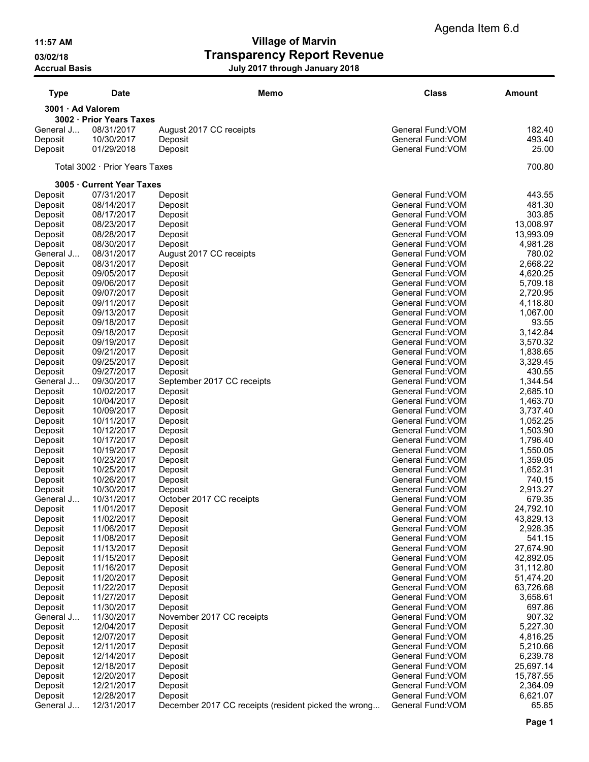Agenda Item 6.d

11:57 AM
03/02/18
Accrual Basis

# Village of Marvin
## Transparency Report Revenue
**July 2017 through January 2018**

| Type | Date | Memo | Class | Amount |
|---|---|---|---|---|
| **3001 · Ad Valorem** | | | | |
| **3002 · Prior Years Taxes** | | | | |
| General J... | 08/31/2017 | August 2017 CC receipts | General Fund:VOM | 182.40 |
| Deposit | 10/30/2017 | Deposit | General Fund:VOM | 493.40 |
| Deposit | 01/29/2018 | Deposit | General Fund:VOM | 25.00 |
| Total 3002 · Prior Years Taxes | | | | 700.80 |
| **3005 · Current Year Taxes** | | | | |
| Deposit | 07/31/2017 | Deposit | General Fund:VOM | 443.55 |
| Deposit | 08/14/2017 | Deposit | General Fund:VOM | 481.30 |
| Deposit | 08/17/2017 | Deposit | General Fund:VOM | 303.85 |
| Deposit | 08/23/2017 | Deposit | General Fund:VOM | 13,008.97 |
| Deposit | 08/28/2017 | Deposit | General Fund:VOM | 13,993.09 |
| Deposit | 08/30/2017 | Deposit | General Fund:VOM | 4,981.28 |
| General J... | 08/31/2017 | August 2017 CC receipts | General Fund:VOM | 780.02 |
| Deposit | 08/31/2017 | Deposit | General Fund:VOM | 2,668.22 |
| Deposit | 09/05/2017 | Deposit | General Fund:VOM | 4,620.25 |
| Deposit | 09/06/2017 | Deposit | General Fund:VOM | 5,709.18 |
| Deposit | 09/07/2017 | Deposit | General Fund:VOM | 2,720.95 |
| Deposit | 09/11/2017 | Deposit | General Fund:VOM | 4,118.80 |
| Deposit | 09/13/2017 | Deposit | General Fund:VOM | 1,067.00 |
| Deposit | 09/18/2017 | Deposit | General Fund:VOM | 93.55 |
| Deposit | 09/18/2017 | Deposit | General Fund:VOM | 3,142.84 |
| Deposit | 09/19/2017 | Deposit | General Fund:VOM | 3,570.32 |
| Deposit | 09/21/2017 | Deposit | General Fund:VOM | 1,838.65 |
| Deposit | 09/25/2017 | Deposit | General Fund:VOM | 3,329.45 |
| Deposit | 09/27/2017 | Deposit | General Fund:VOM | 430.55 |
| General J... | 09/30/2017 | September 2017 CC receipts | General Fund:VOM | 1,344.54 |
| Deposit | 10/02/2017 | Deposit | General Fund:VOM | 2,685.10 |
| Deposit | 10/04/2017 | Deposit | General Fund:VOM | 1,463.70 |
| Deposit | 10/09/2017 | Deposit | General Fund:VOM | 3,737.40 |
| Deposit | 10/11/2017 | Deposit | General Fund:VOM | 1,052.25 |
| Deposit | 10/12/2017 | Deposit | General Fund:VOM | 1,503.90 |
| Deposit | 10/17/2017 | Deposit | General Fund:VOM | 1,796.40 |
| Deposit | 10/19/2017 | Deposit | General Fund:VOM | 1,550.05 |
| Deposit | 10/23/2017 | Deposit | General Fund:VOM | 1,359.05 |
| Deposit | 10/25/2017 | Deposit | General Fund:VOM | 1,652.31 |
| Deposit | 10/26/2017 | Deposit | General Fund:VOM | 740.15 |
| Deposit | 10/30/2017 | Deposit | General Fund:VOM | 2,913.27 |
| General J... | 10/31/2017 | October 2017 CC receipts | General Fund:VOM | 679.35 |
| Deposit | 11/01/2017 | Deposit | General Fund:VOM | 24,792.10 |
| Deposit | 11/02/2017 | Deposit | General Fund:VOM | 43,829.13 |
| Deposit | 11/06/2017 | Deposit | General Fund:VOM | 2,928.35 |
| Deposit | 11/08/2017 | Deposit | General Fund:VOM | 541.15 |
| Deposit | 11/13/2017 | Deposit | General Fund:VOM | 27,674.90 |
| Deposit | 11/15/2017 | Deposit | General Fund:VOM | 42,892.05 |
| Deposit | 11/16/2017 | Deposit | General Fund:VOM | 31,112.80 |
| Deposit | 11/20/2017 | Deposit | General Fund:VOM | 51,474.20 |
| Deposit | 11/22/2017 | Deposit | General Fund:VOM | 63,726.68 |
| Deposit | 11/27/2017 | Deposit | General Fund:VOM | 3,658.61 |
| Deposit | 11/30/2017 | Deposit | General Fund:VOM | 697.86 |
| General J... | 11/30/2017 | November 2017 CC receipts | General Fund:VOM | 907.32 |
| Deposit | 12/04/2017 | Deposit | General Fund:VOM | 5,227.30 |
| Deposit | 12/07/2017 | Deposit | General Fund:VOM | 4,816.25 |
| Deposit | 12/11/2017 | Deposit | General Fund:VOM | 5,210.66 |
| Deposit | 12/14/2017 | Deposit | General Fund:VOM | 6,239.78 |
| Deposit | 12/18/2017 | Deposit | General Fund:VOM | 25,697.14 |
| Deposit | 12/20/2017 | Deposit | General Fund:VOM | 15,787.55 |
| Deposit | 12/21/2017 | Deposit | General Fund:VOM | 2,364.09 |
| Deposit | 12/28/2017 | Deposit | General Fund:VOM | 6,621.07 |
| General J... | 12/31/2017 | December 2017 CC receipts (resident picked the wrong... | General Fund:VOM | 65.85 |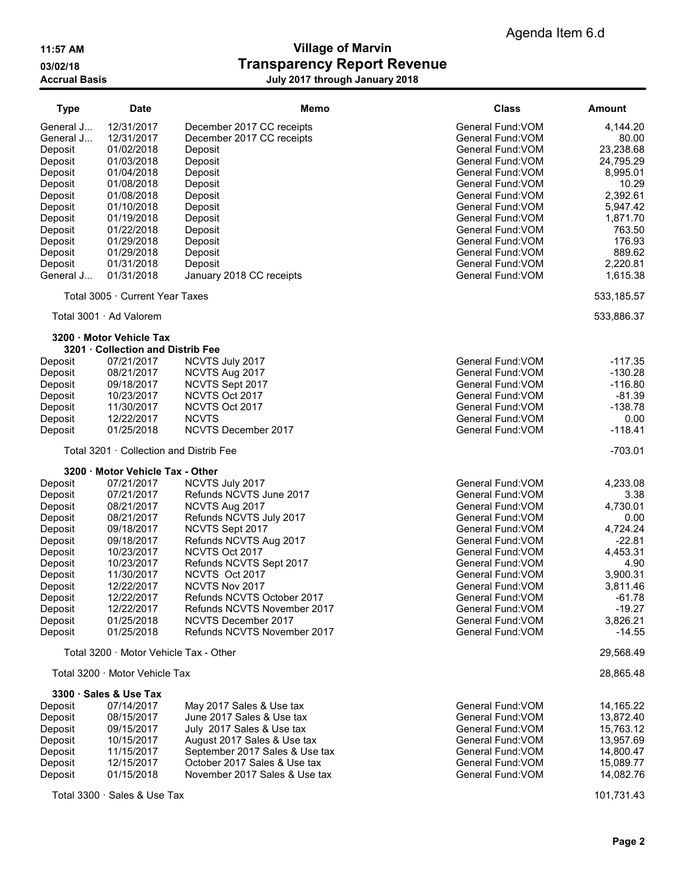Agenda Item 6.d

**11:57 AM**
**03/02/18**
**Accrual Basis**

# Village of Marvin
## Transparency Report Revenue
### July 2017 through January 2018

| Type | Date | Memo | Class | Amount |
|---|---|---|---|---|
| General J... | 12/31/2017 | December 2017 CC receipts | General Fund:VOM | 4,144.20 |
| General J... | 12/31/2017 | December 2017 CC receipts | General Fund:VOM | 80.00 |
| Deposit | 01/02/2018 | Deposit | General Fund:VOM | 23,238.68 |
| Deposit | 01/03/2018 | Deposit | General Fund:VOM | 24,795.29 |
| Deposit | 01/04/2018 | Deposit | General Fund:VOM | 8,995.01 |
| Deposit | 01/08/2018 | Deposit | General Fund:VOM | 10.29 |
| Deposit | 01/08/2018 | Deposit | General Fund:VOM | 2,392.61 |
| Deposit | 01/10/2018 | Deposit | General Fund:VOM | 5,947.42 |
| Deposit | 01/19/2018 | Deposit | General Fund:VOM | 1,871.70 |
| Deposit | 01/22/2018 | Deposit | General Fund:VOM | 763.50 |
| Deposit | 01/29/2018 | Deposit | General Fund:VOM | 176.93 |
| Deposit | 01/29/2018 | Deposit | General Fund:VOM | 889.62 |
| Deposit | 01/31/2018 | Deposit | General Fund:VOM | 2,220.81 |
| General J... | 01/31/2018 | January 2018 CC receipts | General Fund:VOM | 1,615.38 |
| Total 3005 · Current Year Taxes | | | | 533,185.57 |
| Total 3001 · Ad Valorem | | | | 533,886.37 |
| **3200 · Motor Vehicle Tax** | | | | |
| **3201 · Collection and Distrib Fee** | | | | |
| Deposit | 07/21/2017 | NCVTS July 2017 | General Fund:VOM | -117.35 |
| Deposit | 08/21/2017 | NCVTS Aug 2017 | General Fund:VOM | -130.28 |
| Deposit | 09/18/2017 | NCVTS Sept 2017 | General Fund:VOM | -116.80 |
| Deposit | 10/23/2017 | NCVTS Oct 2017 | General Fund:VOM | -81.39 |
| Deposit | 11/30/2017 | NCVTS Oct 2017 | General Fund:VOM | -138.78 |
| Deposit | 12/22/2017 | NCVTS | General Fund:VOM | 0.00 |
| Deposit | 01/25/2018 | NCVTS December 2017 | General Fund:VOM | -118.41 |
| Total 3201 · Collection and Distrib Fee | | | | -703.01 |
| **3200 · Motor Vehicle Tax - Other** | | | | |
| Deposit | 07/21/2017 | NCVTS July 2017 | General Fund:VOM | 4,233.08 |
| Deposit | 07/21/2017 | Refunds NCVTS June 2017 | General Fund:VOM | 3.38 |
| Deposit | 08/21/2017 | NCVTS Aug 2017 | General Fund:VOM | 4,730.01 |
| Deposit | 08/21/2017 | Refunds NCVTS July 2017 | General Fund:VOM | 0.00 |
| Deposit | 09/18/2017 | NCVTS Sept 2017 | General Fund:VOM | 4,724.24 |
| Deposit | 09/18/2017 | Refunds NCVTS Aug 2017 | General Fund:VOM | -22.81 |
| Deposit | 10/23/2017 | NCVTS Oct 2017 | General Fund:VOM | 4,453.31 |
| Deposit | 10/23/2017 | Refunds NCVTS Sept 2017 | General Fund:VOM | 4.90 |
| Deposit | 11/30/2017 | NCVTS Oct 2017 | General Fund:VOM | 3,900.31 |
| Deposit | 12/22/2017 | NCVTS Nov 2017 | General Fund:VOM | 3,811.46 |
| Deposit | 12/22/2017 | Refunds NCVTS October 2017 | General Fund:VOM | -61.78 |
| Deposit | 12/22/2017 | Refunds NCVTS November 2017 | General Fund:VOM | -19.27 |
| Deposit | 01/25/2018 | NCVTS December 2017 | General Fund:VOM | 3,826.21 |
| Deposit | 01/25/2018 | Refunds NCVTS November 2017 | General Fund:VOM | -14.55 |
| Total 3200 · Motor Vehicle Tax - Other | | | | 29,568.49 |
| Total 3200 · Motor Vehicle Tax | | | | 28,865.48 |
| **3300 · Sales & Use Tax** | | | | |
| Deposit | 07/14/2017 | May 2017 Sales & Use tax | General Fund:VOM | 14,165.22 |
| Deposit | 08/15/2017 | June 2017 Sales & Use tax | General Fund:VOM | 13,872.40 |
| Deposit | 09/15/2017 | July 2017 Sales & Use tax | General Fund:VOM | 15,763.12 |
| Deposit | 10/15/2017 | August 2017 Sales & Use tax | General Fund:VOM | 13,957.69 |
| Deposit | 11/15/2017 | September 2017 Sales & Use tax | General Fund:VOM | 14,800.47 |
| Deposit | 12/15/2017 | October 2017 Sales & Use tax | General Fund:VOM | 15,089.77 |
| Deposit | 01/15/2018 | November 2017 Sales & Use tax | General Fund:VOM | 14,082.76 |
| Total 3300 · Sales & Use Tax | | | | 101,731.43 |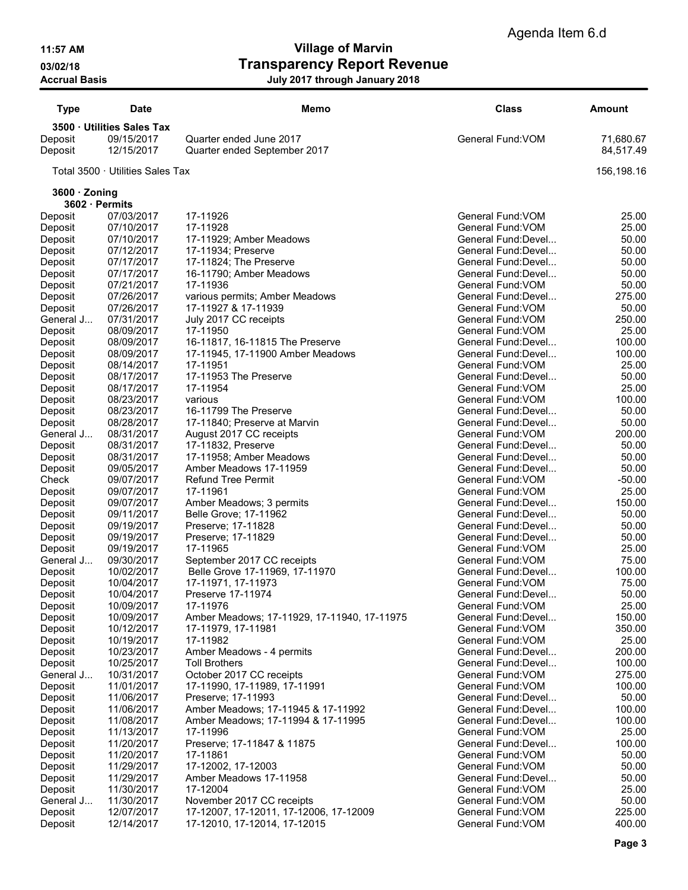Agenda Item 6.d

# Village of Marvin
## Transparency Report Revenue
### July 2017 through January 2018

11:57 AM
03/02/18
Accrual Basis

| Type | Date | Memo | Class | Amount |
|---|---|---|---|---|
| **3500 · Utilities Sales Tax** | | | | |
| Deposit | 09/15/2017 | Quarter ended June 2017 | General Fund:VOM | 71,680.67 |
| Deposit | 12/15/2017 | Quarter ended September 2017 | | 84,517.49 |
| Total 3500 · Utilities Sales Tax | | | | 156,198.16 |
| **3600 · Zoning** | | | | |
| **3602 · Permits** | | | | |
| Deposit | 07/03/2017 | 17-11926 | General Fund:VOM | 25.00 |
| Deposit | 07/10/2017 | 17-11928 | General Fund:VOM | 25.00 |
| Deposit | 07/10/2017 | 17-11929; Amber Meadows | General Fund:Devel... | 50.00 |
| Deposit | 07/12/2017 | 17-11934; Preserve | General Fund:Devel... | 50.00 |
| Deposit | 07/17/2017 | 17-11824; The Preserve | General Fund:Devel... | 50.00 |
| Deposit | 07/17/2017 | 16-11790; Amber Meadows | General Fund:Devel... | 50.00 |
| Deposit | 07/21/2017 | 17-11936 | General Fund:VOM | 50.00 |
| Deposit | 07/26/2017 | various permits; Amber Meadows | General Fund:Devel... | 275.00 |
| Deposit | 07/26/2017 | 17-11927 & 17-11939 | General Fund:VOM | 50.00 |
| General J... | 07/31/2017 | July 2017 CC receipts | General Fund:VOM | 250.00 |
| Deposit | 08/09/2017 | 17-11950 | General Fund:VOM | 25.00 |
| Deposit | 08/09/2017 | 16-11817, 16-11815 The Preserve | General Fund:Devel... | 100.00 |
| Deposit | 08/09/2017 | 17-11945, 17-11900 Amber Meadows | General Fund:Devel... | 100.00 |
| Deposit | 08/14/2017 | 17-11951 | General Fund:VOM | 25.00 |
| Deposit | 08/17/2017 | 17-11953 The Preserve | General Fund:Devel... | 50.00 |
| Deposit | 08/17/2017 | 17-11954 | General Fund:VOM | 25.00 |
| Deposit | 08/23/2017 | various | General Fund:VOM | 100.00 |
| Deposit | 08/23/2017 | 16-11799 The Preserve | General Fund:Devel... | 50.00 |
| Deposit | 08/28/2017 | 17-11840; Preserve at Marvin | General Fund:Devel... | 50.00 |
| General J... | 08/31/2017 | August 2017 CC receipts | General Fund:VOM | 200.00 |
| Deposit | 08/31/2017 | 17-11832, Preserve | General Fund:Devel... | 50.00 |
| Deposit | 08/31/2017 | 17-11958; Amber Meadows | General Fund:Devel... | 50.00 |
| Deposit | 09/05/2017 | Amber Meadows 17-11959 | General Fund:Devel... | 50.00 |
| Check | 09/07/2017 | Refund Tree Permit | General Fund:VOM | -50.00 |
| Deposit | 09/07/2017 | 17-11961 | General Fund:VOM | 25.00 |
| Deposit | 09/07/2017 | Amber Meadows; 3 permits | General Fund:Devel... | 150.00 |
| Deposit | 09/11/2017 | Belle Grove; 17-11962 | General Fund:Devel... | 50.00 |
| Deposit | 09/19/2017 | Preserve; 17-11828 | General Fund:Devel... | 50.00 |
| Deposit | 09/19/2017 | Preserve; 17-11829 | General Fund:Devel... | 50.00 |
| Deposit | 09/19/2017 | 17-11965 | General Fund:VOM | 25.00 |
| General J... | 09/30/2017 | September 2017 CC receipts | General Fund:VOM | 75.00 |
| Deposit | 10/02/2017 | Belle Grove 17-11969, 17-11970 | General Fund:Devel... | 100.00 |
| Deposit | 10/04/2017 | 17-11971, 17-11973 | General Fund:VOM | 75.00 |
| Deposit | 10/04/2017 | Preserve 17-11974 | General Fund:Devel... | 50.00 |
| Deposit | 10/09/2017 | 17-11976 | General Fund:VOM | 25.00 |
| Deposit | 10/09/2017 | Amber Meadows; 17-11929, 17-11940, 17-11975 | General Fund:Devel... | 150.00 |
| Deposit | 10/12/2017 | 17-11979, 17-11981 | General Fund:VOM | 350.00 |
| Deposit | 10/19/2017 | 17-11982 | General Fund:VOM | 25.00 |
| Deposit | 10/23/2017 | Amber Meadows - 4 permits | General Fund:Devel... | 200.00 |
| Deposit | 10/25/2017 | Toll Brothers | General Fund:Devel... | 100.00 |
| General J... | 10/31/2017 | October 2017 CC receipts | General Fund:VOM | 275.00 |
| Deposit | 11/01/2017 | 17-11990, 17-11989, 17-11991 | General Fund:VOM | 100.00 |
| Deposit | 11/06/2017 | Preserve; 17-11993 | General Fund:Devel... | 50.00 |
| Deposit | 11/06/2017 | Amber Meadows; 17-11945 & 17-11992 | General Fund:Devel... | 100.00 |
| Deposit | 11/08/2017 | Amber Meadows; 17-11994 & 17-11995 | General Fund:Devel... | 100.00 |
| Deposit | 11/13/2017 | 17-11996 | General Fund:VOM | 25.00 |
| Deposit | 11/20/2017 | Preserve; 17-11847 & 11875 | General Fund:Devel... | 100.00 |
| Deposit | 11/20/2017 | 17-11861 | General Fund:VOM | 50.00 |
| Deposit | 11/29/2017 | 17-12002, 17-12003 | General Fund:VOM | 50.00 |
| Deposit | 11/29/2017 | Amber Meadows 17-11958 | General Fund:Devel... | 50.00 |
| Deposit | 11/30/2017 | 17-12004 | General Fund:VOM | 25.00 |
| General J... | 11/30/2017 | November 2017 CC receipts | General Fund:VOM | 50.00 |
| Deposit | 12/07/2017 | 17-12007, 17-12011, 17-12006, 17-12009 | General Fund:VOM | 225.00 |
| Deposit | 12/14/2017 | 17-12010, 17-12014, 17-12015 | General Fund:VOM | 400.00 |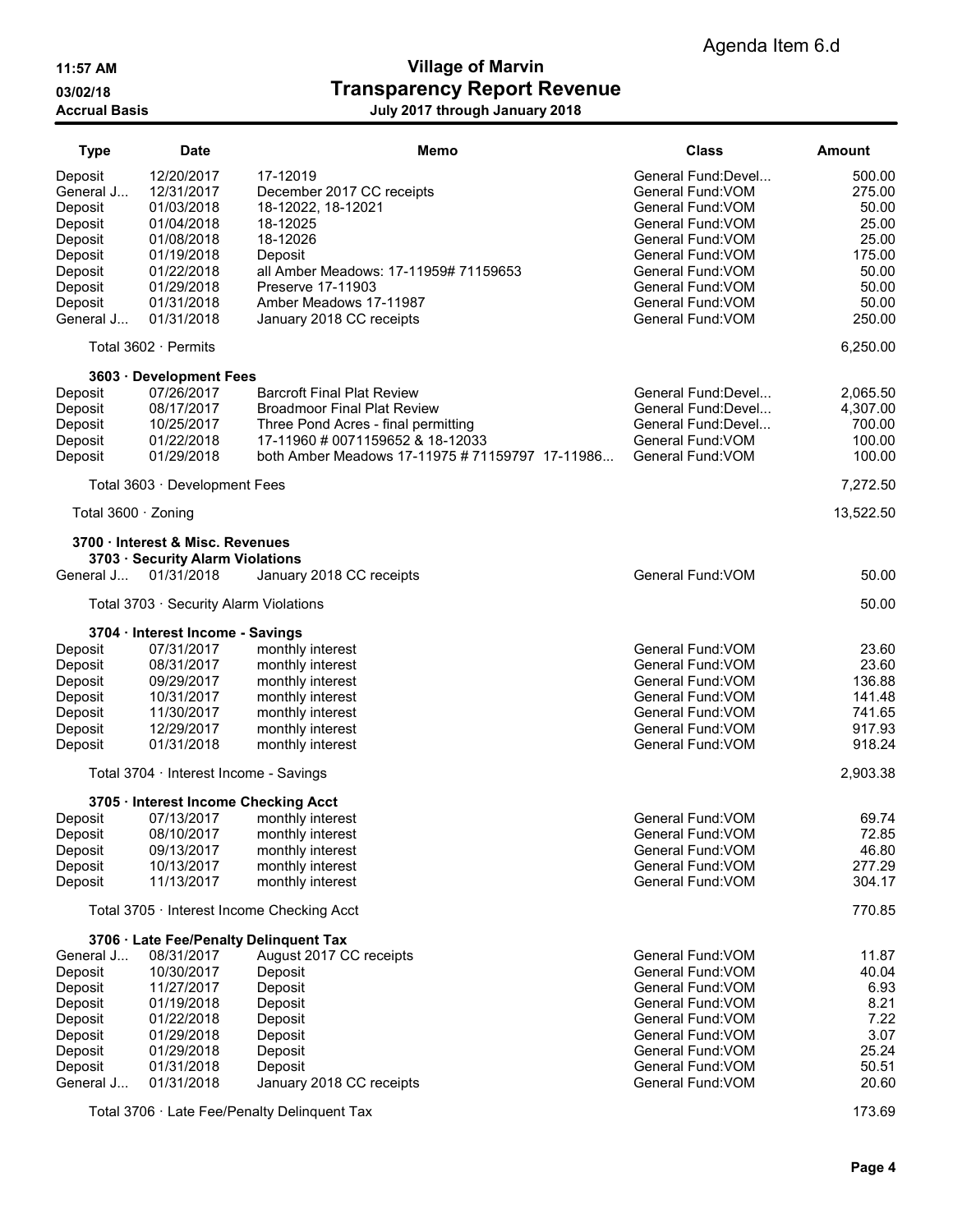Agenda Item 6.d

**11:57 AM**
**03/02/18**
**Accrual Basis**

# Village of Marvin
## Transparency Report Revenue
### July 2017 through January 2018

| Type | Date | Memo | Class | Amount |
|---|---|---|---|---|
| Deposit | 12/20/2017 | 17-12019 | General Fund:Devel... | 500.00 |
| General J... | 12/31/2017 | December 2017 CC receipts | General Fund:VOM | 275.00 |
| Deposit | 01/03/2018 | 18-12022, 18-12021 | General Fund:VOM | 50.00 |
| Deposit | 01/04/2018 | 18-12025 | General Fund:VOM | 25.00 |
| Deposit | 01/08/2018 | 18-12026 | General Fund:VOM | 25.00 |
| Deposit | 01/19/2018 | Deposit | General Fund:VOM | 175.00 |
| Deposit | 01/22/2018 | all Amber Meadows: 17-11959# 71159653 | General Fund:VOM | 50.00 |
| Deposit | 01/29/2018 | Preserve 17-11903 | General Fund:VOM | 50.00 |
| Deposit | 01/31/2018 | Amber Meadows 17-11987 | General Fund:VOM | 50.00 |
| General J... | 01/31/2018 | January 2018 CC receipts | General Fund:VOM | 250.00 |
| Total 3602 · Permits | | | | 6,250.00 |
| **3603 · Development Fees** | | | | |
| Deposit | 07/26/2017 | Barcroft Final Plat Review | General Fund:Devel... | 2,065.50 |
| Deposit | 08/17/2017 | Broadmoor Final Plat Review | General Fund:Devel... | 4,307.00 |
| Deposit | 10/25/2017 | Three Pond Acres - final permitting | General Fund:Devel... | 700.00 |
| Deposit | 01/22/2018 | 17-11960 # 0071159652 & 18-12033 | General Fund:VOM | 100.00 |
| Deposit | 01/29/2018 | both Amber Meadows 17-11975 # 71159797 17-11986... | General Fund:VOM | 100.00 |
| Total 3603 · Development Fees | | | | 7,272.50 |
| Total 3600 · Zoning | | | | 13,522.50 |
| **3700 · Interest & Misc. Revenues** | | | | |
| **3703 · Security Alarm Violations** | | | | |
| General J... | 01/31/2018 | January 2018 CC receipts | General Fund:VOM | 50.00 |
| Total 3703 · Security Alarm Violations | | | | 50.00 |
| **3704 · Interest Income - Savings** | | | | |
| Deposit | 07/31/2017 | monthly interest | General Fund:VOM | 23.60 |
| Deposit | 08/31/2017 | monthly interest | General Fund:VOM | 23.60 |
| Deposit | 09/29/2017 | monthly interest | General Fund:VOM | 136.88 |
| Deposit | 10/31/2017 | monthly interest | General Fund:VOM | 141.48 |
| Deposit | 11/30/2017 | monthly interest | General Fund:VOM | 741.65 |
| Deposit | 12/29/2017 | monthly interest | General Fund:VOM | 917.93 |
| Deposit | 01/31/2018 | monthly interest | General Fund:VOM | 918.24 |
| Total 3704 · Interest Income - Savings | | | | 2,903.38 |
| **3705 · Interest Income Checking Acct** | | | | |
| Deposit | 07/13/2017 | monthly interest | General Fund:VOM | 69.74 |
| Deposit | 08/10/2017 | monthly interest | General Fund:VOM | 72.85 |
| Deposit | 09/13/2017 | monthly interest | General Fund:VOM | 46.80 |
| Deposit | 10/13/2017 | monthly interest | General Fund:VOM | 277.29 |
| Deposit | 11/13/2017 | monthly interest | General Fund:VOM | 304.17 |
| Total 3705 · Interest Income Checking Acct | | | | 770.85 |
| **3706 · Late Fee/Penalty Delinquent Tax** | | | | |
| General J... | 08/31/2017 | August 2017 CC receipts | General Fund:VOM | 11.87 |
| Deposit | 10/30/2017 | Deposit | General Fund:VOM | 40.04 |
| Deposit | 11/27/2017 | Deposit | General Fund:VOM | 6.93 |
| Deposit | 01/19/2018 | Deposit | General Fund:VOM | 8.21 |
| Deposit | 01/22/2018 | Deposit | General Fund:VOM | 7.22 |
| Deposit | 01/29/2018 | Deposit | General Fund:VOM | 3.07 |
| Deposit | 01/29/2018 | Deposit | General Fund:VOM | 25.24 |
| Deposit | 01/31/2018 | Deposit | General Fund:VOM | 50.51 |
| General J... | 01/31/2018 | January 2018 CC receipts | General Fund:VOM | 20.60 |
| Total 3706 · Late Fee/Penalty Delinquent Tax | | | | 173.69 |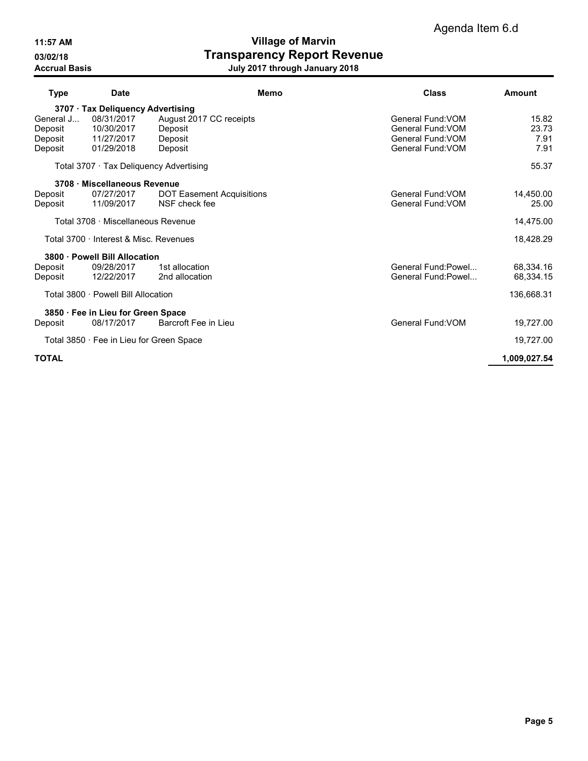Agenda Item 6.d

**11:57 AM**
**03/02/18**
**Accrual Basis**

# Village of Marvin
## Transparency Report Revenue
### July 2017 through January 2018

| Type | Date | Memo | Class | Amount |
|---|---|---|---|---|
| **3707 · Tax Deliquency Advertising** | | | | |
| General J... | 08/31/2017 | August 2017 CC receipts | General Fund:VOM | 15.82 |
| Deposit | 10/30/2017 | Deposit | General Fund:VOM | 23.73 |
| Deposit | 11/27/2017 | Deposit | General Fund:VOM | 7.91 |
| Deposit | 01/29/2018 | Deposit | General Fund:VOM | 7.91 |
| Total 3707 · Tax Deliquency Advertising | | | | 55.37 |
| **3708 · Miscellaneous Revenue** | | | | |
| Deposit | 07/27/2017 | DOT Easement Acquisitions | General Fund:VOM | 14,450.00 |
| Deposit | 11/09/2017 | NSF check fee | General Fund:VOM | 25.00 |
| Total 3708 · Miscellaneous Revenue | | | | 14,475.00 |
| Total 3700 · Interest & Misc. Revenues | | | | 18,428.29 |
| **3800 · Powell Bill Allocation** | | | | |
| Deposit | 09/28/2017 | 1st allocation | General Fund:Powel... | 68,334.16 |
| Deposit | 12/22/2017 | 2nd allocation | General Fund:Powel... | 68,334.15 |
| Total 3800 · Powell Bill Allocation | | | | 136,668.31 |
| **3850 · Fee in Lieu for Green Space** | | | | |
| Deposit | 08/17/2017 | Barcroft Fee in Lieu | General Fund:VOM | 19,727.00 |
| Total 3850 · Fee in Lieu for Green Space | | | | 19,727.00 |
| **TOTAL** | | | | **1,009,027.54** |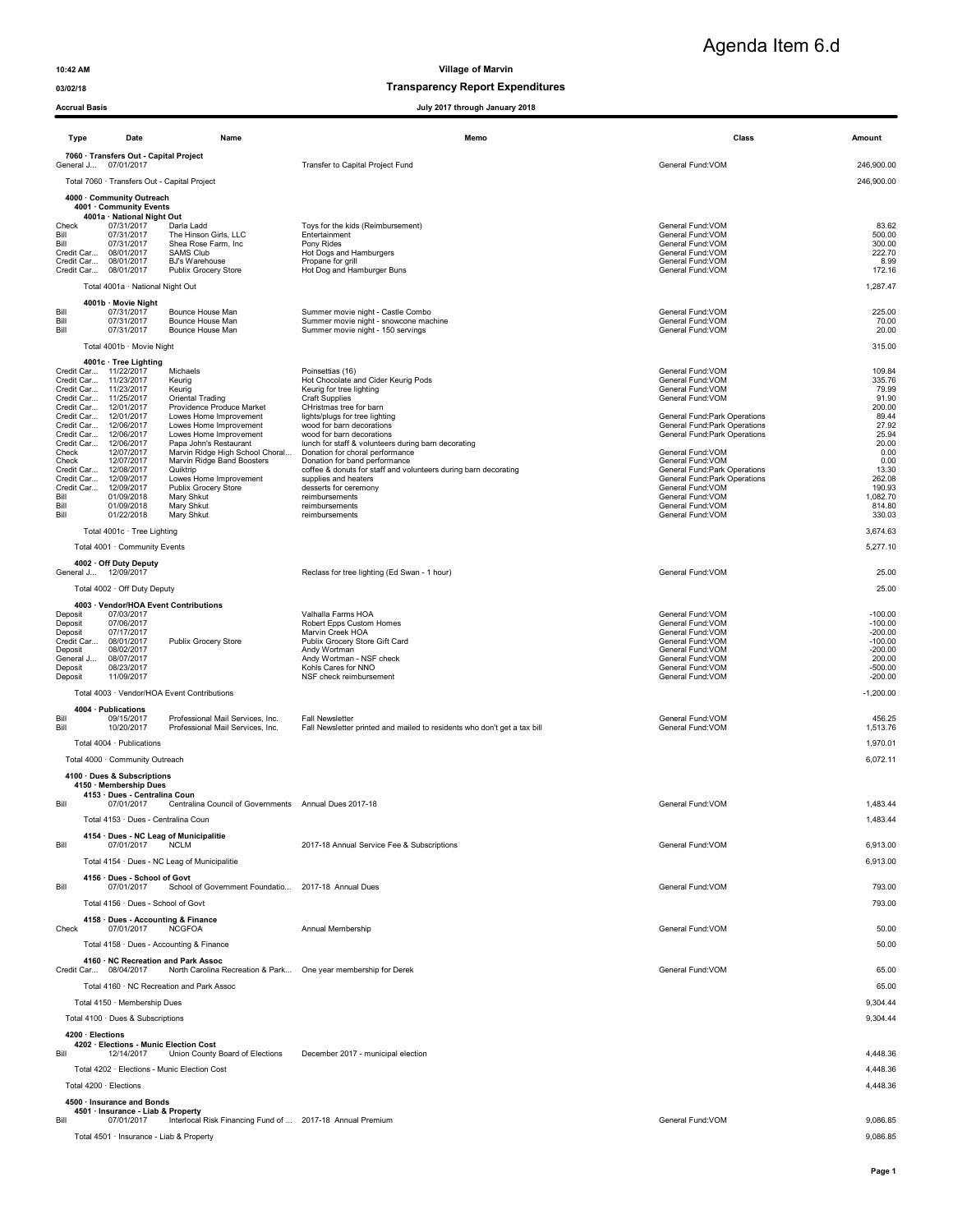Agenda Item 6.d

10:42 AM

**Village of Marvin**

03/02/18

**Transparency Report Expenditures**

Accrual Basis

**July 2017 through January 2018**

| Type | Date | Name | Memo | Class | Amount |
|---|---|---|---|---|---|
| **7060 · Transfers Out - Capital Project** | | | | | |
| General J... | 07/01/2017 | | Transfer to Capital Project Fund | General Fund:VOM | 246,900.00 |
| Total 7060 · Transfers Out - Capital Project | | | | | 246,900.00 |
| **4000 · Community Outreach** | | | | | |
| **4001 · Community Events** | | | | | |
| **4001a · National Night Out** | | | | | |
| Check | 07/31/2017 | Darla Ladd | Toys for the kids (Reimbursement) | General Fund:VOM | 83.62 |
| Bill | 07/31/2017 | The Hinson Girls, LLC | Entertainment | General Fund:VOM | 500.00 |
| Bill | 07/31/2017 | Shea Rose Farm, Inc | Pony Rides | General Fund:VOM | 300.00 |
| Credit Car... | 08/01/2017 | SAMS Club | Hot Dogs and Hamburgers | General Fund:VOM | 222.70 |
| Credit Car... | 08/01/2017 | BJ's Warehouse | Propane for grill | General Fund:VOM | 8.99 |
| Credit Car... | 08/01/2017 | Publix Grocery Store | Hot Dog and Hamburger Buns | General Fund:VOM | 172.16 |
| Total 4001a · National Night Out | | | | | 1,287.47 |
| **4001b · Movie Night** | | | | | |
| Bill | 07/31/2017 | Bounce House Man | Summer movie night - Castle Combo | General Fund:VOM | 225.00 |
| Bill | 07/31/2017 | Bounce House Man | Summer movie night - snowcone machine | General Fund:VOM | 70.00 |
| Bill | 07/31/2017 | Bounce House Man | Summer movie night - 150 servings | General Fund:VOM | 20.00 |
| Total 4001b · Movie Night | | | | | 315.00 |
| **4001c · Tree Lighting** | | | | | |
| Credit Car... | 11/22/2017 | Michaels | Poinsettias (16) | General Fund:VOM | 109.84 |
| Credit Car... | 11/23/2017 | Keurig | Hot Chocolate and Cider Keurig Pods | General Fund:VOM | 335.76 |
| Credit Car... | 11/23/2017 | Keurig | Keurig for tree lighting | General Fund:VOM | 79.99 |
| Credit Car... | 11/25/2017 | Oriental Trading | Craft Supplies | General Fund:VOM | 91.90 |
| Credit Car... | 12/01/2017 | Providence Produce Market | CHristmas tree for barn | | 200.00 |
| Credit Car... | 12/01/2017 | Lowes Home Improvement | lights/plugs for tree lighting | General Fund:Park Operations | 89.44 |
| Credit Car... | 12/06/2017 | Lowes Home Improvement | wood for barn decorations | General Fund:Park Operations | 27.92 |
| Credit Car... | 12/06/2017 | Lowes Home Improvement | wood for barn decorations | General Fund:Park Operations | 25.94 |
| Credit Car... | 12/06/2017 | Papa John's Restaurant | lunch for staff & volunteers during barn decorating | | 20.00 |
| Check | 12/07/2017 | Marvin Ridge High School Choral... | Donation for choral performance | General Fund:VOM | 0.00 |
| Check | 12/07/2017 | Marvin Ridge Band Boosters | Donation for band performance | General Fund:VOM | 0.00 |
| Credit Car... | 12/08/2017 | Quiktrip | coffee & donuts for staff and volunteers during barn decorating | General Fund:Park Operations | 13.30 |
| Credit Car... | 12/09/2017 | Lowes Home Improvement | supplies and heaters | General Fund:Park Operations | 262.08 |
| Credit Car... | 12/09/2017 | Publix Grocery Store | desserts for ceremony | General Fund:VOM | 190.93 |
| Bill | 01/09/2018 | Mary Shkut | reimbursements | General Fund:VOM | 1,082.70 |
| Bill | 01/09/2018 | Mary Shkut | reimbursements | General Fund:VOM | 814.80 |
| Bill | 01/22/2018 | Mary Shkut | reimbursements | General Fund:VOM | 330.03 |
| Total 4001c · Tree Lighting | | | | | 3,674.63 |
| Total 4001 · Community Events | | | | | 5,277.10 |
| **4002 · Off Duty Deputy** | | | | | |
| General J... | 12/09/2017 | | Reclass for tree lighting (Ed Swan - 1 hour) | General Fund:VOM | 25.00 |
| Total 4002 · Off Duty Deputy | | | | | 25.00 |
| **4003 · Vendor/HOA Event Contributions** | | | | | |
| Deposit | 07/03/2017 | | Valhalla Farms HOA | General Fund:VOM | -100.00 |
| Deposit | 07/06/2017 | | Robert Epps Custom Homes | General Fund:VOM | -100.00 |
| Deposit | 07/17/2017 | | Marvin Creek HOA | General Fund:VOM | -200.00 |
| Credit Car... | 08/01/2017 | Publix Grocery Store | Publix Grocery Store Gift Card | General Fund:VOM | -100.00 |
| Deposit | 08/02/2017 | | Andy Wortman | General Fund:VOM | -200.00 |
| General J... | 08/07/2017 | | Andy Wortman - NSF check | General Fund:VOM | 200.00 |
| Deposit | 08/23/2017 | | Kohls Cares for NNO | General Fund:VOM | -500.00 |
| Deposit | 11/09/2017 | | NSF check reimbursement | General Fund:VOM | -200.00 |
| Total 4003 · Vendor/HOA Event Contributions | | | | | -1,200.00 |
| **4004 · Publications** | | | | | |
| Bill | 09/15/2017 | Professional Mail Services, Inc. | Fall Newsletter | General Fund:VOM | 456.25 |
| Bill | 10/20/2017 | Professional Mail Services, Inc. | Fall Newsletter printed and mailed to residents who don't get a tax bill | General Fund:VOM | 1,513.76 |
| Total 4004 · Publications | | | | | 1,970.01 |
| Total 4000 · Community Outreach | | | | | 6,072.11 |
| **4100 · Dues & Subscriptions** | | | | | |
| **4150 · Membership Dues** | | | | | |
| **4153 · Dues - Centralina Coun** | | | | | |
| Bill | 07/01/2017 | Centralina Council of Governments | Annual Dues 2017-18 | General Fund:VOM | 1,483.44 |
| Total 4153 · Dues - Centralina Coun | | | | | 1,483.44 |
| **4154 · Dues - NC Leag of Municipalitie** | | | | | |
| Bill | 07/01/2017 | NCLM | 2017-18 Annual Service Fee & Subscriptions | General Fund:VOM | 6,913.00 |
| Total 4154 · Dues - NC Leag of Municipalitie | | | | | 6,913.00 |
| **4156 · Dues - School of Govt** | | | | | |
| Bill | 07/01/2017 | School of Government Foundatio... | 2017-18 Annual Dues | General Fund:VOM | 793.00 |
| Total 4156 · Dues - School of Govt | | | | | 793.00 |
| **4158 · Dues - Accounting & Finance** | | | | | |
| Check | 07/01/2017 | NCGFOA | Annual Membership | General Fund:VOM | 50.00 |
| Total 4158 · Dues - Accounting & Finance | | | | | 50.00 |
| **4160 · NC Recreation and Park Assoc** | | | | | |
| Credit Car... | 08/04/2017 | North Carolina Recreation & Park... | One year membership for Derek | General Fund:VOM | 65.00 |
| Total 4160 · NC Recreation and Park Assoc | | | | | 65.00 |
| Total 4150 · Membership Dues | | | | | 9,304.44 |
| Total 4100 · Dues & Subscriptions | | | | | 9,304.44 |
| **4200 · Elections** | | | | | |
| **4202 · Elections - Munic Election Cost** | | | | | |
| Bill | 12/14/2017 | Union County Board of Elections | December 2017 - municipal election | | 4,448.36 |
| Total 4202 · Elections - Munic Election Cost | | | | | 4,448.36 |
| Total 4200 · Elections | | | | | 4,448.36 |
| **4500 · Insurance and Bonds** | | | | | |
| **4501 · Insurance - Liab & Property** | | | | | |
| Bill | 07/01/2017 | Interlocal Risk Financing Fund of ... | 2017-18 Annual Premium | General Fund:VOM | 9,086.85 |
| Total 4501 · Insurance - Liab & Property | | | | | 9,086.85 |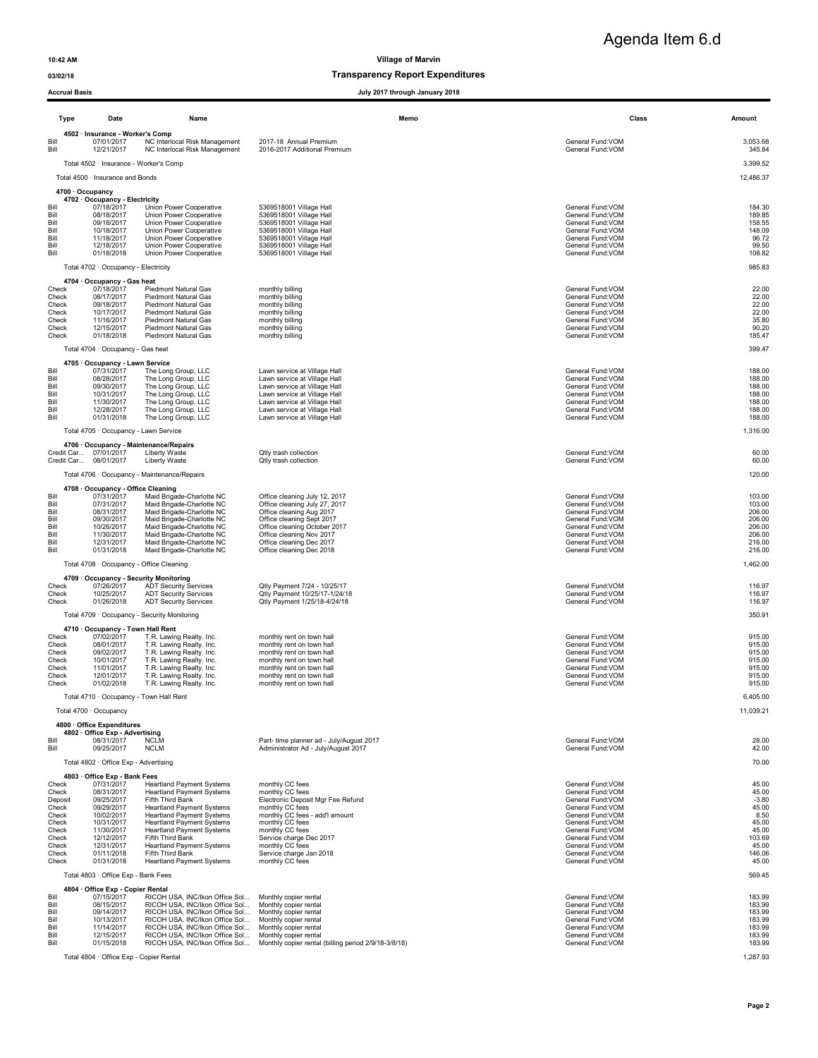Agenda Item 6.d

**Village of Marvin**
**Transparency Report Expenditures**
**July 2017 through January 2018**

10:42 AM
03/02/18
Accrual Basis

| Type | Date | Name | Memo | Class | Amount |
|---|---|---|---|---|---|
| **4502 · Insurance - Worker's Comp** | | | | | |
| Bill | 07/01/2017 | NC Interlocal Risk Management | 2017-18 Annual Premium | General Fund:VOM | 3,053.68 |
| Bill | 12/21/2017 | NC Interlocal Risk Management | 2016-2017 Additional Premium | General Fund:VOM | 345.84 |
| Total 4502 · Insurance - Worker's Comp | | | | | 3,399.52 |
| Total 4500 · Insurance and Bonds | | | | | 12,486.37 |
| **4700 · Occupancy** | | | | | |
| **4702 · Occupancy - Electricity** | | | | | |
| Bill | 07/18/2017 | Union Power Cooperative | 5369518001 Village Hall | General Fund:VOM | 184.30 |
| Bill | 08/18/2017 | Union Power Cooperative | 5369518001 Village Hall | General Fund:VOM | 189.85 |
| Bill | 09/18/2017 | Union Power Cooperative | 5369518001 Village Hall | General Fund:VOM | 158.55 |
| Bill | 10/18/2017 | Union Power Cooperative | 5369518001 Village Hall | General Fund:VOM | 148.09 |
| Bill | 11/18/2017 | Union Power Cooperative | 5369518001 Village Hall | General Fund:VOM | 96.72 |
| Bill | 12/18/2017 | Union Power Cooperative | 5369518001 Village Hall | General Fund:VOM | 99.50 |
| Bill | 01/18/2018 | Union Power Cooperative | 5369518001 Village Hall | General Fund:VOM | 108.82 |
| Total 4702 · Occupancy - Electricity | | | | | 985.83 |
| **4704 · Occupancy - Gas heat** | | | | | |
| Check | 07/18/2017 | Piedmont Natural Gas | monthly billing | General Fund:VOM | 22.00 |
| Check | 08/17/2017 | Piedmont Natural Gas | monthly billing | General Fund:VOM | 22.00 |
| Check | 09/18/2017 | Piedmont Natural Gas | monthly billing | General Fund:VOM | 22.00 |
| Check | 10/17/2017 | Piedmont Natural Gas | monthly billing | General Fund:VOM | 22.00 |
| Check | 11/16/2017 | Piedmont Natural Gas | monthly billing | General Fund:VOM | 35.80 |
| Check | 12/15/2017 | Piedmont Natural Gas | monthly billing | General Fund:VOM | 90.20 |
| Check | 01/18/2018 | Piedmont Natural Gas | monthly billing | General Fund:VOM | 185.47 |
| Total 4704 · Occupancy - Gas heat | | | | | 399.47 |
| **4705 · Occupancy - Lawn Service** | | | | | |
| Bill | 07/31/2017 | The Long Group, LLC | Lawn service at Village Hall | General Fund:VOM | 188.00 |
| Bill | 08/28/2017 | The Long Group, LLC | Lawn service at Village Hall | General Fund:VOM | 188.00 |
| Bill | 09/30/2017 | The Long Group, LLC | Lawn service at Village Hall | General Fund:VOM | 188.00 |
| Bill | 10/31/2017 | The Long Group, LLC | Lawn service at Village Hall | General Fund:VOM | 188.00 |
| Bill | 11/30/2017 | The Long Group, LLC | Lawn service at Village Hall | General Fund:VOM | 188.00 |
| Bill | 12/28/2017 | The Long Group, LLC | Lawn service at Village Hall | General Fund:VOM | 188.00 |
| Bill | 01/31/2018 | The Long Group, LLC | Lawn service at Village Hall | General Fund:VOM | 188.00 |
| Total 4705 · Occupancy - Lawn Service | | | | | 1,316.00 |
| **4706 · Occupancy - Maintenance/Repairs** | | | | | |
| Credit Car... | 07/01/2017 | Liberty Waste | Qtly trash collection | General Fund:VOM | 60.00 |
| Credit Car... | 08/01/2017 | Liberty Waste | Qtly trash collection | General Fund:VOM | 60.00 |
| Total 4706 · Occupancy - Maintenance/Repairs | | | | | 120.00 |
| **4708 · Occupancy - Office Cleaning** | | | | | |
| Bill | 07/31/2017 | Maid Brigade-Charlotte NC | Office cleaning July 12, 2017 | General Fund:VOM | 103.00 |
| Bill | 07/31/2017 | Maid Brigade-Charlotte NC | Office cleaning July 27, 2017 | General Fund:VOM | 103.00 |
| Bill | 08/31/2017 | Maid Brigade-Charlotte NC | Office cleaning Aug 2017 | General Fund:VOM | 206.00 |
| Bill | 09/30/2017 | Maid Brigade-Charlotte NC | Office cleaning Sept 2017 | General Fund:VOM | 206.00 |
| Bill | 10/26/2017 | Maid Brigade-Charlotte NC | Office cleaning October 2017 | General Fund:VOM | 206.00 |
| Bill | 11/30/2017 | Maid Brigade-Charlotte NC | Office cleaning Nov 2017 | General Fund:VOM | 206.00 |
| Bill | 12/31/2017 | Maid Brigade-Charlotte NC | Office cleaning Dec 2017 | General Fund:VOM | 216.00 |
| Bill | 01/31/2018 | Maid Brigade-Charlotte NC | Office cleaning Dec 2018 | General Fund:VOM | 216.00 |
| Total 4708 · Occupancy - Office Cleaning | | | | | 1,462.00 |
| **4709 · Occupancy - Security Monitoring** | | | | | |
| Check | 07/26/2017 | ADT Security Services | Qtly Payment 7/24 - 10/25/17 | General Fund:VOM | 116.97 |
| Check | 10/25/2017 | ADT Security Services | Qtly Payment 10/25/17-1/24/18 | General Fund:VOM | 116.97 |
| Check | 01/26/2018 | ADT Security Services | Qtly Payment 1/25/18-4/24/18 | General Fund:VOM | 116.97 |
| Total 4709 · Occupancy - Security Monitoring | | | | | 350.91 |
| **4710 · Occupancy - Town Hall Rent** | | | | | |
| Check | 07/02/2017 | T.R. Lawing Realty. Inc. | monthly rent on town hall | General Fund:VOM | 915.00 |
| Check | 08/01/2017 | T.R. Lawing Realty. Inc. | monthly rent on town hall | General Fund:VOM | 915.00 |
| Check | 09/02/2017 | T.R. Lawing Realty. Inc. | monthly rent on town hall | General Fund:VOM | 915.00 |
| Check | 10/01/2017 | T.R. Lawing Realty. Inc. | monthly rent on town hall | General Fund:VOM | 915.00 |
| Check | 11/01/2017 | T.R. Lawing Realty. Inc. | monthly rent on town hall | General Fund:VOM | 915.00 |
| Check | 12/01/2017 | T.R. Lawing Realty. Inc. | monthly rent on town hall | General Fund:VOM | 915.00 |
| Check | 01/02/2018 | T.R. Lawing Realty. Inc. | monthly rent on town hall | General Fund:VOM | 915.00 |
| Total 4710 · Occupancy - Town Hall Rent | | | | | 6,405.00 |
| Total 4700 · Occupancy | | | | | 11,039.21 |
| **4800 · Office Expenditures** | | | | | |
| **4802 · Office Exp - Advertising** | | | | | |
| Bill | 08/31/2017 | NCLM | Part- time planner ad - July/August 2017 | General Fund:VOM | 28.00 |
| Bill | 09/25/2017 | NCLM | Administrator Ad - July/August 2017 | General Fund:VOM | 42.00 |
| Total 4802 · Office Exp - Advertising | | | | | 70.00 |
| **4803 · Office Exp - Bank Fees** | | | | | |
| Check | 07/31/2017 | Heartland Payment Systems | monthly CC fees | General Fund:VOM | 45.00 |
| Check | 08/31/2017 | Heartland Payment Systems | monthly CC fees | General Fund:VOM | 45.00 |
| Deposit | 09/25/2017 | Fifth Third Bank | Electronic Deposit Mgr Fee Refund | General Fund:VOM | -3.80 |
| Check | 09/29/2017 | Heartland Payment Systems | monthly CC fees | General Fund:VOM | 45.00 |
| Check | 10/02/2017 | Heartland Payment Systems | monthly CC fees - add'l amount | General Fund:VOM | 8.50 |
| Check | 10/31/2017 | Heartland Payment Systems | monthly CC fees | General Fund:VOM | 45.00 |
| Check | 11/30/2017 | Heartland Payment Systems | monthly CC fees | General Fund:VOM | 45.00 |
| Check | 12/12/2017 | Fifth Third Bank | Service charge Dec 2017 | General Fund:VOM | 103.69 |
| Check | 12/31/2017 | Heartland Payment Systems | monthly CC fees | General Fund:VOM | 45.00 |
| Check | 01/11/2018 | Fifth Third Bank | Service charge Jan 2018 | General Fund:VOM | 146.06 |
| Check | 01/31/2018 | Heartland Payment Systems | monthly CC fees | General Fund:VOM | 45.00 |
| Total 4803 · Office Exp - Bank Fees | | | | | 569.45 |
| **4804 · Office Exp - Copier Rental** | | | | | |
| Bill | 07/15/2017 | RICOH USA, INC/Ikon Office Sol... | Monthly copier rental | General Fund:VOM | 183.99 |
| Bill | 08/15/2017 | RICOH USA, INC/Ikon Office Sol... | Monthly copier rental | General Fund:VOM | 183.99 |
| Bill | 09/14/2017 | RICOH USA, INC/Ikon Office Sol... | Monthly copier rental | General Fund:VOM | 183.99 |
| Bill | 10/13/2017 | RICOH USA, INC/Ikon Office Sol... | Monthly copier rental | General Fund:VOM | 183.99 |
| Bill | 11/14/2017 | RICOH USA, INC/Ikon Office Sol... | Monthly copier rental | General Fund:VOM | 183.99 |
| Bill | 12/15/2017 | RICOH USA, INC/Ikon Office Sol... | Monthly copier rental | General Fund:VOM | 183.99 |
| Bill | 01/15/2018 | RICOH USA, INC/Ikon Office Sol... | Monthly copier rental (billing period 2/9/18-3/8/18) | General Fund:VOM | 183.99 |
| Total 4804 · Office Exp - Copier Rental | | | | | 1,287.93 |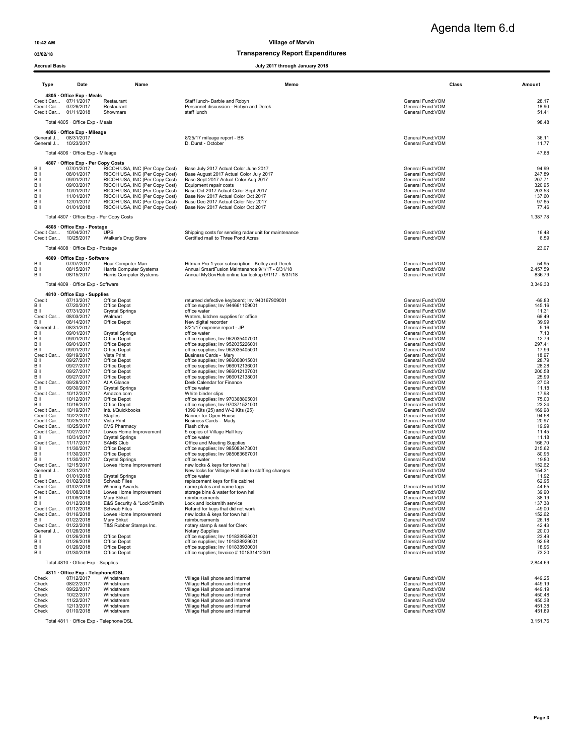# Agenda Item 6.d

10:42 AM

03/02/18

Accrual Basis

**Village of Marvin**

**Transparency Report Expenditures**

**July 2017 through January 2018**

| Type | Date | Name | Memo | Class | Amount |
|---|---|---|---|---|---|
| **4805 · Office Exp - Meals** | | | | | |
| Credit Car... | 07/11/2017 | Restaurant | Staff lunch- Barbie and Robyn | General Fund:VOM | 28.17 |
| Credit Car... | 07/26/2017 | Restaurant | Personnel discussion - Robyn and Derek | General Fund:VOM | 18.90 |
| Credit Car... | 01/11/2018 | Showmars | staff lunch | General Fund:VOM | 51.41 |
| Total 4805 · Office Exp - Meals | | | | | 98.48 |
| **4806 · Office Exp - Mileage** | | | | | |
| General J... | 08/31/2017 | | 8/25/17 mileage report - BB | General Fund:VOM | 36.11 |
| General J... | 10/23/2017 | | D. Durst - October | General Fund:VOM | 11.77 |
| Total 4806 · Office Exp - Mileage | | | | | 47.88 |
| **4807 · Office Exp - Per Copy Costs** | | | | | |
| Bill | 07/01/2017 | RICOH USA, INC (Per Copy Cost) | Base July 2017 Actual Color June 2017 | General Fund:VOM | 94.99 |
| Bill | 08/01/2017 | RICOH USA, INC (Per Copy Cost) | Base August 2017 Actual Color July 2017 | General Fund:VOM | 247.89 |
| Bill | 09/01/2017 | RICOH USA, INC (Per Copy Cost) | Base Sept 2017 Actual Color Aug 2017 | General Fund:VOM | 207.71 |
| Bill | 09/03/2017 | RICOH USA, INC (Per Copy Cost) | Equipment repair costs | General Fund:VOM | 320.95 |
| Bill | 10/01/2017 | RICOH USA, INC (Per Copy Cost) | Base Oct 2017 Actual Color Sept 2017 | General Fund:VOM | 203.53 |
| Bill | 11/01/2017 | RICOH USA, INC (Per Copy Cost) | Base Nov 2017 Actual Color Oct 2017 | General Fund:VOM | 137.60 |
| Bill | 12/01/2017 | RICOH USA, INC (Per Copy Cost) | Base Dec 2017 Actual Color Nov 2017 | General Fund:VOM | 97.65 |
| Bill | 01/01/2018 | RICOH USA, INC (Per Copy Cost) | Base Nov 2017 Actual Color Oct 2017 | General Fund:VOM | 77.46 |
| Total 4807 · Office Exp - Per Copy Costs | | | | | 1,387.78 |
| **4808 · Office Exp - Postage** | | | | | |
| Credit Car... | 10/04/2017 | UPS | Shipping costs for sending radar unit for maintenance | General Fund:VOM | 16.48 |
| Credit Car... | 10/25/2017 | Walker's Drug Store | Certified mail to Three Pond Acres | General Fund:VOM | 6.59 |
| Total 4808 · Office Exp - Postage | | | | | 23.07 |
| **4809 · Office Exp - Software** | | | | | |
| Bill | 07/07/2017 | Hour Computer Man | Hitman Pro 1 year subscription - Kelley and Derek | General Fund:VOM | 54.95 |
| Bill | 08/15/2017 | Harris Computer Systems | Annual SmartFusion Maintenance 9/1/17 - 8/31/18 | General Fund:VOM | 2,457.59 |
| Bill | 08/15/2017 | Harris Computer Systems | Annual MyGovHub online tax lookup 9/1/17 - 8/31/18 | General Fund:VOM | 836.79 |
| Total 4809 · Office Exp - Software | | | | | 3,349.33 |
| **4810 · Office Exp - Supplies** | | | | | |
| Credit | 07/13/2017 | Office Depot | returned defective keyboard; Inv 940167909001 | General Fund:VOM | -69.83 |
| Bill | 07/20/2017 | Office Depot | office supplies; Inv 944661109001 | General Fund:VOM | 145.16 |
| Bill | 07/31/2017 | Crystal Springs | office water | General Fund:VOM | 11.31 |
| Credit Car... | 08/03/2017 | Walmart | Waters, kitchen supplies for office | General Fund:VOM | 66.49 |
| Bill | 08/14/2017 | Office Depot | New digital recorder | General Fund:VOM | 39.99 |
| General J... | 08/31/2017 | | 8/21/17 expense report - JP | General Fund:VOM | 5.16 |
| Bill | 09/01/2017 | Crystal Springs | office water | General Fund:VOM | 7.13 |
| Bill | 09/01/2017 | Office Depot | office supplies; Inv 952035407001 | General Fund:VOM | 12.79 |
| Bill | 09/01/2017 | Office Depot | office supplies; Inv 952035226001 | General Fund:VOM | 297.41 |
| Bill | 09/01/2017 | Office Depot | office supplies; Inv 952035405001 | General Fund:VOM | 17.99 |
| Credit Car... | 09/19/2017 | Vista Print | Business Cards - Mary | General Fund:VOM | 18.97 |
| Bill | 09/27/2017 | Office Depot | office supplies; Inv 966008015001 | General Fund:VOM | 28.79 |
| Bill | 09/27/2017 | Office Depot | office supplies; Inv 966012136001 | General Fund:VOM | 28.28 |
| Bill | 09/27/2017 | Office Depot | office supplies; Inv 966012137001 | General Fund:VOM | 200.58 |
| Bill | 09/27/2017 | Office Depot | office supplies; Inv 966012138001 | General Fund:VOM | 25.99 |
| Credit Car... | 09/28/2017 | At A Glance | Desk Calendar for Finance | General Fund:VOM | 27.08 |
| Bill | 09/30/2017 | Crystal Springs | office water | General Fund:VOM | 11.18 |
| Credit Car... | 10/12/2017 | Amazon.com | White binder clips | General Fund:VOM | 17.98 |
| Bill | 10/12/2017 | Office Depot | office supplies; Inv 970368805001 | General Fund:VOM | 75.00 |
| Bill | 10/16/2017 | Office Depot | office supplies; Inv 970371521001 | General Fund:VOM | 23.24 |
| Credit Car... | 10/19/2017 | Intuit/Quickbooks | 1099 Kits (25) and W-2 Kits (25) | General Fund:VOM | 169.98 |
| Credit Car... | 10/22/2017 | Staples | Banner for Open House | General Fund:VOM | 94.58 |
| Credit Car... | 10/25/2017 | Vista Print | Business Cards - Mady | General Fund:VOM | 20.97 |
| Credit Car... | 10/25/2017 | CVS Pharmacy | Flash drive | General Fund:VOM | 19.99 |
| Credit Car... | 10/27/2017 | Lowes Home Improvement | 5 copies of Village Hall key | General Fund:VOM | 11.45 |
| Bill | 10/31/2017 | Crystal Springs | office water | General Fund:VOM | 11.18 |
| Credit Car... | 11/17/2017 | SAMS Club | Office and Meeting Supplies | General Fund:VOM | 166.70 |
| Bill | 11/30/2017 | Office Depot | office supplies; Inv 985083473001 | General Fund:VOM | 215.62 |
| Bill | 11/30/2017 | Office Depot | office supplies; Inv 985083667001 | General Fund:VOM | 80.95 |
| Bill | 11/30/2017 | Crystal Springs | office water | General Fund:VOM | 19.80 |
| Credit Car... | 12/15/2017 | Lowes Home Improvement | new locks & keys for town hall | General Fund:VOM | 152.62 |
| General J... | 12/31/2017 | | New locks for Village Hall due to staffing changes | General Fund:VOM | 154.31 |
| Bill | 01/01/2018 | Crystal Springs | office water | General Fund:VOM | 11.92 |
| Credit Car... | 01/02/2018 | Schwab Files | replacement keys for file cabinet | | 62.95 |
| Credit Car... | 01/02/2018 | Winning Awards | name plates and name tags | General Fund:VOM | 44.65 |
| Credit Car... | 01/08/2018 | Lowes Home Improvement | storage bins & water for town hall | General Fund:VOM | 39.90 |
| Bill | 01/09/2018 | Mary Shkut | reimbursements | General Fund:VOM | 38.19 |
| Bill | 01/12/2018 | E&S Security & "Lock"Smith | Lock and locksmith service | General Fund:VOM | 137.38 |
| Credit Car... | 01/12/2018 | Schwab Files | Refund for keys that did not work | General Fund:VOM | -49.00 |
| Credit Car... | 01/16/2018 | Lowes Home Improvement | new locks & keys for town hall | General Fund:VOM | 152.62 |
| Bill | 01/22/2018 | Mary Shkut | reimbursements | General Fund:VOM | 26.18 |
| Credit Car... | 01/22/2018 | T&S Rubber Stamps Inc. | notary stamp & seal for Clerk | General Fund:VOM | 42.43 |
| General J... | 01/26/2018 | | Notary Supplies | General Fund:VOM | 20.00 |
| Bill | 01/26/2018 | Office Depot | office supplies; Inv 101838928001 | General Fund:VOM | 23.49 |
| Bill | 01/26/2018 | Office Depot | office supplies; Inv 101838929001 | General Fund:VOM | 92.98 |
| Bill | 01/26/2018 | Office Depot | office supplies; Inv 101838930001 | General Fund:VOM | 18.96 |
| Bill | 01/30/2018 | Office Depot | office supplies; Invoice # 101831412001 | General Fund:VOM | 73.20 |
| Total 4810 · Office Exp - Supplies | | | | | 2,844.69 |
| **4811 · Office Exp - Telephone/DSL** | | | | | |
| Check | 07/12/2017 | Windstream | Village Hall phone and internet | General Fund:VOM | 449.25 |
| Check | 08/22/2017 | Windstream | Village Hall phone and internet | General Fund:VOM | 449.19 |
| Check | 09/22/2017 | Windstream | Village Hall phone and internet | General Fund:VOM | 449.19 |
| Check | 10/22/2017 | Windstream | Village Hall phone and internet | General Fund:VOM | 450.48 |
| Check | 11/22/2017 | Windstream | Village Hall phone and internet | General Fund:VOM | 450.38 |
| Check | 12/13/2017 | Windstream | Village Hall phone and internet | General Fund:VOM | 451.38 |
| Check | 01/10/2018 | Windstream | Village Hall phone and internet | General Fund:VOM | 451.89 |
| Total 4811 · Office Exp - Telephone/DSL | | | | | 3,151.76 |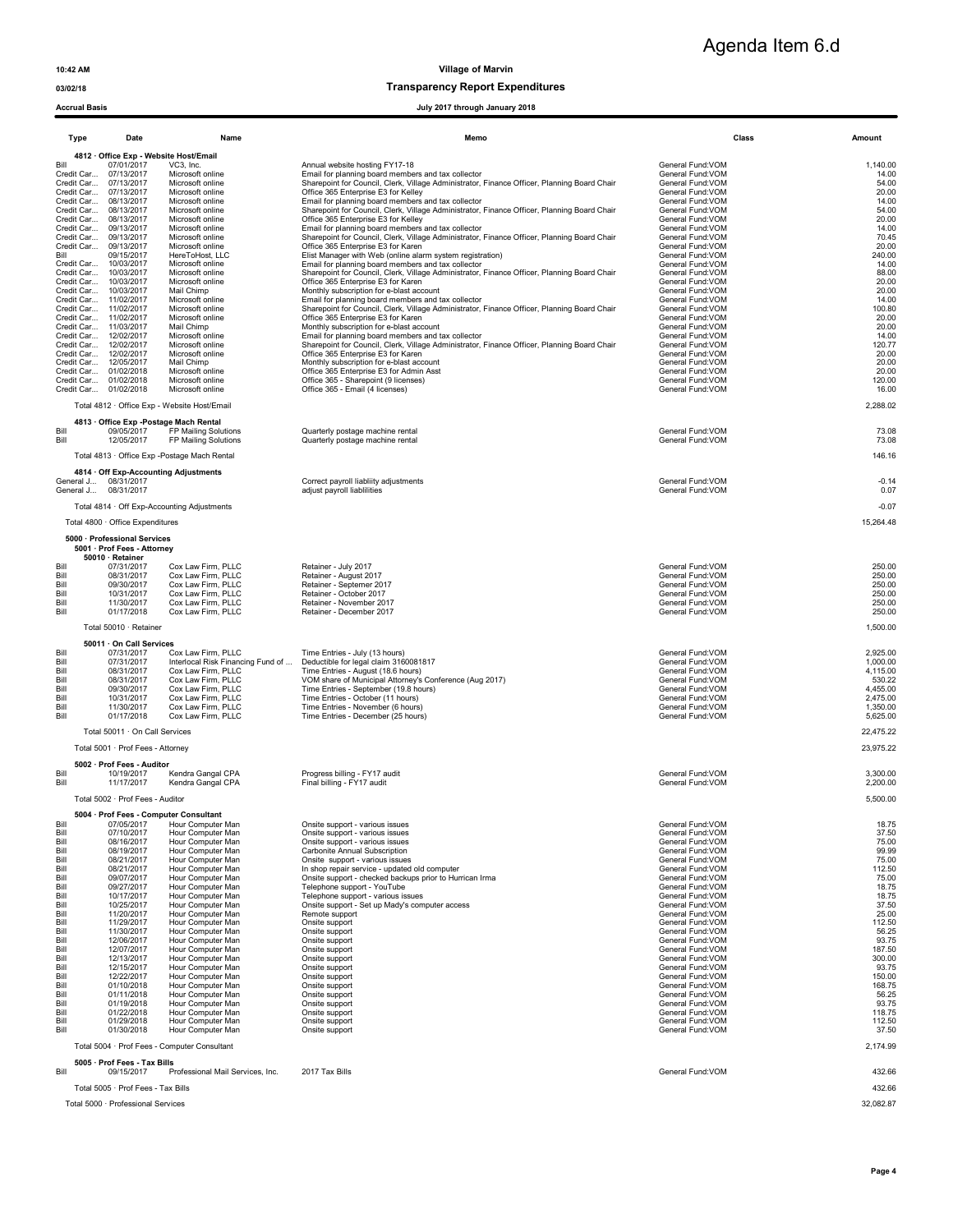Agenda Item 6.d

**10:42 AM** **Village of Marvin**

**03/02/18** **Transparency Report Expenditures**

**Accrual Basis** **July 2017 through January 2018**

| Type | Date | Name | Memo | Class | Amount |
|---|---|---|---|---|---|
| **4812 · Office Exp - Website Host/Email** | | | | | |
| Bill | 07/01/2017 | VC3, Inc. | Annual website hosting FY17-18 | General Fund:VOM | 1,140.00 |
| Credit Car... | 07/13/2017 | Microsoft online | Email for planning board members and tax collector | General Fund:VOM | 14.00 |
| Credit Car... | 07/13/2017 | Microsoft online | Sharepoint for Council, Clerk, Village Administrator, Finance Officer, Planning Board Chair | General Fund:VOM | 54.00 |
| Credit Car... | 07/13/2017 | Microsoft online | Office 365 Enterprise E3 for Kelley | General Fund:VOM | 20.00 |
| Credit Car... | 08/13/2017 | Microsoft online | Email for planning board members and tax collector | General Fund:VOM | 14.00 |
| Credit Car... | 08/13/2017 | Microsoft online | Sharepoint for Council, Clerk, Village Administrator, Finance Officer, Planning Board Chair | General Fund:VOM | 54.00 |
| Credit Car... | 08/13/2017 | Microsoft online | Office 365 Enterprise E3 for Kelley | General Fund:VOM | 20.00 |
| Credit Car... | 09/13/2017 | Microsoft online | Email for planning board members and tax collector | General Fund:VOM | 14.00 |
| Credit Car... | 09/13/2017 | Microsoft online | Sharepoint for Council, Clerk, Village Administrator, Finance Officer, Planning Board Chair | General Fund:VOM | 70.45 |
| Credit Car... | 09/13/2017 | Microsoft online | Office 365 Enterprise E3 for Karen | General Fund:VOM | 20.00 |
| Bill | 09/15/2017 | HereToHost, LLC | Elist Manager with Web (online alarm system registration) | General Fund:VOM | 240.00 |
| Credit Car... | 10/03/2017 | Microsoft online | Email for planning board members and tax collector | General Fund:VOM | 14.00 |
| Credit Car... | 10/03/2017 | Microsoft online | Sharepoint for Council, Clerk, Village Administrator, Finance Officer, Planning Board Chair | General Fund:VOM | 88.00 |
| Credit Car... | 10/03/2017 | Microsoft online | Office 365 Enterprise E3 for Karen | General Fund:VOM | 20.00 |
| Credit Car... | 10/03/2017 | Mail Chimp | Monthly subscription for e-blast account | General Fund:VOM | 20.00 |
| Credit Car... | 11/02/2017 | Microsoft online | Email for planning board members and tax collector | General Fund:VOM | 14.00 |
| Credit Car... | 11/02/2017 | Microsoft online | Sharepoint for Council, Clerk, Village Administrator, Finance Officer, Planning Board Chair | General Fund:VOM | 100.80 |
| Credit Car... | 11/02/2017 | Microsoft online | Office 365 Enterprise E3 for Karen | General Fund:VOM | 20.00 |
| Credit Car... | 11/03/2017 | Mail Chimp | Monthly subscription for e-blast account | General Fund:VOM | 20.00 |
| Credit Car... | 12/02/2017 | Microsoft online | Email for planning board members and tax collector | General Fund:VOM | 14.00 |
| Credit Car... | 12/02/2017 | Microsoft online | Sharepoint for Council, Clerk, Village Administrator, Finance Officer, Planning Board Chair | General Fund:VOM | 120.77 |
| Credit Car... | 12/02/2017 | Microsoft online | Office 365 Enterprise E3 for Karen | General Fund:VOM | 20.00 |
| Credit Car... | 12/05/2017 | Mail Chimp | Monthly subscription for e-blast account | General Fund:VOM | 20.00 |
| Credit Car... | 01/02/2018 | Microsoft online | Office 365 Enterprise E3 for Admin Asst | General Fund:VOM | 20.00 |
| Credit Car... | 01/02/2018 | Microsoft online | Office 365 - Sharepoint (9 licenses) | General Fund:VOM | 120.00 |
| Credit Car... | 01/02/2018 | Microsoft online | Office 365 - Email (4 licenses) | General Fund:VOM | 16.00 |
| Total 4812 · Office Exp - Website Host/Email | | | | | 2,288.02 |
| **4813 · Office Exp -Postage Mach Rental** | | | | | |
| Bill | 09/05/2017 | FP Mailing Solutions | Quarterly postage machine rental | General Fund:VOM | 73.08 |
| Bill | 12/05/2017 | FP Mailing Solutions | Quarterly postage machine rental | General Fund:VOM | 73.08 |
| Total 4813 · Office Exp -Postage Mach Rental | | | | | 146.16 |
| **4814 · Off Exp-Accounting Adjustments** | | | | | |
| General J... | 08/31/2017 | | Correct payroll liablity adjustments | General Fund:VOM | -0.14 |
| General J... | 08/31/2017 | | adjust payroll liablilities | General Fund:VOM | 0.07 |
| Total 4814 · Off Exp-Accounting Adjustments | | | | | -0.07 |
| Total 4800 · Office Expenditures | | | | | 15,264.48 |
| **5000 · Professional Services** | | | | | |
| **5001 · Prof Fees - Attorney** | | | | | |
| **50010 · Retainer** | | | | | |
| Bill | 07/31/2017 | Cox Law Firm, PLLC | Retainer - July 2017 | General Fund:VOM | 250.00 |
| Bill | 08/31/2017 | Cox Law Firm, PLLC | Retainer - August 2017 | General Fund:VOM | 250.00 |
| Bill | 09/30/2017 | Cox Law Firm, PLLC | Retainer - Septemer 2017 | General Fund:VOM | 250.00 |
| Bill | 10/31/2017 | Cox Law Firm, PLLC | Retainer - October 2017 | General Fund:VOM | 250.00 |
| Bill | 11/30/2017 | Cox Law Firm, PLLC | Retainer - November 2017 | General Fund:VOM | 250.00 |
| Bill | 01/17/2018 | Cox Law Firm, PLLC | Retainer - December 2017 | General Fund:VOM | 250.00 |
| Total 50010 · Retainer | | | | | 1,500.00 |
| **50011 · On Call Services** | | | | | |
| Bill | 07/31/2017 | Cox Law Firm, PLLC | Time Entries - July (13 hours) | General Fund:VOM | 2,925.00 |
| Bill | 07/31/2017 | Interlocal Risk Financing Fund of ... | Deductible for legal claim 3160081817 | General Fund:VOM | 1,000.00 |
| Bill | 08/31/2017 | Cox Law Firm, PLLC | Time Entries - August (18.6 hours) | General Fund:VOM | 4,115.00 |
| Bill | 08/31/2017 | Cox Law Firm, PLLC | VOM share of Municipal Attorney's Conference (Aug 2017) | General Fund:VOM | 530.22 |
| Bill | 09/30/2017 | Cox Law Firm, PLLC | Time Entries - September (19.8 hours) | General Fund:VOM | 4,455.00 |
| Bill | 10/31/2017 | Cox Law Firm, PLLC | Time Entries - October (11 hours) | General Fund:VOM | 2,475.00 |
| Bill | 11/30/2017 | Cox Law Firm, PLLC | Time Entries - November (6 hours) | General Fund:VOM | 1,350.00 |
| Bill | 01/17/2018 | Cox Law Firm, PLLC | Time Entries - December (25 hours) | General Fund:VOM | 5,625.00 |
| Total 50011 · On Call Services | | | | | 22,475.22 |
| Total 5001 · Prof Fees - Attorney | | | | | 23,975.22 |
| **5002 · Prof Fees - Auditor** | | | | | |
| Bill | 10/19/2017 | Kendra Gangal CPA | Progress billing - FY17 audit | General Fund:VOM | 3,300.00 |
| Bill | 11/17/2017 | Kendra Gangal CPA | Final billing - FY17 audit | General Fund:VOM | 2,200.00 |
| Total 5002 · Prof Fees - Auditor | | | | | 5,500.00 |
| **5004 · Prof Fees - Computer Consultant** | | | | | |
| Bill | 07/05/2017 | Hour Computer Man | Onsite support - various issues | General Fund:VOM | 18.75 |
| Bill | 07/10/2017 | Hour Computer Man | Onsite support - various issues | General Fund:VOM | 37.50 |
| Bill | 08/16/2017 | Hour Computer Man | Onsite support - various issues | General Fund:VOM | 75.00 |
| Bill | 08/19/2017 | Hour Computer Man | Carbonite Annual Subscription | General Fund:VOM | 99.99 |
| Bill | 08/21/2017 | Hour Computer Man | Onsite support - various issues | General Fund:VOM | 75.00 |
| Bill | 08/21/2017 | Hour Computer Man | In shop repair service - updated old computer | General Fund:VOM | 112.50 |
| Bill | 09/07/2017 | Hour Computer Man | Onsite support - checked backups prior to Hurrican Irma | General Fund:VOM | 75.00 |
| Bill | 09/27/2017 | Hour Computer Man | Telephone support - YouTube | General Fund:VOM | 18.75 |
| Bill | 10/17/2017 | Hour Computer Man | Telephone support - various issues | General Fund:VOM | 18.75 |
| Bill | 10/25/2017 | Hour Computer Man | Onsite support - Set up Mady's computer access | General Fund:VOM | 37.50 |
| Bill | 11/20/2017 | Hour Computer Man | Remote support | General Fund:VOM | 25.00 |
| Bill | 11/29/2017 | Hour Computer Man | Onsite support | General Fund:VOM | 112.50 |
| Bill | 11/30/2017 | Hour Computer Man | Onsite support | General Fund:VOM | 56.25 |
| Bill | 12/06/2017 | Hour Computer Man | Onsite support | General Fund:VOM | 93.75 |
| Bill | 12/07/2017 | Hour Computer Man | Onsite support | General Fund:VOM | 187.50 |
| Bill | 12/13/2017 | Hour Computer Man | Onsite support | General Fund:VOM | 300.00 |
| Bill | 12/15/2017 | Hour Computer Man | Onsite support | General Fund:VOM | 93.75 |
| Bill | 12/22/2017 | Hour Computer Man | Onsite support | General Fund:VOM | 150.00 |
| Bill | 01/10/2018 | Hour Computer Man | Onsite support | General Fund:VOM | 168.75 |
| Bill | 01/11/2018 | Hour Computer Man | Onsite support | General Fund:VOM | 56.25 |
| Bill | 01/19/2018 | Hour Computer Man | Onsite support | General Fund:VOM | 93.75 |
| Bill | 01/22/2018 | Hour Computer Man | Onsite support | General Fund:VOM | 118.75 |
| Bill | 01/29/2018 | Hour Computer Man | Onsite support | General Fund:VOM | 112.50 |
| Bill | 01/30/2018 | Hour Computer Man | Onsite support | General Fund:VOM | 37.50 |
| Total 5004 · Prof Fees - Computer Consultant | | | | | 2,174.99 |
| **5005 · Prof Fees - Tax Bills** | | | | | |
| Bill | 09/15/2017 | Professional Mail Services, Inc. | 2017 Tax Bills | General Fund:VOM | 432.66 |
| Total 5005 · Prof Fees - Tax Bills | | | | | 432.66 |
| Total 5000 · Professional Services | | | | | 32,082.87 |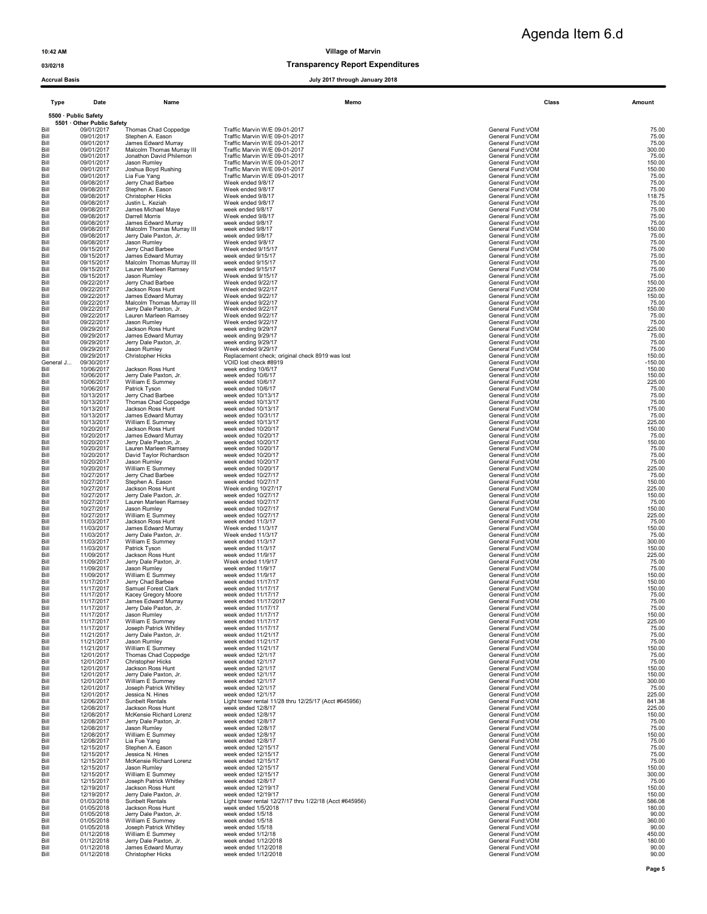# Agenda Item 6.d

10:42 AM

03/02/18

Accrual Basis

**Village of Marvin**

**Transparency Report Expenditures**

**July 2017 through January 2018**

| Type | Date | Name | Memo | Class | Amount |
|---|---|---|---|---|---|
| **5500 · Public Safety** | | | | | |
| **5501 · Other Public Safety** | | | | | |
| Bill | 09/01/2017 | Thomas Chad Coppedge | Traffic Marvin W/E 09-01-2017 | General Fund:VOM | 75.00 |
| Bill | 09/01/2017 | Stephen A. Eason | Traffic Marvin W/E 09-01-2017 | General Fund:VOM | 75.00 |
| Bill | 09/01/2017 | James Edward Murray | Traffic Marvin W/E 09-01-2017 | General Fund:VOM | 75.00 |
| Bill | 09/01/2017 | Malcolm Thomas Murray III | Traffic Marvin W/E 09-01-2017 | General Fund:VOM | 300.00 |
| Bill | 09/01/2017 | Jonathon David Philemon | Traffic Marvin W/E 09-01-2017 | General Fund:VOM | 75.00 |
| Bill | 09/01/2017 | Jason Rumley | Traffic Marvin W/E 09-01-2017 | General Fund:VOM | 150.00 |
| Bill | 09/01/2017 | Joshua Boyd Rushing | Traffic Marvin W/E 09-01-2017 | General Fund:VOM | 150.00 |
| Bill | 09/01/2017 | Lia Fue Yang | Traffic Marvin W/E 09-01-2017 | General Fund:VOM | 75.00 |
| Bill | 09/08/2017 | Jerry Chad Barbee | Week ended 9/8/17 | General Fund:VOM | 75.00 |
| Bill | 09/08/2017 | Stephen A. Eason | Week ended 9/8/17 | General Fund:VOM | 75.00 |
| Bill | 09/08/2017 | Christopher Hicks | Week ended 9/8/17 | General Fund:VOM | 118.75 |
| Bill | 09/08/2017 | Justin L. Keziah | Week ended 9/8/17 | General Fund:VOM | 75.00 |
| Bill | 09/08/2017 | James Michael Maye | week ended 9/8/17 | General Fund:VOM | 75.00 |
| Bill | 09/08/2017 | Darrell Morris | Week ended 9/8/17 | General Fund:VOM | 75.00 |
| Bill | 09/08/2017 | James Edward Murray | Week ended 9/8/17 | General Fund:VOM | 75.00 |
| Bill | 09/08/2017 | Malcolm Thomas Murray III | week ended 9/8/17 | General Fund:VOM | 150.00 |
| Bill | 09/08/2017 | Jerry Dale Paxton, Jr. | week ended 9/8/17 | General Fund:VOM | 75.00 |
| Bill | 09/08/2017 | Jason Rumley | Week ended 9/8/17 | General Fund:VOM | 75.00 |
| Bill | 09/15/2017 | Jerry Chad Barbee | Week ended 9/15/17 | General Fund:VOM | 75.00 |
| Bill | 09/15/2017 | James Edward Murray | week ended 9/15/17 | General Fund:VOM | 75.00 |
| Bill | 09/15/2017 | Malcolm Thomas Murray III | week ended 9/15/17 | General Fund:VOM | 75.00 |
| Bill | 09/15/2017 | Lauren Marleen Ramsey | week ended 9/15/17 | General Fund:VOM | 75.00 |
| Bill | 09/15/2017 | Jason Rumley | Week ended 9/15/17 | General Fund:VOM | 75.00 |
| Bill | 09/22/2017 | Jerry Chad Barbee | Week ended 9/22/17 | General Fund:VOM | 150.00 |
| Bill | 09/22/2017 | Jackson Ross Hunt | Week ended 9/22/17 | General Fund:VOM | 225.00 |
| Bill | 09/22/2017 | James Edward Murray | Week ended 9/22/17 | General Fund:VOM | 150.00 |
| Bill | 09/22/2017 | Malcolm Thomas Murray III | Week ended 9/22/17 | General Fund:VOM | 75.00 |
| Bill | 09/22/2017 | Jerry Dale Paxton, Jr. | Week ended 9/22/17 | General Fund:VOM | 150.00 |
| Bill | 09/22/2017 | Lauren Marleen Ramsey | Week ended 9/22/17 | General Fund:VOM | 75.00 |
| Bill | 09/22/2017 | Jason Rumley | Week ended 9/22/17 | General Fund:VOM | 75.00 |
| Bill | 09/29/2017 | Jackson Ross Hunt | week ending 9/29/17 | General Fund:VOM | 225.00 |
| Bill | 09/29/2017 | James Edward Murray | week ending 9/29/17 | General Fund:VOM | 75.00 |
| Bill | 09/29/2017 | Jerry Dale Paxton, Jr. | week ending 9/29/17 | General Fund:VOM | 75.00 |
| Bill | 09/29/2017 | Jason Rumley | Week ended 9/29/17 | General Fund:VOM | 75.00 |
| Bill | 09/29/2017 | Christopher Hicks | Replacement check; original check 8919 was lost | General Fund:VOM | 150.00 |
| General J... | 09/30/2017 | | VOID lost check #8919 | General Fund:VOM | -150.00 |
| Bill | 10/06/2017 | Jackson Ross Hunt | week ending 10/6/17 | General Fund:VOM | 150.00 |
| Bill | 10/06/2017 | Jerry Dale Paxton, Jr. | week ended 10/6/17 | General Fund:VOM | 150.00 |
| Bill | 10/06/2017 | William E Summey | week ended 10/6/17 | General Fund:VOM | 225.00 |
| Bill | 10/06/2017 | Patrick Tyson | week ended 10/6/17 | General Fund:VOM | 75.00 |
| Bill | 10/13/2017 | Jerry Chad Barbee | week ended 10/13/17 | General Fund:VOM | 75.00 |
| Bill | 10/13/2017 | Thomas Chad Coppedge | week ended 10/13/17 | General Fund:VOM | 75.00 |
| Bill | 10/13/2017 | Jackson Ross Hunt | week ended 10/13/17 | General Fund:VOM | 175.00 |
| Bill | 10/13/2017 | James Edward Murray | week ended 10/31/17 | General Fund:VOM | 75.00 |
| Bill | 10/13/2017 | William E Summey | week ended 10/13/17 | General Fund:VOM | 225.00 |
| Bill | 10/20/2017 | Jackson Ross Hunt | week ended 10/20/17 | General Fund:VOM | 150.00 |
| Bill | 10/20/2017 | James Edward Murray | week ended 10/20/17 | General Fund:VOM | 75.00 |
| Bill | 10/20/2017 | Jerry Dale Paxton, Jr. | week ended 10/20/17 | General Fund:VOM | 150.00 |
| Bill | 10/20/2017 | Lauren Marleen Ramsey | week ended 10/20/17 | General Fund:VOM | 75.00 |
| Bill | 10/20/2017 | David Taylor Richardson | week ended 10/20/17 | General Fund:VOM | 75.00 |
| Bill | 10/20/2017 | Jason Rumley | week ended 10/20/17 | General Fund:VOM | 75.00 |
| Bill | 10/20/2017 | William E Summey | week ended 10/20/17 | General Fund:VOM | 225.00 |
| Bill | 10/27/2017 | Jerry Chad Barbee | week ended 10/27/17 | General Fund:VOM | 75.00 |
| Bill | 10/27/2017 | Stephen A. Eason | week ended 10/27/17 | General Fund:VOM | 150.00 |
| Bill | 10/27/2017 | Jackson Ross Hunt | Week ending 10/27/17 | General Fund:VOM | 225.00 |
| Bill | 10/27/2017 | Jerry Dale Paxton, Jr. | week ended 10/27/17 | General Fund:VOM | 150.00 |
| Bill | 10/27/2017 | Lauren Marleen Ramsey | week ended 10/27/17 | General Fund:VOM | 75.00 |
| Bill | 10/27/2017 | Jason Rumley | week ended 10/27/17 | General Fund:VOM | 150.00 |
| Bill | 10/27/2017 | William E Summey | week ended 10/27/17 | General Fund:VOM | 225.00 |
| Bill | 11/03/2017 | Jackson Ross Hunt | week ended 11/3/17 | General Fund:VOM | 75.00 |
| Bill | 11/03/2017 | James Edward Murray | Week ended 11/3/17 | General Fund:VOM | 150.00 |
| Bill | 11/03/2017 | Jerry Dale Paxton, Jr. | Week ended 11/3/17 | General Fund:VOM | 75.00 |
| Bill | 11/03/2017 | William E Summey | Week ended 11/3/17 | General Fund:VOM | 300.00 |
| Bill | 11/03/2017 | Patrick Tyson | week ended 11/3/17 | General Fund:VOM | 150.00 |
| Bill | 11/09/2017 | Jackson Ross Hunt | week ended 11/9/17 | General Fund:VOM | 225.00 |
| Bill | 11/09/2017 | Jerry Dale Paxton, Jr. | Week ended 11/9/17 | General Fund:VOM | 75.00 |
| Bill | 11/09/2017 | Jason Rumley | week ended 11/9/17 | General Fund:VOM | 75.00 |
| Bill | 11/09/2017 | William E Summey | week ended 11/9/17 | General Fund:VOM | 150.00 |
| Bill | 11/17/2017 | Jerry Chad Barbee | week ended 11/17/17 | General Fund:VOM | 150.00 |
| Bill | 11/17/2017 | Samuel Forest Clark | week ended 11/17/17 | General Fund:VOM | 150.00 |
| Bill | 11/17/2017 | Kacey Gregory Moore | week ended 11/17/17 | General Fund:VOM | 75.00 |
| Bill | 11/17/2017 | James Edward Murray | week ended 11/17/2017 | General Fund:VOM | 75.00 |
| Bill | 11/17/2017 | Jerry Dale Paxton, Jr. | week ended 11/17/17 | General Fund:VOM | 75.00 |
| Bill | 11/17/2017 | Jason Rumley | week ended 11/17/17 | General Fund:VOM | 150.00 |
| Bill | 11/17/2017 | William E Summey | week ended 11/17/17 | General Fund:VOM | 225.00 |
| Bill | 11/17/2017 | Joseph Patrick Whitley | week ended 11/17/17 | General Fund:VOM | 75.00 |
| Bill | 11/21/2017 | Jerry Dale Paxton, Jr. | week ended 11/21/17 | General Fund:VOM | 75.00 |
| Bill | 11/21/2017 | Jason Rumley | week ended 11/21/17 | General Fund:VOM | 75.00 |
| Bill | 11/21/2017 | William E Summey | week ended 11/21/17 | General Fund:VOM | 150.00 |
| Bill | 12/01/2017 | Thomas Chad Coppedge | week ended 12/1/17 | General Fund:VOM | 75.00 |
| Bill | 12/01/2017 | Christopher Hicks | week ended 12/1/17 | General Fund:VOM | 75.00 |
| Bill | 12/01/2017 | Jackson Ross Hunt | week ended 12/1/17 | General Fund:VOM | 150.00 |
| Bill | 12/01/2017 | Jerry Dale Paxton, Jr. | week ended 12/1/17 | General Fund:VOM | 150.00 |
| Bill | 12/01/2017 | William E Summey | week ended 12/1/17 | General Fund:VOM | 300.00 |
| Bill | 12/01/2017 | Joseph Patrick Whitley | week ended 12/1/17 | General Fund:VOM | 75.00 |
| Bill | 12/01/2017 | Jessica N. Hines | week ended 12/1/17 | General Fund:VOM | 225.00 |
| Bill | 12/06/2017 | Sunbelt Rentals | Light tower rental 11/28 thru 12/25/17 (Acct #645956) | General Fund:VOM | 841.38 |
| Bill | 12/08/2017 | Jackson Ross Hunt | week ended 12/8/17 | General Fund:VOM | 225.00 |
| Bill | 12/08/2017 | McKensie Richard Lorenz | week ended 12/8/17 | General Fund:VOM | 150.00 |
| Bill | 12/08/2017 | Jerry Dale Paxton, Jr. | week ended 12/8/17 | General Fund:VOM | 75.00 |
| Bill | 12/08/2017 | Jason Rumley | week ended 12/8/17 | General Fund:VOM | 75.00 |
| Bill | 12/08/2017 | William E Summey | week ended 12/8/17 | General Fund:VOM | 150.00 |
| Bill | 12/08/2017 | Lia Fue Yang | week ended 12/8/17 | General Fund:VOM | 75.00 |
| Bill | 12/15/2017 | Stephen A. Eason | week ended 12/15/17 | General Fund:VOM | 75.00 |
| Bill | 12/15/2017 | Jessica N. Hines | week ended 12/15/17 | General Fund:VOM | 75.00 |
| Bill | 12/15/2017 | McKensie Richard Lorenz | week ended 12/15/17 | General Fund:VOM | 75.00 |
| Bill | 12/15/2017 | Jason Rumley | week ended 12/15/17 | General Fund:VOM | 150.00 |
| Bill | 12/15/2017 | William E Summey | week ended 12/15/17 | General Fund:VOM | 300.00 |
| Bill | 12/15/2017 | Joseph Patrick Whitley | week ended 12/8/17 | General Fund:VOM | 75.00 |
| Bill | 12/19/2017 | Jackson Ross Hunt | week ended 12/19/17 | General Fund:VOM | 150.00 |
| Bill | 12/19/2017 | Jerry Dale Paxton, Jr. | week ended 12/19/17 | General Fund:VOM | 150.00 |
| Bill | 01/03/2018 | Sunbelt Rentals | Light tower rental 12/27/17 thru 1/22/18 (Acct #645956) | General Fund:VOM | 586.08 |
| Bill | 01/05/2018 | Jackson Ross Hunt | week ended 1/5/2018 | General Fund:VOM | 180.00 |
| Bill | 01/05/2018 | Jerry Dale Paxton, Jr. | week ended 1/5/18 | General Fund:VOM | 90.00 |
| Bill | 01/05/2018 | William E Summey | week ended 1/5/18 | General Fund:VOM | 360.00 |
| Bill | 01/05/2018 | Joseph Patrick Whitley | week ended 1/5/18 | General Fund:VOM | 90.00 |
| Bill | 01/12/2018 | William E Summey | week ended 1/12/18 | General Fund:VOM | 450.00 |
| Bill | 01/12/2018 | Jerry Dale Paxton, Jr. | week ended 1/12/2018 | General Fund:VOM | 180.00 |
| Bill | 01/12/2018 | James Edward Murray | week ended 1/12/2018 | General Fund:VOM | 90.00 |
| Bill | 01/12/2018 | Christopher Hicks | week ended 1/12/2018 | General Fund:VOM | 90.00 |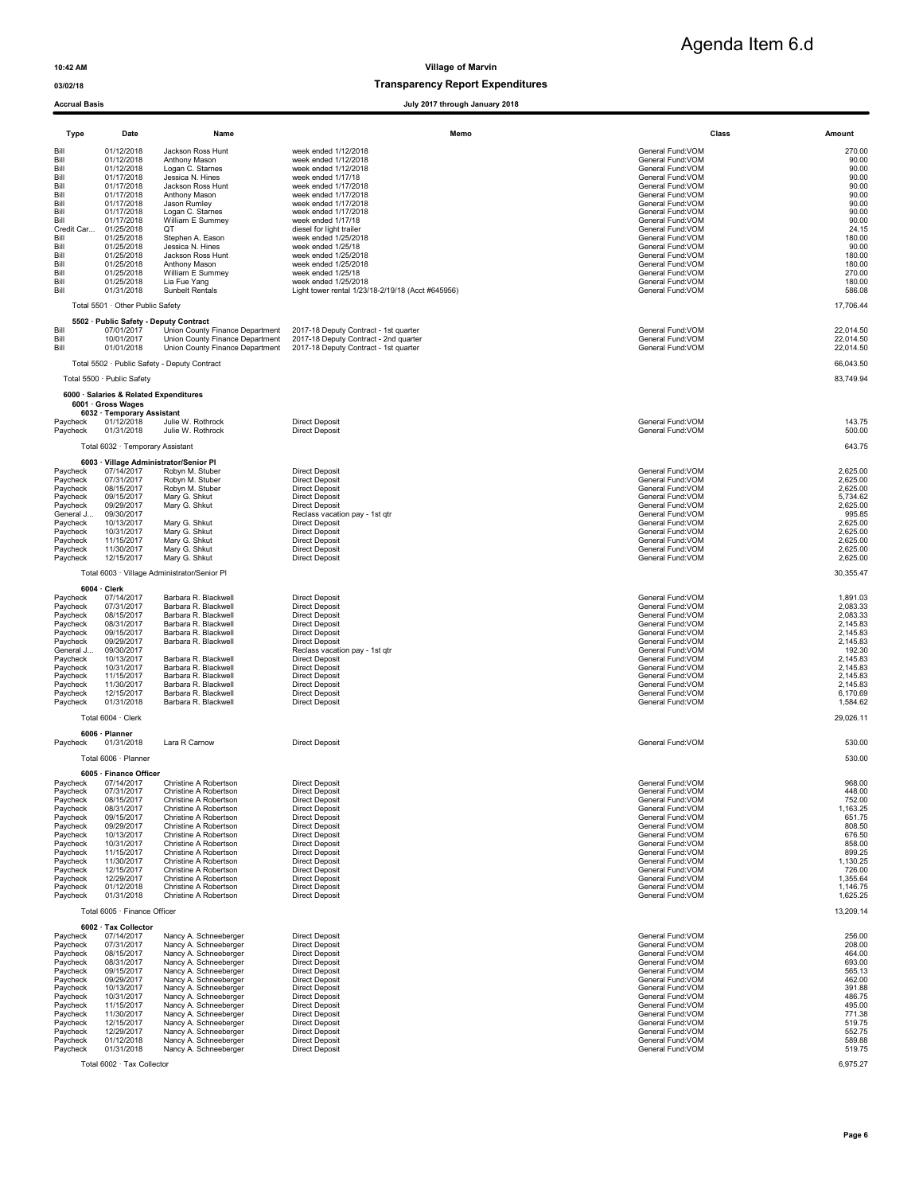# Agenda Item 6.d

**10:42 AM** — **Village of Marvin**

**03/02/18** — **Transparency Report Expenditures**

**Accrual Basis** — **July 2017 through January 2018**

| Type | Date | Name | Memo | Class | Amount |
|---|---|---|---|---|---|
| Bill | 01/12/2018 | Jackson Ross Hunt | week ended 1/12/2018 | General Fund:VOM | 270.00 |
| Bill | 01/12/2018 | Anthony Mason | week ended 1/12/2018 | General Fund:VOM | 90.00 |
| Bill | 01/12/2018 | Logan C. Starnes | week ended 1/12/2018 | General Fund:VOM | 90.00 |
| Bill | 01/17/2018 | Jessica N. Hines | week ended 1/17/18 | General Fund:VOM | 90.00 |
| Bill | 01/17/2018 | Jackson Ross Hunt | week ended 1/17/2018 | General Fund:VOM | 90.00 |
| Bill | 01/17/2018 | Anthony Mason | week ended 1/17/2018 | General Fund:VOM | 90.00 |
| Bill | 01/17/2018 | Jason Rumley | week ended 1/17/2018 | General Fund:VOM | 90.00 |
| Bill | 01/17/2018 | Logan C. Starnes | week ended 1/17/2018 | General Fund:VOM | 90.00 |
| Bill | 01/17/2018 | William E Summey | week ended 1/17/18 | General Fund:VOM | 90.00 |
| Credit Car... | 01/25/2018 | QT | diesel for light trailer | General Fund:VOM | 24.15 |
| Bill | 01/25/2018 | Stephen A. Eason | week ended 1/25/2018 | General Fund:VOM | 180.00 |
| Bill | 01/25/2018 | Jessica N. Hines | week ended 1/25/18 | General Fund:VOM | 90.00 |
| Bill | 01/25/2018 | Jackson Ross Hunt | week ended 1/25/2018 | General Fund:VOM | 180.00 |
| Bill | 01/25/2018 | Anthony Mason | week ended 1/25/2018 | General Fund:VOM | 180.00 |
| Bill | 01/25/2018 | William E Summey | week ended 1/25/18 | General Fund:VOM | 270.00 |
| Bill | 01/25/2018 | Lia Fue Yang | week ended 1/25/2018 | General Fund:VOM | 180.00 |
| Bill | 01/31/2018 | Sunbelt Rentals | Light tower rental 1/23/18-2/19/18 (Acct #645956) | General Fund:VOM | 586.08 |
| Total 5501 · Other Public Safety | | | | | 17,706.44 |
| **5502 · Public Safety - Deputy Contract** | | | | | |
| Bill | 07/01/2017 | Union County Finance Department | 2017-18 Deputy Contract - 1st quarter | General Fund:VOM | 22,014.50 |
| Bill | 10/01/2017 | Union County Finance Department | 2017-18 Deputy Contract - 2nd quarter | General Fund:VOM | 22,014.50 |
| Bill | 01/01/2018 | Union County Finance Department | 2017-18 Deputy Contract - 1st quarter | General Fund:VOM | 22,014.50 |
| Total 5502 · Public Safety - Deputy Contract | | | | | 66,043.50 |
| Total 5500 · Public Safety | | | | | 83,749.94 |
| **6000 · Salaries & Related Expenditures** | | | | | |
| **6001 · Gross Wages** | | | | | |
| **6032 · Temporary Assistant** | | | | | |
| Paycheck | 01/12/2018 | Julie W. Rothrock | Direct Deposit | General Fund:VOM | 143.75 |
| Paycheck | 01/31/2018 | Julie W. Rothrock | Direct Deposit | General Fund:VOM | 500.00 |
| Total 6032 · Temporary Assistant | | | | | 643.75 |
| **6003 · Village Administrator/Senior Pl** | | | | | |
| Paycheck | 07/14/2017 | Robyn M. Stuber | Direct Deposit | General Fund:VOM | 2,625.00 |
| Paycheck | 07/31/2017 | Robyn M. Stuber | Direct Deposit | General Fund:VOM | 2,625.00 |
| Paycheck | 08/15/2017 | Robyn M. Stuber | Direct Deposit | General Fund:VOM | 2,625.00 |
| Paycheck | 09/15/2017 | Mary G. Shkut | Direct Deposit | General Fund:VOM | 5,734.62 |
| Paycheck | 09/29/2017 | Mary G. Shkut | Direct Deposit | General Fund:VOM | 2,625.00 |
| General J... | 09/30/2017 | | Reclass vacation pay - 1st qtr | General Fund:VOM | 995.85 |
| Paycheck | 10/13/2017 | Mary G. Shkut | Direct Deposit | General Fund:VOM | 2,625.00 |
| Paycheck | 10/31/2017 | Mary G. Shkut | Direct Deposit | General Fund:VOM | 2,625.00 |
| Paycheck | 11/15/2017 | Mary G. Shkut | Direct Deposit | General Fund:VOM | 2,625.00 |
| Paycheck | 11/30/2017 | Mary G. Shkut | Direct Deposit | General Fund:VOM | 2,625.00 |
| Paycheck | 12/15/2017 | Mary G. Shkut | Direct Deposit | General Fund:VOM | 2,625.00 |
| Total 6003 · Village Administrator/Senior Pl | | | | | 30,355.47 |
| **6004 · Clerk** | | | | | |
| Paycheck | 07/14/2017 | Barbara R. Blackwell | Direct Deposit | General Fund:VOM | 1,891.03 |
| Paycheck | 07/31/2017 | Barbara R. Blackwell | Direct Deposit | General Fund:VOM | 2,083.33 |
| Paycheck | 08/15/2017 | Barbara R. Blackwell | Direct Deposit | General Fund:VOM | 2,083.33 |
| Paycheck | 08/31/2017 | Barbara R. Blackwell | Direct Deposit | General Fund:VOM | 2,145.83 |
| Paycheck | 09/15/2017 | Barbara R. Blackwell | Direct Deposit | General Fund:VOM | 2,145.83 |
| Paycheck | 09/29/2017 | Barbara R. Blackwell | Direct Deposit | General Fund:VOM | 2,145.83 |
| General J... | 09/30/2017 | | Reclass vacation pay - 1st qtr | General Fund:VOM | 192.30 |
| Paycheck | 10/13/2017 | Barbara R. Blackwell | Direct Deposit | General Fund:VOM | 2,145.83 |
| Paycheck | 10/31/2017 | Barbara R. Blackwell | Direct Deposit | General Fund:VOM | 2,145.83 |
| Paycheck | 11/15/2017 | Barbara R. Blackwell | Direct Deposit | General Fund:VOM | 2,145.83 |
| Paycheck | 11/30/2017 | Barbara R. Blackwell | Direct Deposit | General Fund:VOM | 2,145.83 |
| Paycheck | 12/15/2017 | Barbara R. Blackwell | Direct Deposit | General Fund:VOM | 6,170.69 |
| Paycheck | 01/31/2018 | Barbara R. Blackwell | Direct Deposit | General Fund:VOM | 1,584.62 |
| Total 6004 · Clerk | | | | | 29,026.11 |
| **6006 · Planner** | | | | | |
| Paycheck | 01/31/2018 | Lara R Carnow | Direct Deposit | General Fund:VOM | 530.00 |
| Total 6006 · Planner | | | | | 530.00 |
| **6005 · Finance Officer** | | | | | |
| Paycheck | 07/14/2017 | Christine A Robertson | Direct Deposit | General Fund:VOM | 968.00 |
| Paycheck | 07/31/2017 | Christine A Robertson | Direct Deposit | General Fund:VOM | 448.00 |
| Paycheck | 08/15/2017 | Christine A Robertson | Direct Deposit | General Fund:VOM | 752.00 |
| Paycheck | 08/31/2017 | Christine A Robertson | Direct Deposit | General Fund:VOM | 1,163.25 |
| Paycheck | 09/15/2017 | Christine A Robertson | Direct Deposit | General Fund:VOM | 651.75 |
| Paycheck | 09/29/2017 | Christine A Robertson | Direct Deposit | General Fund:VOM | 808.50 |
| Paycheck | 10/13/2017 | Christine A Robertson | Direct Deposit | General Fund:VOM | 676.50 |
| Paycheck | 10/31/2017 | Christine A Robertson | Direct Deposit | General Fund:VOM | 858.00 |
| Paycheck | 11/15/2017 | Christine A Robertson | Direct Deposit | General Fund:VOM | 899.25 |
| Paycheck | 11/30/2017 | Christine A Robertson | Direct Deposit | General Fund:VOM | 1,130.25 |
| Paycheck | 12/15/2017 | Christine A Robertson | Direct Deposit | General Fund:VOM | 726.00 |
| Paycheck | 12/29/2017 | Christine A Robertson | Direct Deposit | General Fund:VOM | 1,355.64 |
| Paycheck | 01/12/2018 | Christine A Robertson | Direct Deposit | General Fund:VOM | 1,146.75 |
| Paycheck | 01/31/2018 | Christine A Robertson | Direct Deposit | General Fund:VOM | 1,625.25 |
| Total 6005 · Finance Officer | | | | | 13,209.14 |
| **6002 · Tax Collector** | | | | | |
| Paycheck | 07/14/2017 | Nancy A. Schneeberger | Direct Deposit | General Fund:VOM | 256.00 |
| Paycheck | 07/31/2017 | Nancy A. Schneeberger | Direct Deposit | General Fund:VOM | 208.00 |
| Paycheck | 08/15/2017 | Nancy A. Schneeberger | Direct Deposit | General Fund:VOM | 464.00 |
| Paycheck | 08/31/2017 | Nancy A. Schneeberger | Direct Deposit | General Fund:VOM | 693.00 |
| Paycheck | 09/15/2017 | Nancy A. Schneeberger | Direct Deposit | General Fund:VOM | 565.13 |
| Paycheck | 09/29/2017 | Nancy A. Schneeberger | Direct Deposit | General Fund:VOM | 462.00 |
| Paycheck | 10/13/2017 | Nancy A. Schneeberger | Direct Deposit | General Fund:VOM | 391.88 |
| Paycheck | 10/31/2017 | Nancy A. Schneeberger | Direct Deposit | General Fund:VOM | 486.75 |
| Paycheck | 11/15/2017 | Nancy A. Schneeberger | Direct Deposit | General Fund:VOM | 495.00 |
| Paycheck | 11/30/2017 | Nancy A. Schneeberger | Direct Deposit | General Fund:VOM | 771.38 |
| Paycheck | 12/15/2017 | Nancy A. Schneeberger | Direct Deposit | General Fund:VOM | 519.75 |
| Paycheck | 12/29/2017 | Nancy A. Schneeberger | Direct Deposit | General Fund:VOM | 552.75 |
| Paycheck | 01/12/2018 | Nancy A. Schneeberger | Direct Deposit | General Fund:VOM | 589.88 |
| Paycheck | 01/31/2018 | Nancy A. Schneeberger | Direct Deposit | General Fund:VOM | 519.75 |
| Total 6002 · Tax Collector | | | | | 6,975.27 |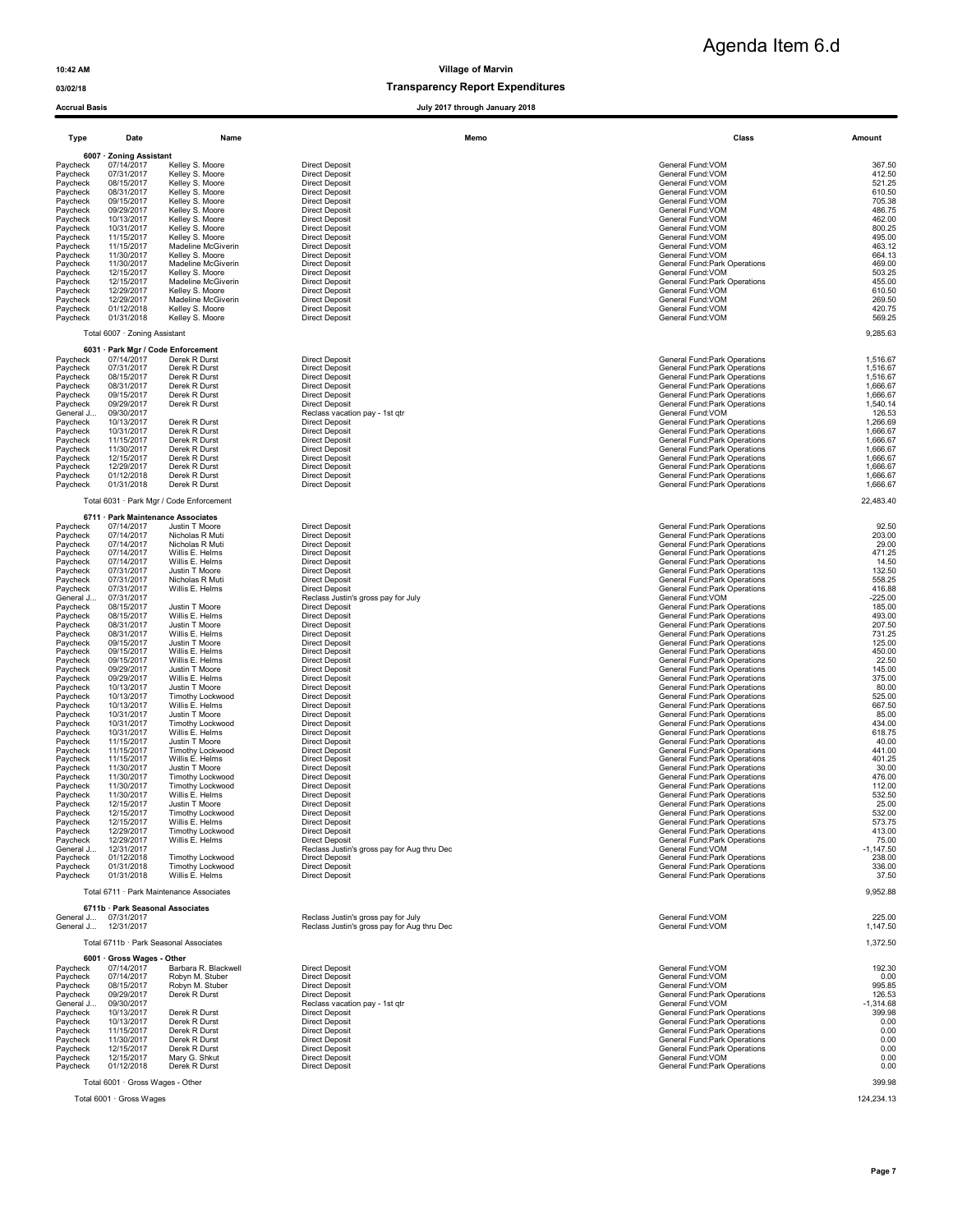# Agenda Item 6.d

10:42 AM

03/02/18

Accrual Basis

**Village of Marvin**

**Transparency Report Expenditures**

**July 2017 through January 2018**

| Type | Date | Name | Memo | Class | Amount |
|---|---|---|---|---|---|
| **6007 · Zoning Assistant** | | | | | |
| Paycheck | 07/14/2017 | Kelley S. Moore | Direct Deposit | General Fund:VOM | 367.50 |
| Paycheck | 07/31/2017 | Kelley S. Moore | Direct Deposit | General Fund:VOM | 412.50 |
| Paycheck | 08/15/2017 | Kelley S. Moore | Direct Deposit | General Fund:VOM | 521.25 |
| Paycheck | 08/31/2017 | Kelley S. Moore | Direct Deposit | General Fund:VOM | 610.50 |
| Paycheck | 09/15/2017 | Kelley S. Moore | Direct Deposit | General Fund:VOM | 705.38 |
| Paycheck | 09/29/2017 | Kelley S. Moore | Direct Deposit | General Fund:VOM | 486.75 |
| Paycheck | 10/13/2017 | Kelley S. Moore | Direct Deposit | General Fund:VOM | 462.00 |
| Paycheck | 10/31/2017 | Kelley S. Moore | Direct Deposit | General Fund:VOM | 800.25 |
| Paycheck | 11/15/2017 | Kelley S. Moore | Direct Deposit | General Fund:VOM | 495.00 |
| Paycheck | 11/15/2017 | Madeline McGiverin | Direct Deposit | General Fund:VOM | 463.12 |
| Paycheck | 11/30/2017 | Kelley S. Moore | Direct Deposit | General Fund:VOM | 664.13 |
| Paycheck | 11/30/2017 | Madeline McGiverin | Direct Deposit | General Fund:Park Operations | 469.00 |
| Paycheck | 12/15/2017 | Kelley S. Moore | Direct Deposit | General Fund:VOM | 503.25 |
| Paycheck | 12/15/2017 | Madeline McGiverin | Direct Deposit | General Fund:Park Operations | 455.00 |
| Paycheck | 12/29/2017 | Kelley S. Moore | Direct Deposit | General Fund:VOM | 610.50 |
| Paycheck | 12/29/2017 | Madeline McGiverin | Direct Deposit | General Fund:VOM | 269.50 |
| Paycheck | 01/12/2018 | Kelley S. Moore | Direct Deposit | General Fund:VOM | 420.75 |
| Paycheck | 01/31/2018 | Kelley S. Moore | Direct Deposit | General Fund:VOM | 569.25 |
| Total 6007 · Zoning Assistant | | | | | 9,285.63 |
| **6031 · Park Mgr / Code Enforcement** | | | | | |
| Paycheck | 07/14/2017 | Derek R Durst | Direct Deposit | General Fund:Park Operations | 1,516.67 |
| Paycheck | 07/31/2017 | Derek R Durst | Direct Deposit | General Fund:Park Operations | 1,516.67 |
| Paycheck | 08/15/2017 | Derek R Durst | Direct Deposit | General Fund:Park Operations | 1,516.67 |
| Paycheck | 08/31/2017 | Derek R Durst | Direct Deposit | General Fund:Park Operations | 1,666.67 |
| Paycheck | 09/15/2017 | Derek R Durst | Direct Deposit | General Fund:Park Operations | 1,666.67 |
| Paycheck | 09/29/2017 | Derek R Durst | Direct Deposit | General Fund:Park Operations | 1,540.14 |
| General J... | 09/30/2017 | | Reclass vacation pay - 1st qtr | General Fund:VOM | 126.53 |
| Paycheck | 10/13/2017 | Derek R Durst | Direct Deposit | General Fund:Park Operations | 1,266.69 |
| Paycheck | 10/31/2017 | Derek R Durst | Direct Deposit | General Fund:Park Operations | 1,666.67 |
| Paycheck | 11/15/2017 | Derek R Durst | Direct Deposit | General Fund:Park Operations | 1,666.67 |
| Paycheck | 11/30/2017 | Derek R Durst | Direct Deposit | General Fund:Park Operations | 1,666.67 |
| Paycheck | 12/15/2017 | Derek R Durst | Direct Deposit | General Fund:Park Operations | 1,666.67 |
| Paycheck | 12/29/2017 | Derek R Durst | Direct Deposit | General Fund:Park Operations | 1,666.67 |
| Paycheck | 01/12/2018 | Derek R Durst | Direct Deposit | General Fund:Park Operations | 1,666.67 |
| Paycheck | 01/31/2018 | Derek R Durst | Direct Deposit | General Fund:Park Operations | 1,666.67 |
| Total 6031 · Park Mgr / Code Enforcement | | | | | 22,483.40 |
| **6711 · Park Maintenance Associates** | | | | | |
| Paycheck | 07/14/2017 | Justin T Moore | Direct Deposit | General Fund:Park Operations | 92.50 |
| Paycheck | 07/14/2017 | Nicholas R Muti | Direct Deposit | General Fund:Park Operations | 203.00 |
| Paycheck | 07/14/2017 | Nicholas R Muti | Direct Deposit | General Fund:Park Operations | 29.00 |
| Paycheck | 07/14/2017 | Willis E. Helms | Direct Deposit | General Fund:Park Operations | 471.25 |
| Paycheck | 07/14/2017 | Willis E. Helms | Direct Deposit | General Fund:Park Operations | 14.50 |
| Paycheck | 07/31/2017 | Justin T Moore | Direct Deposit | General Fund:Park Operations | 132.50 |
| Paycheck | 07/31/2017 | Nicholas R Muti | Direct Deposit | General Fund:Park Operations | 558.25 |
| Paycheck | 07/31/2017 | Willis E. Helms | Direct Deposit | General Fund:Park Operations | 416.88 |
| General J... | 07/31/2017 | | Reclass Justin's gross pay for July | General Fund:VOM | -225.00 |
| Paycheck | 08/15/2017 | Justin T Moore | Direct Deposit | General Fund:Park Operations | 185.00 |
| Paycheck | 08/15/2017 | Willis E. Helms | Direct Deposit | General Fund:Park Operations | 493.00 |
| Paycheck | 08/31/2017 | Justin T Moore | Direct Deposit | General Fund:Park Operations | 207.50 |
| Paycheck | 08/31/2017 | Willis E. Helms | Direct Deposit | General Fund:Park Operations | 731.25 |
| Paycheck | 09/15/2017 | Justin T Moore | Direct Deposit | General Fund:Park Operations | 125.00 |
| Paycheck | 09/15/2017 | Willis E. Helms | Direct Deposit | General Fund:Park Operations | 450.00 |
| Paycheck | 09/15/2017 | Willis E. Helms | Direct Deposit | General Fund:Park Operations | 22.50 |
| Paycheck | 09/29/2017 | Justin T Moore | Direct Deposit | General Fund:Park Operations | 145.00 |
| Paycheck | 09/29/2017 | Willis E. Helms | Direct Deposit | General Fund:Park Operations | 375.00 |
| Paycheck | 10/13/2017 | Justin T Moore | Direct Deposit | General Fund:Park Operations | 80.00 |
| Paycheck | 10/13/2017 | Timothy Lockwood | Direct Deposit | General Fund:Park Operations | 525.00 |
| Paycheck | 10/13/2017 | Willis E. Helms | Direct Deposit | General Fund:Park Operations | 667.50 |
| Paycheck | 10/31/2017 | Justin T Moore | Direct Deposit | General Fund:Park Operations | 85.00 |
| Paycheck | 10/31/2017 | Timothy Lockwood | Direct Deposit | General Fund:Park Operations | 434.00 |
| Paycheck | 10/31/2017 | Willis E. Helms | Direct Deposit | General Fund:Park Operations | 618.75 |
| Paycheck | 11/15/2017 | Justin T Moore | Direct Deposit | General Fund:Park Operations | 40.00 |
| Paycheck | 11/15/2017 | Timothy Lockwood | Direct Deposit | General Fund:Park Operations | 441.00 |
| Paycheck | 11/15/2017 | Willis E. Helms | Direct Deposit | General Fund:Park Operations | 401.25 |
| Paycheck | 11/30/2017 | Justin T Moore | Direct Deposit | General Fund:Park Operations | 30.00 |
| Paycheck | 11/30/2017 | Timothy Lockwood | Direct Deposit | General Fund:Park Operations | 476.00 |
| Paycheck | 11/30/2017 | Timothy Lockwood | Direct Deposit | General Fund:Park Operations | 112.00 |
| Paycheck | 11/30/2017 | Willis E. Helms | Direct Deposit | General Fund:Park Operations | 532.50 |
| Paycheck | 12/15/2017 | Justin T Moore | Direct Deposit | General Fund:Park Operations | 25.00 |
| Paycheck | 12/15/2017 | Timothy Lockwood | Direct Deposit | General Fund:Park Operations | 532.00 |
| Paycheck | 12/15/2017 | Willis E. Helms | Direct Deposit | General Fund:Park Operations | 573.75 |
| Paycheck | 12/29/2017 | Timothy Lockwood | Direct Deposit | General Fund:Park Operations | 413.00 |
| Paycheck | 12/29/2017 | Willis E. Helms | Direct Deposit | General Fund:Park Operations | 75.00 |
| General J... | 12/31/2017 | | Reclass Justin's gross pay for Aug thru Dec | General Fund:VOM | -1,147.50 |
| Paycheck | 01/12/2018 | Timothy Lockwood | Direct Deposit | General Fund:Park Operations | 238.00 |
| Paycheck | 01/31/2018 | Timothy Lockwood | Direct Deposit | General Fund:Park Operations | 336.00 |
| Paycheck | 01/31/2018 | Willis E. Helms | Direct Deposit | General Fund:Park Operations | 37.50 |
| Total 6711 · Park Maintenance Associates | | | | | 9,952.88 |
| **6711b · Park Seasonal Associates** | | | | | |
| General J... | 07/31/2017 | | Reclass Justin's gross pay for July | General Fund:VOM | 225.00 |
| General J... | 12/31/2017 | | Reclass Justin's gross pay for Aug thru Dec | General Fund:VOM | 1,147.50 |
| Total 6711b · Park Seasonal Associates | | | | | 1,372.50 |
| **6001 · Gross Wages - Other** | | | | | |
| Paycheck | 07/14/2017 | Barbara R. Blackwell | Direct Deposit | General Fund:VOM | 192.30 |
| Paycheck | 07/14/2017 | Robyn M. Stuber | Direct Deposit | General Fund:VOM | 0.00 |
| Paycheck | 08/15/2017 | Robyn M. Stuber | Direct Deposit | General Fund:VOM | 995.85 |
| Paycheck | 09/29/2017 | Derek R Durst | Direct Deposit | General Fund:Park Operations | 126.53 |
| General J... | 09/30/2017 | | Reclass vacation pay - 1st qtr | General Fund:VOM | -1,314.68 |
| Paycheck | 10/13/2017 | Derek R Durst | Direct Deposit | General Fund:Park Operations | 399.98 |
| Paycheck | 10/13/2017 | Derek R Durst | Direct Deposit | General Fund:Park Operations | 0.00 |
| Paycheck | 11/15/2017 | Derek R Durst | Direct Deposit | General Fund:Park Operations | 0.00 |
| Paycheck | 11/30/2017 | Derek R Durst | Direct Deposit | General Fund:Park Operations | 0.00 |
| Paycheck | 12/15/2017 | Derek R Durst | Direct Deposit | General Fund:Park Operations | 0.00 |
| Paycheck | 12/15/2017 | Mary G. Shkut | Direct Deposit | General Fund:VOM | 0.00 |
| Paycheck | 01/12/2018 | Derek R Durst | Direct Deposit | General Fund:Park Operations | 0.00 |
| Total 6001 · Gross Wages - Other | | | | | 399.98 |
| Total 6001 · Gross Wages | | | | | 124,234.13 |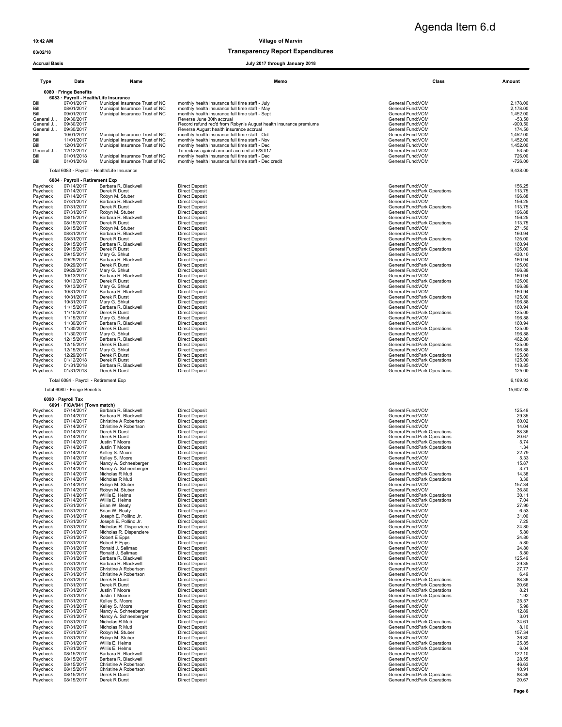Agenda Item 6.d

10:42 AM
03/02/18
Accrual Basis

# Village of Marvin

## Transparency Report Expenditures

### July 2017 through January 2018

| Type | Date | Name | Memo | Class | Amount |
|---|---|---|---|---|---|
| **6080 · Fringe Benefits** | | | | | |
| **6083 · Payroll - Health/Life Insurance** | | | | | |
| Bill | 07/01/2017 | Municipal Insurance Trust of NC | monthly health insurance full time staff - July | General Fund:VOM | 2,178.00 |
| Bill | 08/01/2017 | Municipal Insurance Trust of NC | monthly health insurance full time staff - May | General Fund:VOM | 2,178.00 |
| Bill | 09/01/2017 | Municipal Insurance Trust of NC | monthly health insurance full time staff - Sept | General Fund:VOM | 1,452.00 |
| General J... | 09/30/2017 | | Reverse June 30th accrual | General Fund:VOM | -53.50 |
| General J... | 09/30/2017 | | Record refund rec'd from Robyn's August health insurance premiums | General Fund:VOM | -900.50 |
| General J... | 09/30/2017 | | Reverse August health insurance accrual | General Fund:VOM | 174.50 |
| Bill | 10/01/2017 | Municipal Insurance Trust of NC | monthly health insurance full time staff - Oct | General Fund:VOM | 1,452.00 |
| Bill | 11/01/2017 | Municipal Insurance Trust of NC | monthly health insurance full time staff - Nov | General Fund:VOM | 1,452.00 |
| Bill | 12/01/2017 | Municipal Insurance Trust of NC | monthly health insurance full time staff - Dec | General Fund:VOM | 1,452.00 |
| General J... | 12/12/2017 | | To reclass against amount accrued at 6/30/17 | General Fund:VOM | 53.50 |
| Bill | 01/01/2018 | Municipal Insurance Trust of NC | monthly health insurance full time staff - Dec | General Fund:VOM | 726.00 |
| Bill | 01/01/2018 | Municipal Insurance Trust of NC | monthly health insurance full time staff - Dec credit | General Fund:VOM | -726.00 |
| Total 6083 · Payroll - Health/Life Insurance | | | | | 9,438.00 |
| **6084 · Payroll - Retirement Exp** | | | | | |
| Paycheck | 07/14/2017 | Barbara R. Blackwell | Direct Deposit | General Fund:VOM | 156.25 |
| Paycheck | 07/14/2017 | Derek R Durst | Direct Deposit | General Fund:Park Operations | 113.75 |
| Paycheck | 07/14/2017 | Robyn M. Stuber | Direct Deposit | General Fund:VOM | 196.88 |
| Paycheck | 07/31/2017 | Barbara R. Blackwell | Direct Deposit | General Fund:VOM | 156.25 |
| Paycheck | 07/31/2017 | Derek R Durst | Direct Deposit | General Fund:Park Operations | 113.75 |
| Paycheck | 07/31/2017 | Robyn M. Stuber | Direct Deposit | General Fund:VOM | 196.88 |
| Paycheck | 08/15/2017 | Barbara R. Blackwell | Direct Deposit | General Fund:VOM | 156.25 |
| Paycheck | 08/15/2017 | Derek R Durst | Direct Deposit | General Fund:Park Operations | 113.75 |
| Paycheck | 08/15/2017 | Robyn M. Stuber | Direct Deposit | General Fund:VOM | 271.56 |
| Paycheck | 08/31/2017 | Barbara R. Blackwell | Direct Deposit | General Fund:VOM | 160.94 |
| Paycheck | 08/31/2017 | Derek R Durst | Direct Deposit | General Fund:Park Operations | 125.00 |
| Paycheck | 09/15/2017 | Barbara R. Blackwell | Direct Deposit | General Fund:VOM | 160.94 |
| Paycheck | 09/15/2017 | Derek R Durst | Direct Deposit | General Fund:Park Operations | 125.00 |
| Paycheck | 09/15/2017 | Mary G. Shkut | Direct Deposit | General Fund:VOM | 430.10 |
| Paycheck | 09/29/2017 | Barbara R. Blackwell | Direct Deposit | General Fund:VOM | 160.94 |
| Paycheck | 09/29/2017 | Derek R Durst | Direct Deposit | General Fund:Park Operations | 125.00 |
| Paycheck | 09/29/2017 | Mary G. Shkut | Direct Deposit | General Fund:VOM | 196.88 |
| Paycheck | 10/13/2017 | Barbara R. Blackwell | Direct Deposit | General Fund:VOM | 160.94 |
| Paycheck | 10/13/2017 | Derek R Durst | Direct Deposit | General Fund:Park Operations | 125.00 |
| Paycheck | 10/13/2017 | Mary G. Shkut | Direct Deposit | General Fund:VOM | 196.88 |
| Paycheck | 10/31/2017 | Barbara R. Blackwell | Direct Deposit | General Fund:VOM | 160.94 |
| Paycheck | 10/31/2017 | Derek R Durst | Direct Deposit | General Fund:Park Operations | 125.00 |
| Paycheck | 10/31/2017 | Mary G. Shkut | Direct Deposit | General Fund:VOM | 196.88 |
| Paycheck | 11/15/2017 | Barbara R. Blackwell | Direct Deposit | General Fund:VOM | 160.94 |
| Paycheck | 11/15/2017 | Derek R Durst | Direct Deposit | General Fund:Park Operations | 125.00 |
| Paycheck | 11/15/2017 | Mary G. Shkut | Direct Deposit | General Fund:VOM | 196.88 |
| Paycheck | 11/30/2017 | Barbara R. Blackwell | Direct Deposit | General Fund:VOM | 160.94 |
| Paycheck | 11/30/2017 | Derek R Durst | Direct Deposit | General Fund:Park Operations | 125.00 |
| Paycheck | 11/30/2017 | Mary G. Shkut | Direct Deposit | General Fund:VOM | 196.88 |
| Paycheck | 12/15/2017 | Barbara R. Blackwell | Direct Deposit | General Fund:VOM | 462.80 |
| Paycheck | 12/15/2017 | Derek R Durst | Direct Deposit | General Fund:Park Operations | 125.00 |
| Paycheck | 12/15/2017 | Mary G. Shkut | Direct Deposit | General Fund:VOM | 196.88 |
| Paycheck | 12/29/2017 | Derek R Durst | Direct Deposit | General Fund:Park Operations | 125.00 |
| Paycheck | 01/12/2018 | Derek R Durst | Direct Deposit | General Fund:Park Operations | 125.00 |
| Paycheck | 01/31/2018 | Barbara R. Blackwell | Direct Deposit | General Fund:VOM | 118.85 |
| Paycheck | 01/31/2018 | Derek R Durst | Direct Deposit | General Fund:Park Operations | 125.00 |
| Total 6084 · Payroll - Retirement Exp | | | | | 6,169.93 |
| Total 6080 · Fringe Benefits | | | | | 15,607.93 |
| **6090 · Payroll Tax** | | | | | |
| **6091 · FICA/941 (Town match)** | | | | | |
| Paycheck | 07/14/2017 | Barbara R. Blackwell | Direct Deposit | General Fund:VOM | 125.49 |
| Paycheck | 07/14/2017 | Barbara R. Blackwell | Direct Deposit | General Fund:VOM | 29.35 |
| Paycheck | 07/14/2017 | Christine A Robertson | Direct Deposit | General Fund:VOM | 60.02 |
| Paycheck | 07/14/2017 | Christine A Robertson | Direct Deposit | General Fund:VOM | 14.04 |
| Paycheck | 07/14/2017 | Derek R Durst | Direct Deposit | General Fund:Park Operations | 88.36 |
| Paycheck | 07/14/2017 | Derek R Durst | Direct Deposit | General Fund:Park Operations | 20.67 |
| Paycheck | 07/14/2017 | Justin T Moore | Direct Deposit | General Fund:Park Operations | 5.74 |
| Paycheck | 07/14/2017 | Justin T Moore | Direct Deposit | General Fund:Park Operations | 1.34 |
| Paycheck | 07/14/2017 | Kelley S. Moore | Direct Deposit | General Fund:VOM | 22.79 |
| Paycheck | 07/14/2017 | Kelley S. Moore | Direct Deposit | General Fund:VOM | 5.33 |
| Paycheck | 07/14/2017 | Nancy A. Schneeberger | Direct Deposit | General Fund:VOM | 15.87 |
| Paycheck | 07/14/2017 | Nancy A. Schneeberger | Direct Deposit | General Fund:VOM | 3.71 |
| Paycheck | 07/14/2017 | Nicholas R Muti | Direct Deposit | General Fund:Park Operations | 14.38 |
| Paycheck | 07/14/2017 | Nicholas R Muti | Direct Deposit | General Fund:Park Operations | 3.36 |
| Paycheck | 07/14/2017 | Robyn M. Stuber | Direct Deposit | General Fund:VOM | 157.34 |
| Paycheck | 07/14/2017 | Robyn M. Stuber | Direct Deposit | General Fund:VOM | 36.80 |
| Paycheck | 07/14/2017 | Willis E. Helms | Direct Deposit | General Fund:Park Operations | 30.11 |
| Paycheck | 07/14/2017 | Willis E. Helms | Direct Deposit | General Fund:Park Operations | 7.04 |
| Paycheck | 07/31/2017 | Brian W. Beaty | Direct Deposit | General Fund:VOM | 27.90 |
| Paycheck | 07/31/2017 | Brian W. Beaty | Direct Deposit | General Fund:VOM | 6.53 |
| Paycheck | 07/31/2017 | Joseph E. Pollino Jr. | Direct Deposit | General Fund:VOM | 31.00 |
| Paycheck | 07/31/2017 | Joseph E. Pollino Jr. | Direct Deposit | General Fund:VOM | 7.25 |
| Paycheck | 07/31/2017 | Nicholas R. Dispenziere | Direct Deposit | General Fund:VOM | 24.80 |
| Paycheck | 07/31/2017 | Nicholas R. Dispenziere | Direct Deposit | General Fund:VOM | 5.80 |
| Paycheck | 07/31/2017 | Robert E Epps | Direct Deposit | General Fund:VOM | 24.80 |
| Paycheck | 07/31/2017 | Robert E Epps | Direct Deposit | General Fund:VOM | 5.80 |
| Paycheck | 07/31/2017 | Ronald J. Salimao | Direct Deposit | General Fund:VOM | 24.80 |
| Paycheck | 07/31/2017 | Ronald J. Salimao | Direct Deposit | General Fund:VOM | 5.80 |
| Paycheck | 07/31/2017 | Barbara R. Blackwell | Direct Deposit | General Fund:VOM | 125.49 |
| Paycheck | 07/31/2017 | Barbara R. Blackwell | Direct Deposit | General Fund:VOM | 29.35 |
| Paycheck | 07/31/2017 | Christine A Robertson | Direct Deposit | General Fund:VOM | 27.77 |
| Paycheck | 07/31/2017 | Christine A Robertson | Direct Deposit | General Fund:VOM | 6.49 |
| Paycheck | 07/31/2017 | Derek R Durst | Direct Deposit | General Fund:Park Operations | 88.36 |
| Paycheck | 07/31/2017 | Derek R Durst | Direct Deposit | General Fund:Park Operations | 20.66 |
| Paycheck | 07/31/2017 | Justin T Moore | Direct Deposit | General Fund:Park Operations | 8.21 |
| Paycheck | 07/31/2017 | Justin T Moore | Direct Deposit | General Fund:Park Operations | 1.92 |
| Paycheck | 07/31/2017 | Kelley S. Moore | Direct Deposit | General Fund:VOM | 25.57 |
| Paycheck | 07/31/2017 | Kelley S. Moore | Direct Deposit | General Fund:VOM | 5.98 |
| Paycheck | 07/31/2017 | Nancy A. Schneeberger | Direct Deposit | General Fund:VOM | 12.89 |
| Paycheck | 07/31/2017 | Nancy A. Schneeberger | Direct Deposit | General Fund:VOM | 3.01 |
| Paycheck | 07/31/2017 | Nicholas R Muti | Direct Deposit | General Fund:Park Operations | 34.61 |
| Paycheck | 07/31/2017 | Nicholas R Muti | Direct Deposit | General Fund:Park Operations | 8.10 |
| Paycheck | 07/31/2017 | Robyn M. Stuber | Direct Deposit | General Fund:VOM | 157.34 |
| Paycheck | 07/31/2017 | Robyn M. Stuber | Direct Deposit | General Fund:VOM | 36.80 |
| Paycheck | 07/31/2017 | Willis E. Helms | Direct Deposit | General Fund:Park Operations | 25.85 |
| Paycheck | 07/31/2017 | Willis E. Helms | Direct Deposit | General Fund:Park Operations | 6.04 |
| Paycheck | 08/15/2017 | Barbara R. Blackwell | Direct Deposit | General Fund:VOM | 122.10 |
| Paycheck | 08/15/2017 | Barbara R. Blackwell | Direct Deposit | General Fund:VOM | 28.55 |
| Paycheck | 08/15/2017 | Christine A Robertson | Direct Deposit | General Fund:VOM | 46.63 |
| Paycheck | 08/15/2017 | Christine A Robertson | Direct Deposit | General Fund:VOM | 10.91 |
| Paycheck | 08/15/2017 | Derek R Durst | Direct Deposit | General Fund:Park Operations | 88.36 |
| Paycheck | 08/15/2017 | Derek R Durst | Direct Deposit | General Fund:Park Operations | 20.67 |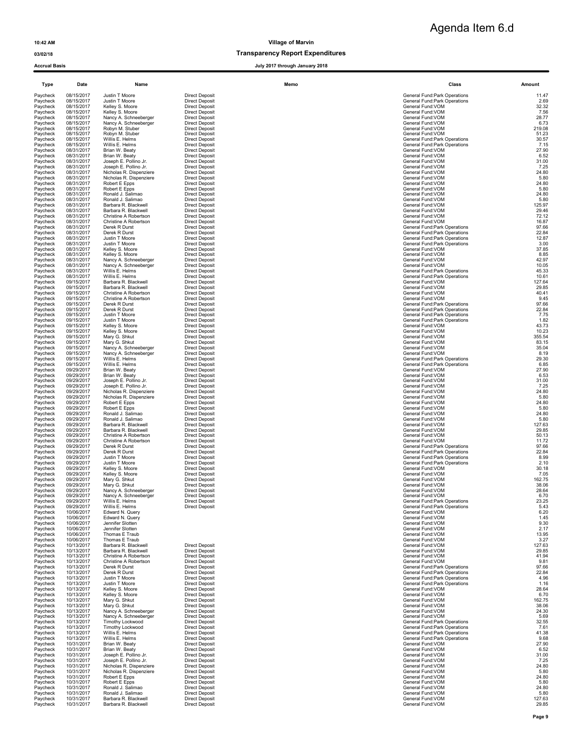Agenda Item 6.d

10:42 AM

03/02/18

Accrual Basis

# Village of Marvin

## Transparency Report Expenditures

July 2017 through January 2018

| Type | Date | Name | | Memo | Class | Amount |
|---|---|---|---|---|---|---|
| Paycheck | 08/15/2017 | Justin T Moore | Direct Deposit | | General Fund:Park Operations | 11.47 |
| Paycheck | 08/15/2017 | Justin T Moore | Direct Deposit | | General Fund:Park Operations | 2.69 |
| Paycheck | 08/15/2017 | Kelley S. Moore | Direct Deposit | | General Fund:VOM | 32.32 |
| Paycheck | 08/15/2017 | Kelley S. Moore | Direct Deposit | | General Fund:VOM | 7.56 |
| Paycheck | 08/15/2017 | Nancy A. Schneeberger | Direct Deposit | | General Fund:VOM | 28.77 |
| Paycheck | 08/15/2017 | Nancy A. Schneeberger | Direct Deposit | | General Fund:VOM | 6.73 |
| Paycheck | 08/15/2017 | Robyn M. Stuber | Direct Deposit | | General Fund:VOM | 219.08 |
| Paycheck | 08/15/2017 | Robyn M. Stuber | Direct Deposit | | General Fund:VOM | 51.23 |
| Paycheck | 08/15/2017 | Willis E. Helms | Direct Deposit | | General Fund:Park Operations | 30.57 |
| Paycheck | 08/15/2017 | Willis E. Helms | Direct Deposit | | General Fund:Park Operations | 7.15 |
| Paycheck | 08/31/2017 | Brian W. Beaty | Direct Deposit | | General Fund:VOM | 27.90 |
| Paycheck | 08/31/2017 | Brian W. Beaty | Direct Deposit | | General Fund:VOM | 6.52 |
| Paycheck | 08/31/2017 | Joseph E. Pollino Jr. | Direct Deposit | | General Fund:VOM | 31.00 |
| Paycheck | 08/31/2017 | Joseph E. Pollino Jr. | Direct Deposit | | General Fund:VOM | 7.25 |
| Paycheck | 08/31/2017 | Nicholas R. Dispenziere | Direct Deposit | | General Fund:VOM | 24.80 |
| Paycheck | 08/31/2017 | Nicholas R. Dispenziere | Direct Deposit | | General Fund:VOM | 5.80 |
| Paycheck | 08/31/2017 | Robert E Epps | Direct Deposit | | General Fund:VOM | 24.80 |
| Paycheck | 08/31/2017 | Robert E Epps | Direct Deposit | | General Fund:VOM | 5.80 |
| Paycheck | 08/31/2017 | Ronald J. Salimao | Direct Deposit | | General Fund:VOM | 24.80 |
| Paycheck | 08/31/2017 | Ronald J. Salimao | Direct Deposit | | General Fund:VOM | 5.80 |
| Paycheck | 08/31/2017 | Barbara R. Blackwell | Direct Deposit | | General Fund:VOM | 125.97 |
| Paycheck | 08/31/2017 | Barbara R. Blackwell | Direct Deposit | | General Fund:VOM | 29.46 |
| Paycheck | 08/31/2017 | Christine A Robertson | Direct Deposit | | General Fund:VOM | 72.12 |
| Paycheck | 08/31/2017 | Christine A Robertson | Direct Deposit | | General Fund:VOM | 16.87 |
| Paycheck | 08/31/2017 | Derek R Durst | Direct Deposit | | General Fund:Park Operations | 97.66 |
| Paycheck | 08/31/2017 | Derek R Durst | Direct Deposit | | General Fund:Park Operations | 22.84 |
| Paycheck | 08/31/2017 | Justin T Moore | Direct Deposit | | General Fund:Park Operations | 12.87 |
| Paycheck | 08/31/2017 | Justin T Moore | Direct Deposit | | General Fund:Park Operations | 3.00 |
| Paycheck | 08/31/2017 | Kelley S. Moore | Direct Deposit | | General Fund:VOM | 37.85 |
| Paycheck | 08/31/2017 | Kelley S. Moore | Direct Deposit | | General Fund:VOM | 8.85 |
| Paycheck | 08/31/2017 | Nancy A. Schneeberger | Direct Deposit | | General Fund:VOM | 42.97 |
| Paycheck | 08/31/2017 | Nancy A. Schneeberger | Direct Deposit | | General Fund:VOM | 10.05 |
| Paycheck | 08/31/2017 | Willis E. Helms | Direct Deposit | | General Fund:Park Operations | 45.33 |
| Paycheck | 08/31/2017 | Willis E. Helms | Direct Deposit | | General Fund:Park Operations | 10.61 |
| Paycheck | 09/15/2017 | Barbara R. Blackwell | Direct Deposit | | General Fund:VOM | 127.64 |
| Paycheck | 09/15/2017 | Barbara R. Blackwell | Direct Deposit | | General Fund:VOM | 29.85 |
| Paycheck | 09/15/2017 | Christine A Robertson | Direct Deposit | | General Fund:VOM | 40.41 |
| Paycheck | 09/15/2017 | Christine A Robertson | Direct Deposit | | General Fund:VOM | 9.45 |
| Paycheck | 09/15/2017 | Derek R Durst | Direct Deposit | | General Fund:Park Operations | 97.66 |
| Paycheck | 09/15/2017 | Derek R Durst | Direct Deposit | | General Fund:Park Operations | 22.84 |
| Paycheck | 09/15/2017 | Justin T Moore | Direct Deposit | | General Fund:Park Operations | 7.75 |
| Paycheck | 09/15/2017 | Justin T Moore | Direct Deposit | | General Fund:Park Operations | 1.82 |
| Paycheck | 09/15/2017 | Kelley S. Moore | Direct Deposit | | General Fund:VOM | 43.73 |
| Paycheck | 09/15/2017 | Kelley S. Moore | Direct Deposit | | General Fund:VOM | 10.23 |
| Paycheck | 09/15/2017 | Mary G. Shkut | Direct Deposit | | General Fund:VOM | 355.54 |
| Paycheck | 09/15/2017 | Mary G. Shkut | Direct Deposit | | General Fund:VOM | 83.15 |
| Paycheck | 09/15/2017 | Nancy A. Schneeberger | Direct Deposit | | General Fund:VOM | 35.04 |
| Paycheck | 09/15/2017 | Nancy A. Schneeberger | Direct Deposit | | General Fund:VOM | 8.19 |
| Paycheck | 09/15/2017 | Willis E. Helms | Direct Deposit | | General Fund:Park Operations | 29.30 |
| Paycheck | 09/15/2017 | Willis E. Helms | Direct Deposit | | General Fund:Park Operations | 6.85 |
| Paycheck | 09/29/2017 | Brian W. Beaty | Direct Deposit | | General Fund:VOM | 27.90 |
| Paycheck | 09/29/2017 | Brian W. Beaty | Direct Deposit | | General Fund:VOM | 6.53 |
| Paycheck | 09/29/2017 | Joseph E. Pollino Jr. | Direct Deposit | | General Fund:VOM | 31.00 |
| Paycheck | 09/29/2017 | Joseph E. Pollino Jr. | Direct Deposit | | General Fund:VOM | 7.25 |
| Paycheck | 09/29/2017 | Nicholas R. Dispenziere | Direct Deposit | | General Fund:VOM | 24.80 |
| Paycheck | 09/29/2017 | Nicholas R. Dispenziere | Direct Deposit | | General Fund:VOM | 5.80 |
| Paycheck | 09/29/2017 | Robert E Epps | Direct Deposit | | General Fund:VOM | 24.80 |
| Paycheck | 09/29/2017 | Robert E Epps | Direct Deposit | | General Fund:VOM | 5.80 |
| Paycheck | 09/29/2017 | Ronald J. Salimao | Direct Deposit | | General Fund:VOM | 24.80 |
| Paycheck | 09/29/2017 | Ronald J. Salimao | Direct Deposit | | General Fund:VOM | 5.80 |
| Paycheck | 09/29/2017 | Barbara R. Blackwell | Direct Deposit | | General Fund:VOM | 127.63 |
| Paycheck | 09/29/2017 | Barbara R. Blackwell | Direct Deposit | | General Fund:VOM | 29.85 |
| Paycheck | 09/29/2017 | Christine A Robertson | Direct Deposit | | General Fund:VOM | 50.13 |
| Paycheck | 09/29/2017 | Christine A Robertson | Direct Deposit | | General Fund:VOM | 11.72 |
| Paycheck | 09/29/2017 | Derek R Durst | Direct Deposit | | General Fund:Park Operations | 97.66 |
| Paycheck | 09/29/2017 | Derek R Durst | Direct Deposit | | General Fund:Park Operations | 22.84 |
| Paycheck | 09/29/2017 | Justin T Moore | Direct Deposit | | General Fund:Park Operations | 8.99 |
| Paycheck | 09/29/2017 | Justin T Moore | Direct Deposit | | General Fund:Park Operations | 2.10 |
| Paycheck | 09/29/2017 | Kelley S. Moore | Direct Deposit | | General Fund:VOM | 30.18 |
| Paycheck | 09/29/2017 | Kelley S. Moore | Direct Deposit | | General Fund:VOM | 7.05 |
| Paycheck | 09/29/2017 | Mary G. Shkut | Direct Deposit | | General Fund:VOM | 162.75 |
| Paycheck | 09/29/2017 | Mary G. Shkut | Direct Deposit | | General Fund:VOM | 38.06 |
| Paycheck | 09/29/2017 | Nancy A. Schneeberger | Direct Deposit | | General Fund:VOM | 28.64 |
| Paycheck | 09/29/2017 | Nancy A. Schneeberger | Direct Deposit | | General Fund:VOM | 6.70 |
| Paycheck | 09/29/2017 | Willis E. Helms | Direct Deposit | | General Fund:Park Operations | 23.25 |
| Paycheck | 09/29/2017 | Willis E. Helms | Direct Deposit | | General Fund:Park Operations | 5.43 |
| Paycheck | 10/06/2017 | Edward N. Query | | | General Fund:VOM | 6.20 |
| Paycheck | 10/06/2017 | Edward N. Query | | | General Fund:VOM | 1.45 |
| Paycheck | 10/06/2017 | Jennifer Slotten | | | General Fund:VOM | 9.30 |
| Paycheck | 10/06/2017 | Jennifer Slotten | | | General Fund:VOM | 2.17 |
| Paycheck | 10/06/2017 | Thomas E Traub | | | General Fund:VOM | 13.95 |
| Paycheck | 10/06/2017 | Thomas E Traub | | | General Fund:VOM | 3.27 |
| Paycheck | 10/13/2017 | Barbara R. Blackwell | Direct Deposit | | General Fund:VOM | 127.63 |
| Paycheck | 10/13/2017 | Barbara R. Blackwell | Direct Deposit | | General Fund:VOM | 29.85 |
| Paycheck | 10/13/2017 | Christine A Robertson | Direct Deposit | | General Fund:VOM | 41.94 |
| Paycheck | 10/13/2017 | Christine A Robertson | Direct Deposit | | General Fund:VOM | 9.81 |
| Paycheck | 10/13/2017 | Derek R Durst | Direct Deposit | | General Fund:Park Operations | 97.66 |
| Paycheck | 10/13/2017 | Derek R Durst | Direct Deposit | | General Fund:Park Operations | 22.84 |
| Paycheck | 10/13/2017 | Justin T Moore | Direct Deposit | | General Fund:Park Operations | 4.96 |
| Paycheck | 10/13/2017 | Justin T Moore | Direct Deposit | | General Fund:Park Operations | 1.16 |
| Paycheck | 10/13/2017 | Kelley S. Moore | Direct Deposit | | General Fund:VOM | 28.64 |
| Paycheck | 10/13/2017 | Kelley S. Moore | Direct Deposit | | General Fund:VOM | 6.70 |
| Paycheck | 10/13/2017 | Mary G. Shkut | Direct Deposit | | General Fund:VOM | 162.75 |
| Paycheck | 10/13/2017 | Mary G. Shkut | Direct Deposit | | General Fund:VOM | 38.06 |
| Paycheck | 10/13/2017 | Nancy A. Schneeberger | Direct Deposit | | General Fund:VOM | 24.30 |
| Paycheck | 10/13/2017 | Nancy A. Schneeberger | Direct Deposit | | General Fund:VOM | 5.69 |
| Paycheck | 10/13/2017 | Timothy Lockwood | Direct Deposit | | General Fund:Park Operations | 32.55 |
| Paycheck | 10/13/2017 | Timothy Lockwood | Direct Deposit | | General Fund:Park Operations | 7.61 |
| Paycheck | 10/13/2017 | Willis E. Helms | Direct Deposit | | General Fund:Park Operations | 41.38 |
| Paycheck | 10/13/2017 | Willis E. Helms | Direct Deposit | | General Fund:Park Operations | 9.68 |
| Paycheck | 10/31/2017 | Brian W. Beaty | Direct Deposit | | General Fund:VOM | 27.90 |
| Paycheck | 10/31/2017 | Brian W. Beaty | Direct Deposit | | General Fund:VOM | 6.52 |
| Paycheck | 10/31/2017 | Joseph E. Pollino Jr. | Direct Deposit | | General Fund:VOM | 31.00 |
| Paycheck | 10/31/2017 | Joseph E. Pollino Jr. | Direct Deposit | | General Fund:VOM | 7.25 |
| Paycheck | 10/31/2017 | Nicholas R. Dispenziere | Direct Deposit | | General Fund:VOM | 24.80 |
| Paycheck | 10/31/2017 | Nicholas R. Dispenziere | Direct Deposit | | General Fund:VOM | 5.80 |
| Paycheck | 10/31/2017 | Robert E Epps | Direct Deposit | | General Fund:VOM | 24.80 |
| Paycheck | 10/31/2017 | Robert E Epps | Direct Deposit | | General Fund:VOM | 5.80 |
| Paycheck | 10/31/2017 | Ronald J. Salimao | Direct Deposit | | General Fund:VOM | 24.80 |
| Paycheck | 10/31/2017 | Ronald J. Salimao | Direct Deposit | | General Fund:VOM | 5.80 |
| Paycheck | 10/31/2017 | Barbara R. Blackwell | Direct Deposit | | General Fund:VOM | 127.63 |
| Paycheck | 10/31/2017 | Barbara R. Blackwell | Direct Deposit | | General Fund:VOM | 29.85 |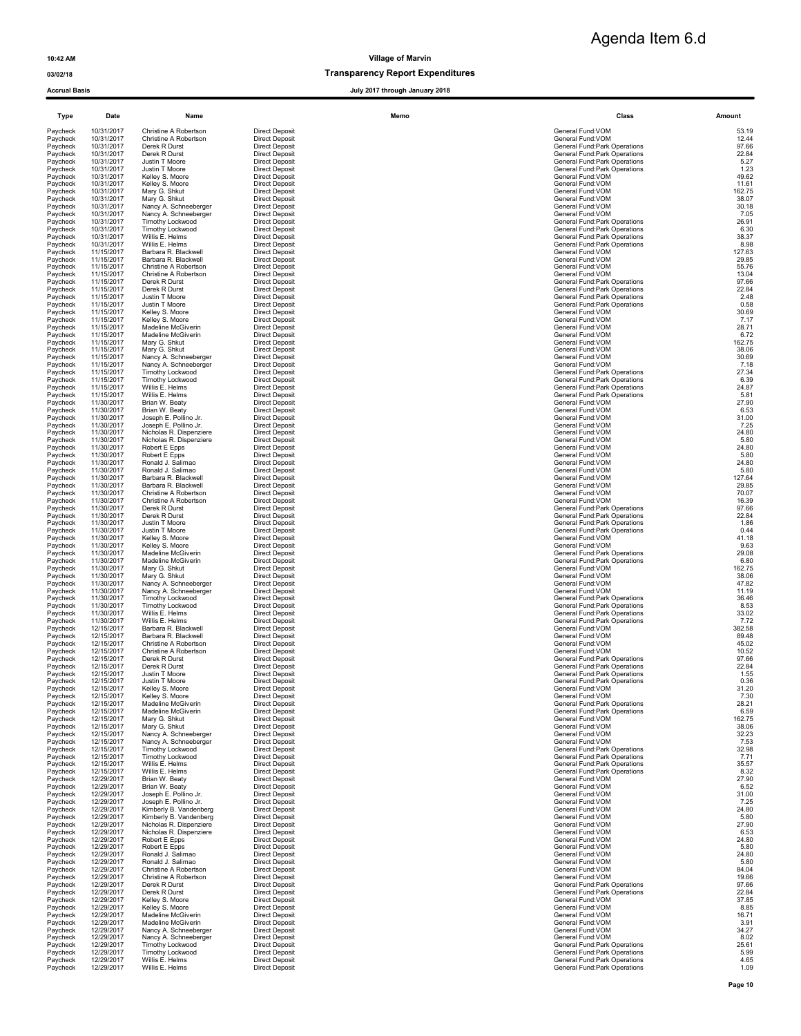Agenda Item 6.d

10:42 AM **Village of Marvin**

03/02/18 **Transparency Report Expenditures**

Accrual Basis **July 2017 through January 2018**

| Type | Date | Name | | Memo | Class | Amount |
|---|---|---|---|---|---|---|
| Paycheck | 10/31/2017 | Christine A Robertson | Direct Deposit | | General Fund:VOM | 53.19 |
| Paycheck | 10/31/2017 | Christine A Robertson | Direct Deposit | | General Fund:VOM | 12.44 |
| Paycheck | 10/31/2017 | Derek R Durst | Direct Deposit | | General Fund:Park Operations | 97.66 |
| Paycheck | 10/31/2017 | Derek R Durst | Direct Deposit | | General Fund:Park Operations | 22.84 |
| Paycheck | 10/31/2017 | Justin T Moore | Direct Deposit | | General Fund:Park Operations | 5.27 |
| Paycheck | 10/31/2017 | Justin T Moore | Direct Deposit | | General Fund:Park Operations | 1.23 |
| Paycheck | 10/31/2017 | Kelley S. Moore | Direct Deposit | | General Fund:VOM | 49.62 |
| Paycheck | 10/31/2017 | Kelley S. Moore | Direct Deposit | | General Fund:VOM | 11.61 |
| Paycheck | 10/31/2017 | Mary G. Shkut | Direct Deposit | | General Fund:VOM | 162.75 |
| Paycheck | 10/31/2017 | Mary G. Shkut | Direct Deposit | | General Fund:VOM | 38.07 |
| Paycheck | 10/31/2017 | Nancy A. Schneeberger | Direct Deposit | | General Fund:VOM | 30.18 |
| Paycheck | 10/31/2017 | Nancy A. Schneeberger | Direct Deposit | | General Fund:VOM | 7.05 |
| Paycheck | 10/31/2017 | Timothy Lockwood | Direct Deposit | | General Fund:Park Operations | 26.91 |
| Paycheck | 10/31/2017 | Timothy Lockwood | Direct Deposit | | General Fund:Park Operations | 6.30 |
| Paycheck | 10/31/2017 | Willis E. Helms | Direct Deposit | | General Fund:Park Operations | 38.37 |
| Paycheck | 10/31/2017 | Willis E. Helms | Direct Deposit | | General Fund:Park Operations | 8.98 |
| Paycheck | 11/15/2017 | Barbara R. Blackwell | Direct Deposit | | General Fund:VOM | 127.63 |
| Paycheck | 11/15/2017 | Barbara R. Blackwell | Direct Deposit | | General Fund:VOM | 29.85 |
| Paycheck | 11/15/2017 | Christine A Robertson | Direct Deposit | | General Fund:VOM | 55.76 |
| Paycheck | 11/15/2017 | Christine A Robertson | Direct Deposit | | General Fund:VOM | 13.04 |
| Paycheck | 11/15/2017 | Derek R Durst | Direct Deposit | | General Fund:Park Operations | 97.66 |
| Paycheck | 11/15/2017 | Derek R Durst | Direct Deposit | | General Fund:Park Operations | 22.84 |
| Paycheck | 11/15/2017 | Justin T Moore | Direct Deposit | | General Fund:Park Operations | 2.48 |
| Paycheck | 11/15/2017 | Justin T Moore | Direct Deposit | | General Fund:Park Operations | 0.58 |
| Paycheck | 11/15/2017 | Kelley S. Moore | Direct Deposit | | General Fund:VOM | 30.69 |
| Paycheck | 11/15/2017 | Kelley S. Moore | Direct Deposit | | General Fund:VOM | 7.17 |
| Paycheck | 11/15/2017 | Madeline McGiverin | Direct Deposit | | General Fund:VOM | 28.71 |
| Paycheck | 11/15/2017 | Madeline McGiverin | Direct Deposit | | General Fund:VOM | 6.72 |
| Paycheck | 11/15/2017 | Mary G. Shkut | Direct Deposit | | General Fund:VOM | 162.75 |
| Paycheck | 11/15/2017 | Mary G. Shkut | Direct Deposit | | General Fund:VOM | 38.06 |
| Paycheck | 11/15/2017 | Nancy A. Schneeberger | Direct Deposit | | General Fund:VOM | 30.69 |
| Paycheck | 11/15/2017 | Nancy A. Schneeberger | Direct Deposit | | General Fund:VOM | 7.18 |
| Paycheck | 11/15/2017 | Timothy Lockwood | Direct Deposit | | General Fund:Park Operations | 27.34 |
| Paycheck | 11/15/2017 | Timothy Lockwood | Direct Deposit | | General Fund:Park Operations | 6.39 |
| Paycheck | 11/15/2017 | Willis E. Helms | Direct Deposit | | General Fund:Park Operations | 24.87 |
| Paycheck | 11/15/2017 | Willis E. Helms | Direct Deposit | | General Fund:Park Operations | 5.81 |
| Paycheck | 11/30/2017 | Brian W. Beaty | Direct Deposit | | General Fund:VOM | 27.90 |
| Paycheck | 11/30/2017 | Brian W. Beaty | Direct Deposit | | General Fund:VOM | 6.53 |
| Paycheck | 11/30/2017 | Joseph E. Pollino Jr. | Direct Deposit | | General Fund:VOM | 31.00 |
| Paycheck | 11/30/2017 | Joseph E. Pollino Jr. | Direct Deposit | | General Fund:VOM | 7.25 |
| Paycheck | 11/30/2017 | Nicholas R. Dispenziere | Direct Deposit | | General Fund:VOM | 24.80 |
| Paycheck | 11/30/2017 | Nicholas R. Dispenziere | Direct Deposit | | General Fund:VOM | 5.80 |
| Paycheck | 11/30/2017 | Robert E Epps | Direct Deposit | | General Fund:VOM | 24.80 |
| Paycheck | 11/30/2017 | Robert E Epps | Direct Deposit | | General Fund:VOM | 5.80 |
| Paycheck | 11/30/2017 | Ronald J. Salimao | Direct Deposit | | General Fund:VOM | 24.80 |
| Paycheck | 11/30/2017 | Ronald J. Salimao | Direct Deposit | | General Fund:VOM | 5.80 |
| Paycheck | 11/30/2017 | Barbara R. Blackwell | Direct Deposit | | General Fund:VOM | 127.64 |
| Paycheck | 11/30/2017 | Barbara R. Blackwell | Direct Deposit | | General Fund:VOM | 29.85 |
| Paycheck | 11/30/2017 | Christine A Robertson | Direct Deposit | | General Fund:VOM | 70.07 |
| Paycheck | 11/30/2017 | Christine A Robertson | Direct Deposit | | General Fund:VOM | 16.39 |
| Paycheck | 11/30/2017 | Derek R Durst | Direct Deposit | | General Fund:Park Operations | 97.66 |
| Paycheck | 11/30/2017 | Derek R Durst | Direct Deposit | | General Fund:Park Operations | 22.84 |
| Paycheck | 11/30/2017 | Justin T Moore | Direct Deposit | | General Fund:Park Operations | 1.86 |
| Paycheck | 11/30/2017 | Justin T Moore | Direct Deposit | | General Fund:Park Operations | 0.44 |
| Paycheck | 11/30/2017 | Kelley S. Moore | Direct Deposit | | General Fund:VOM | 41.18 |
| Paycheck | 11/30/2017 | Kelley S. Moore | Direct Deposit | | General Fund:VOM | 9.63 |
| Paycheck | 11/30/2017 | Madeline McGiverin | Direct Deposit | | General Fund:Park Operations | 29.08 |
| Paycheck | 11/30/2017 | Madeline McGiverin | Direct Deposit | | General Fund:Park Operations | 6.80 |
| Paycheck | 11/30/2017 | Mary G. Shkut | Direct Deposit | | General Fund:VOM | 162.75 |
| Paycheck | 11/30/2017 | Mary G. Shkut | Direct Deposit | | General Fund:VOM | 38.06 |
| Paycheck | 11/30/2017 | Nancy A. Schneeberger | Direct Deposit | | General Fund:VOM | 47.82 |
| Paycheck | 11/30/2017 | Nancy A. Schneeberger | Direct Deposit | | General Fund:VOM | 11.19 |
| Paycheck | 11/30/2017 | Timothy Lockwood | Direct Deposit | | General Fund:Park Operations | 36.46 |
| Paycheck | 11/30/2017 | Timothy Lockwood | Direct Deposit | | General Fund:Park Operations | 8.53 |
| Paycheck | 11/30/2017 | Willis E. Helms | Direct Deposit | | General Fund:Park Operations | 33.02 |
| Paycheck | 11/30/2017 | Willis E. Helms | Direct Deposit | | General Fund:Park Operations | 7.72 |
| Paycheck | 12/15/2017 | Barbara R. Blackwell | Direct Deposit | | General Fund:VOM | 382.58 |
| Paycheck | 12/15/2017 | Barbara R. Blackwell | Direct Deposit | | General Fund:VOM | 89.48 |
| Paycheck | 12/15/2017 | Christine A Robertson | Direct Deposit | | General Fund:VOM | 45.02 |
| Paycheck | 12/15/2017 | Christine A Robertson | Direct Deposit | | General Fund:VOM | 10.52 |
| Paycheck | 12/15/2017 | Derek R Durst | Direct Deposit | | General Fund:Park Operations | 97.66 |
| Paycheck | 12/15/2017 | Derek R Durst | Direct Deposit | | General Fund:Park Operations | 22.84 |
| Paycheck | 12/15/2017 | Justin T Moore | Direct Deposit | | General Fund:Park Operations | 1.55 |
| Paycheck | 12/15/2017 | Justin T Moore | Direct Deposit | | General Fund:Park Operations | 0.36 |
| Paycheck | 12/15/2017 | Kelley S. Moore | Direct Deposit | | General Fund:VOM | 31.20 |
| Paycheck | 12/15/2017 | Kelley S. Moore | Direct Deposit | | General Fund:VOM | 7.30 |
| Paycheck | 12/15/2017 | Madeline McGiverin | Direct Deposit | | General Fund:Park Operations | 28.21 |
| Paycheck | 12/15/2017 | Madeline McGiverin | Direct Deposit | | General Fund:Park Operations | 6.59 |
| Paycheck | 12/15/2017 | Mary G. Shkut | Direct Deposit | | General Fund:VOM | 162.75 |
| Paycheck | 12/15/2017 | Mary G. Shkut | Direct Deposit | | General Fund:VOM | 38.06 |
| Paycheck | 12/15/2017 | Nancy A. Schneeberger | Direct Deposit | | General Fund:VOM | 32.23 |
| Paycheck | 12/15/2017 | Nancy A. Schneeberger | Direct Deposit | | General Fund:VOM | 7.53 |
| Paycheck | 12/15/2017 | Timothy Lockwood | Direct Deposit | | General Fund:Park Operations | 32.98 |
| Paycheck | 12/15/2017 | Timothy Lockwood | Direct Deposit | | General Fund:Park Operations | 7.71 |
| Paycheck | 12/15/2017 | Willis E. Helms | Direct Deposit | | General Fund:Park Operations | 35.57 |
| Paycheck | 12/15/2017 | Willis E. Helms | Direct Deposit | | General Fund:Park Operations | 8.32 |
| Paycheck | 12/29/2017 | Brian W. Beaty | Direct Deposit | | General Fund:VOM | 27.90 |
| Paycheck | 12/29/2017 | Brian W. Beaty | Direct Deposit | | General Fund:VOM | 6.52 |
| Paycheck | 12/29/2017 | Joseph E. Pollino Jr. | Direct Deposit | | General Fund:VOM | 31.00 |
| Paycheck | 12/29/2017 | Joseph E. Pollino Jr. | Direct Deposit | | General Fund:VOM | 7.25 |
| Paycheck | 12/29/2017 | Kimberly B. Vandenberg | Direct Deposit | | General Fund:VOM | 24.80 |
| Paycheck | 12/29/2017 | Kimberly B. Vandenberg | Direct Deposit | | General Fund:VOM | 5.80 |
| Paycheck | 12/29/2017 | Nicholas R. Dispenziere | Direct Deposit | | General Fund:VOM | 27.90 |
| Paycheck | 12/29/2017 | Nicholas R. Dispenziere | Direct Deposit | | General Fund:VOM | 6.53 |
| Paycheck | 12/29/2017 | Robert E Epps | Direct Deposit | | General Fund:VOM | 24.80 |
| Paycheck | 12/29/2017 | Robert E Epps | Direct Deposit | | General Fund:VOM | 5.80 |
| Paycheck | 12/29/2017 | Ronald J. Salimao | Direct Deposit | | General Fund:VOM | 24.80 |
| Paycheck | 12/29/2017 | Ronald J. Salimao | Direct Deposit | | General Fund:VOM | 5.80 |
| Paycheck | 12/29/2017 | Christine A Robertson | Direct Deposit | | General Fund:VOM | 84.04 |
| Paycheck | 12/29/2017 | Christine A Robertson | Direct Deposit | | General Fund:VOM | 19.66 |
| Paycheck | 12/29/2017 | Derek R Durst | Direct Deposit | | General Fund:Park Operations | 97.66 |
| Paycheck | 12/29/2017 | Derek R Durst | Direct Deposit | | General Fund:Park Operations | 22.84 |
| Paycheck | 12/29/2017 | Kelley S. Moore | Direct Deposit | | General Fund:VOM | 37.85 |
| Paycheck | 12/29/2017 | Kelley S. Moore | Direct Deposit | | General Fund:VOM | 8.85 |
| Paycheck | 12/29/2017 | Madeline McGiverin | Direct Deposit | | General Fund:VOM | 16.71 |
| Paycheck | 12/29/2017 | Madeline McGiverin | Direct Deposit | | General Fund:VOM | 3.91 |
| Paycheck | 12/29/2017 | Nancy A. Schneeberger | Direct Deposit | | General Fund:VOM | 34.27 |
| Paycheck | 12/29/2017 | Nancy A. Schneeberger | Direct Deposit | | General Fund:VOM | 8.02 |
| Paycheck | 12/29/2017 | Timothy Lockwood | Direct Deposit | | General Fund:Park Operations | 25.61 |
| Paycheck | 12/29/2017 | Timothy Lockwood | Direct Deposit | | General Fund:Park Operations | 5.99 |
| Paycheck | 12/29/2017 | Willis E. Helms | Direct Deposit | | General Fund:Park Operations | 4.65 |
| Paycheck | 12/29/2017 | Willis E. Helms | Direct Deposit | | General Fund:Park Operations | 1.09 |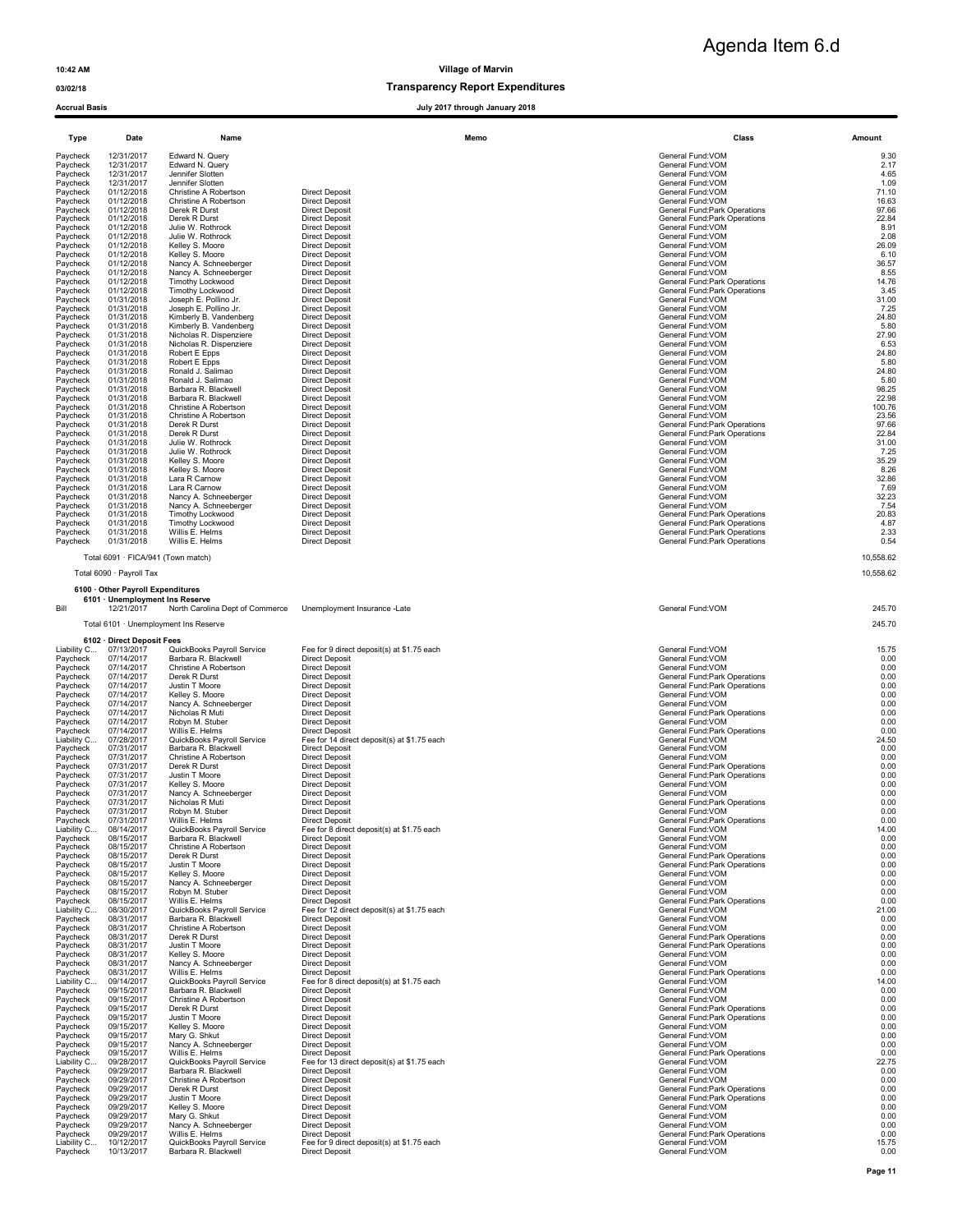Agenda Item 6.d

**Village of Marvin**

**Transparency Report Expenditures**

**Accrual Basis** — July 2017 through January 2018

| Type | Date | Name | Memo | Class | Amount |
|---|---|---|---|---|---|
| Paycheck | 12/31/2017 | Edward N. Query | | General Fund:VOM | 9.30 |
| Paycheck | 12/31/2017 | Edward N. Query | | General Fund:VOM | 2.17 |
| Paycheck | 12/31/2017 | Jennifer Slotten | | General Fund:VOM | 4.65 |
| Paycheck | 12/31/2017 | Jennifer Slotten | | General Fund:VOM | 1.09 |
| Paycheck | 01/12/2018 | Christine A Robertson | Direct Deposit | General Fund:VOM | 71.10 |
| Paycheck | 01/12/2018 | Christine A Robertson | Direct Deposit | General Fund:VOM | 16.63 |
| Paycheck | 01/12/2018 | Derek R Durst | Direct Deposit | General Fund:Park Operations | 97.66 |
| Paycheck | 01/12/2018 | Derek R Durst | Direct Deposit | General Fund:Park Operations | 22.84 |
| Paycheck | 01/12/2018 | Julie W. Rothrock | Direct Deposit | General Fund:VOM | 8.91 |
| Paycheck | 01/12/2018 | Julie W. Rothrock | Direct Deposit | General Fund:VOM | 2.08 |
| Paycheck | 01/12/2018 | Kelley S. Moore | Direct Deposit | General Fund:VOM | 26.09 |
| Paycheck | 01/12/2018 | Kelley S. Moore | Direct Deposit | General Fund:VOM | 6.10 |
| Paycheck | 01/12/2018 | Nancy A. Schneeberger | Direct Deposit | General Fund:VOM | 36.57 |
| Paycheck | 01/12/2018 | Nancy A. Schneeberger | Direct Deposit | General Fund:VOM | 8.55 |
| Paycheck | 01/12/2018 | Timothy Lockwood | Direct Deposit | General Fund:Park Operations | 14.76 |
| Paycheck | 01/12/2018 | Timothy Lockwood | Direct Deposit | General Fund:Park Operations | 3.45 |
| Paycheck | 01/31/2018 | Joseph E. Pollino Jr. | Direct Deposit | General Fund:VOM | 31.00 |
| Paycheck | 01/31/2018 | Joseph E. Pollino Jr. | Direct Deposit | General Fund:VOM | 7.25 |
| Paycheck | 01/31/2018 | Kimberly B. Vandenberg | Direct Deposit | General Fund:VOM | 24.80 |
| Paycheck | 01/31/2018 | Kimberly B. Vandenberg | Direct Deposit | General Fund:VOM | 5.80 |
| Paycheck | 01/31/2018 | Nicholas R. Dispenziere | Direct Deposit | General Fund:VOM | 27.90 |
| Paycheck | 01/31/2018 | Nicholas R. Dispenziere | Direct Deposit | General Fund:VOM | 6.53 |
| Paycheck | 01/31/2018 | Robert E Epps | Direct Deposit | General Fund:VOM | 24.80 |
| Paycheck | 01/31/2018 | Robert E Epps | Direct Deposit | General Fund:VOM | 5.80 |
| Paycheck | 01/31/2018 | Ronald J. Salimao | Direct Deposit | General Fund:VOM | 24.80 |
| Paycheck | 01/31/2018 | Ronald J. Salimao | Direct Deposit | General Fund:VOM | 5.80 |
| Paycheck | 01/31/2018 | Barbara R. Blackwell | Direct Deposit | General Fund:VOM | 98.25 |
| Paycheck | 01/31/2018 | Barbara R. Blackwell | Direct Deposit | General Fund:VOM | 22.98 |
| Paycheck | 01/31/2018 | Christine A Robertson | Direct Deposit | General Fund:VOM | 100.76 |
| Paycheck | 01/31/2018 | Christine A Robertson | Direct Deposit | General Fund:VOM | 23.56 |
| Paycheck | 01/31/2018 | Derek R Durst | Direct Deposit | General Fund:Park Operations | 97.66 |
| Paycheck | 01/31/2018 | Derek R Durst | Direct Deposit | General Fund:Park Operations | 22.84 |
| Paycheck | 01/31/2018 | Julie W. Rothrock | Direct Deposit | General Fund:VOM | 31.00 |
| Paycheck | 01/31/2018 | Julie W. Rothrock | Direct Deposit | General Fund:VOM | 7.25 |
| Paycheck | 01/31/2018 | Kelley S. Moore | Direct Deposit | General Fund:VOM | 35.29 |
| Paycheck | 01/31/2018 | Kelley S. Moore | Direct Deposit | General Fund:VOM | 8.26 |
| Paycheck | 01/31/2018 | Lara R Carnow | Direct Deposit | General Fund:VOM | 32.86 |
| Paycheck | 01/31/2018 | Lara R Carnow | Direct Deposit | General Fund:VOM | 7.69 |
| Paycheck | 01/31/2018 | Nancy A. Schneeberger | Direct Deposit | General Fund:VOM | 32.23 |
| Paycheck | 01/31/2018 | Nancy A. Schneeberger | Direct Deposit | General Fund:VOM | 7.54 |
| Paycheck | 01/31/2018 | Timothy Lockwood | Direct Deposit | General Fund:Park Operations | 20.83 |
| Paycheck | 01/31/2018 | Timothy Lockwood | Direct Deposit | General Fund:Park Operations | 4.87 |
| Paycheck | 01/31/2018 | Willis E. Helms | Direct Deposit | General Fund:Park Operations | 2.33 |
| Paycheck | 01/31/2018 | Willis E. Helms | Direct Deposit | General Fund:Park Operations | 0.54 |
| Total 6091 · FICA/941 (Town match) | | | | | 10,558.62 |
| Total 6090 · Payroll Tax | | | | | 10,558.62 |
| **6100 · Other Payroll Expenditures** | | | | | |
| **6101 · Unemployment Ins Reserve** | | | | | |
| Bill | 12/21/2017 | North Carolina Dept of Commerce | Unemployment Insurance -Late | General Fund:VOM | 245.70 |
| Total 6101 · Unemployment Ins Reserve | | | | | 245.70 |
| **6102 · Direct Deposit Fees** | | | | | |
| Liability C... | 07/13/2017 | QuickBooks Payroll Service | Fee for 9 direct deposit(s) at $1.75 each | General Fund:VOM | 15.75 |
| Paycheck | 07/14/2017 | Barbara R. Blackwell | Direct Deposit | General Fund:VOM | 0.00 |
| Paycheck | 07/14/2017 | Christine A Robertson | Direct Deposit | General Fund:VOM | 0.00 |
| Paycheck | 07/14/2017 | Derek R Durst | Direct Deposit | General Fund:Park Operations | 0.00 |
| Paycheck | 07/14/2017 | Justin T Moore | Direct Deposit | General Fund:Park Operations | 0.00 |
| Paycheck | 07/14/2017 | Kelley S. Moore | Direct Deposit | General Fund:VOM | 0.00 |
| Paycheck | 07/14/2017 | Nancy A. Schneeberger | Direct Deposit | General Fund:VOM | 0.00 |
| Paycheck | 07/14/2017 | Nicholas R Muti | Direct Deposit | General Fund:Park Operations | 0.00 |
| Paycheck | 07/14/2017 | Robyn M. Stuber | Direct Deposit | General Fund:VOM | 0.00 |
| Paycheck | 07/14/2017 | Willis E. Helms | Direct Deposit | General Fund:Park Operations | 0.00 |
| Liability C... | 07/28/2017 | QuickBooks Payroll Service | Fee for 14 direct deposit(s) at $1.75 each | General Fund:VOM | 24.50 |
| Paycheck | 07/31/2017 | Barbara R. Blackwell | Direct Deposit | General Fund:VOM | 0.00 |
| Paycheck | 07/31/2017 | Christine A Robertson | Direct Deposit | General Fund:VOM | 0.00 |
| Paycheck | 07/31/2017 | Derek R Durst | Direct Deposit | General Fund:Park Operations | 0.00 |
| Paycheck | 07/31/2017 | Justin T Moore | Direct Deposit | General Fund:Park Operations | 0.00 |
| Paycheck | 07/31/2017 | Kelley S. Moore | Direct Deposit | General Fund:VOM | 0.00 |
| Paycheck | 07/31/2017 | Nancy A. Schneeberger | Direct Deposit | General Fund:VOM | 0.00 |
| Paycheck | 07/31/2017 | Nicholas R Muti | Direct Deposit | General Fund:Park Operations | 0.00 |
| Paycheck | 07/31/2017 | Robyn M. Stuber | Direct Deposit | General Fund:VOM | 0.00 |
| Paycheck | 07/31/2017 | Willis E. Helms | Direct Deposit | General Fund:Park Operations | 0.00 |
| Liability C... | 08/14/2017 | QuickBooks Payroll Service | Fee for 8 direct deposit(s) at $1.75 each | General Fund:VOM | 14.00 |
| Paycheck | 08/15/2017 | Barbara R. Blackwell | Direct Deposit | General Fund:VOM | 0.00 |
| Paycheck | 08/15/2017 | Christine A Robertson | Direct Deposit | General Fund:VOM | 0.00 |
| Paycheck | 08/15/2017 | Derek R Durst | Direct Deposit | General Fund:Park Operations | 0.00 |
| Paycheck | 08/15/2017 | Justin T Moore | Direct Deposit | General Fund:Park Operations | 0.00 |
| Paycheck | 08/15/2017 | Kelley S. Moore | Direct Deposit | General Fund:VOM | 0.00 |
| Paycheck | 08/15/2017 | Nancy A. Schneeberger | Direct Deposit | General Fund:VOM | 0.00 |
| Paycheck | 08/15/2017 | Robyn M. Stuber | Direct Deposit | General Fund:VOM | 0.00 |
| Paycheck | 08/15/2017 | Willis E. Helms | Direct Deposit | General Fund:Park Operations | 0.00 |
| Liability C... | 08/30/2017 | QuickBooks Payroll Service | Fee for 12 direct deposit(s) at $1.75 each | General Fund:VOM | 21.00 |
| Paycheck | 08/31/2017 | Barbara R. Blackwell | Direct Deposit | General Fund:VOM | 0.00 |
| Paycheck | 08/31/2017 | Christine A Robertson | Direct Deposit | General Fund:VOM | 0.00 |
| Paycheck | 08/31/2017 | Derek R Durst | Direct Deposit | General Fund:Park Operations | 0.00 |
| Paycheck | 08/31/2017 | Justin T Moore | Direct Deposit | General Fund:Park Operations | 0.00 |
| Paycheck | 08/31/2017 | Kelley S. Moore | Direct Deposit | General Fund:VOM | 0.00 |
| Paycheck | 08/31/2017 | Nancy A. Schneeberger | Direct Deposit | General Fund:VOM | 0.00 |
| Paycheck | 08/31/2017 | Willis E. Helms | Direct Deposit | General Fund:Park Operations | 0.00 |
| Liability C... | 09/14/2017 | QuickBooks Payroll Service | Fee for 8 direct deposit(s) at $1.75 each | General Fund:VOM | 14.00 |
| Paycheck | 09/15/2017 | Barbara R. Blackwell | Direct Deposit | General Fund:VOM | 0.00 |
| Paycheck | 09/15/2017 | Christine A Robertson | Direct Deposit | General Fund:VOM | 0.00 |
| Paycheck | 09/15/2017 | Derek R Durst | Direct Deposit | General Fund:Park Operations | 0.00 |
| Paycheck | 09/15/2017 | Justin T Moore | Direct Deposit | General Fund:Park Operations | 0.00 |
| Paycheck | 09/15/2017 | Kelley S. Moore | Direct Deposit | General Fund:VOM | 0.00 |
| Paycheck | 09/15/2017 | Mary G. Shkut | Direct Deposit | General Fund:VOM | 0.00 |
| Paycheck | 09/15/2017 | Nancy A. Schneeberger | Direct Deposit | General Fund:VOM | 0.00 |
| Paycheck | 09/15/2017 | Willis E. Helms | Direct Deposit | General Fund:Park Operations | 0.00 |
| Liability C... | 09/28/2017 | QuickBooks Payroll Service | Fee for 13 direct deposit(s) at $1.75 each | General Fund:VOM | 22.75 |
| Paycheck | 09/29/2017 | Barbara R. Blackwell | Direct Deposit | General Fund:VOM | 0.00 |
| Paycheck | 09/29/2017 | Christine A Robertson | Direct Deposit | General Fund:VOM | 0.00 |
| Paycheck | 09/29/2017 | Derek R Durst | Direct Deposit | General Fund:Park Operations | 0.00 |
| Paycheck | 09/29/2017 | Justin T Moore | Direct Deposit | General Fund:Park Operations | 0.00 |
| Paycheck | 09/29/2017 | Kelley S. Moore | Direct Deposit | General Fund:VOM | 0.00 |
| Paycheck | 09/29/2017 | Mary G. Shkut | Direct Deposit | General Fund:VOM | 0.00 |
| Paycheck | 09/29/2017 | Nancy A. Schneeberger | Direct Deposit | General Fund:VOM | 0.00 |
| Paycheck | 09/29/2017 | Willis E. Helms | Direct Deposit | General Fund:Park Operations | 0.00 |
| Liability C... | 10/12/2017 | QuickBooks Payroll Service | Fee for 9 direct deposit(s) at $1.75 each | General Fund:VOM | 15.75 |
| Paycheck | 10/13/2017 | Barbara R. Blackwell | Direct Deposit | General Fund:VOM | 0.00 |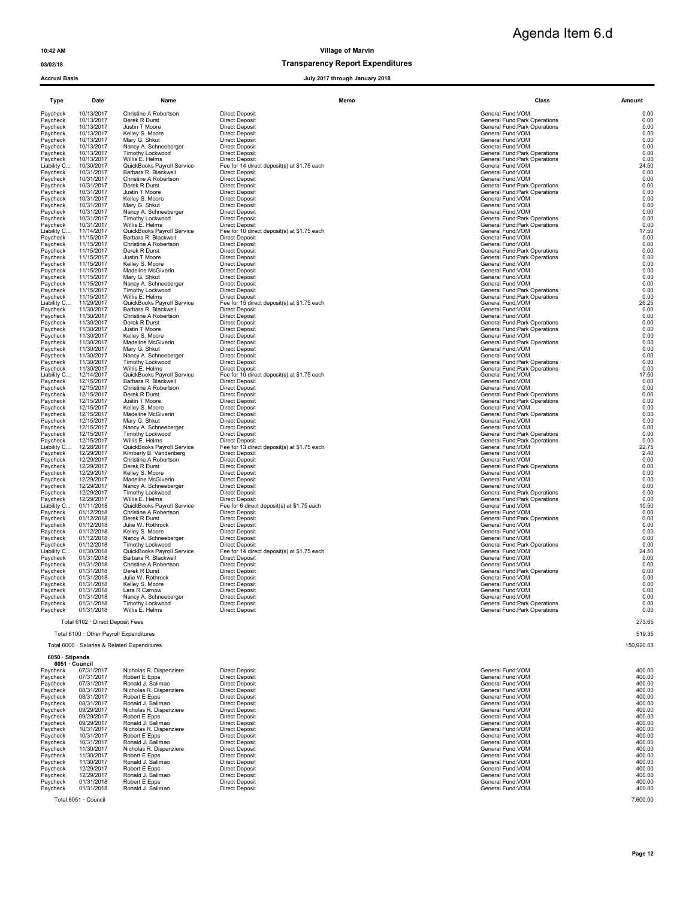Agenda Item 6.d

10:42 AM — **Village of Marvin**

03/02/18 — **Transparency Report Expenditures**

Accrual Basis — **July 2017 through January 2018**

| Type | Date | Name | Memo | Class | Amount |
|---|---|---|---|---|---|
| Paycheck | 10/13/2017 | Christine A Robertson | Direct Deposit | General Fund:VOM | 0.00 |
| Paycheck | 10/13/2017 | Derek R Durst | Direct Deposit | General Fund:Park Operations | 0.00 |
| Paycheck | 10/13/2017 | Justin T Moore | Direct Deposit | General Fund:Park Operations | 0.00 |
| Paycheck | 10/13/2017 | Kelley S. Moore | Direct Deposit | General Fund:VOM | 0.00 |
| Paycheck | 10/13/2017 | Mary G. Shkut | Direct Deposit | General Fund:VOM | 0.00 |
| Paycheck | 10/13/2017 | Nancy A. Schneeberger | Direct Deposit | General Fund:VOM | 0.00 |
| Paycheck | 10/13/2017 | Timothy Lockwood | Direct Deposit | General Fund:Park Operations | 0.00 |
| Paycheck | 10/13/2017 | Willis E. Helms | Direct Deposit | General Fund:Park Operations | 0.00 |
| Liability C... | 10/30/2017 | QuickBooks Payroll Service | Fee for 14 direct deposit(s) at $1.75 each | General Fund:VOM | 24.50 |
| Paycheck | 10/31/2017 | Barbara R. Blackwell | Direct Deposit | General Fund:VOM | 0.00 |
| Paycheck | 10/31/2017 | Christine A Robertson | Direct Deposit | General Fund:VOM | 0.00 |
| Paycheck | 10/31/2017 | Derek R Durst | Direct Deposit | General Fund:Park Operations | 0.00 |
| Paycheck | 10/31/2017 | Justin T Moore | Direct Deposit | General Fund:Park Operations | 0.00 |
| Paycheck | 10/31/2017 | Kelley S. Moore | Direct Deposit | General Fund:VOM | 0.00 |
| Paycheck | 10/31/2017 | Mary G. Shkut | Direct Deposit | General Fund:VOM | 0.00 |
| Paycheck | 10/31/2017 | Nancy A. Schneeberger | Direct Deposit | General Fund:VOM | 0.00 |
| Paycheck | 10/31/2017 | Timothy Lockwood | Direct Deposit | General Fund:Park Operations | 0.00 |
| Paycheck | 10/31/2017 | Willis E. Helms | Direct Deposit | General Fund:Park Operations | 0.00 |
| Liability C... | 11/14/2017 | QuickBooks Payroll Service | Fee for 10 direct deposit(s) at $1.75 each | General Fund:VOM | 17.50 |
| Paycheck | 11/15/2017 | Barbara R. Blackwell | Direct Deposit | General Fund:VOM | 0.00 |
| Paycheck | 11/15/2017 | Christine A Robertson | Direct Deposit | General Fund:VOM | 0.00 |
| Paycheck | 11/15/2017 | Derek R Durst | Direct Deposit | General Fund:Park Operations | 0.00 |
| Paycheck | 11/15/2017 | Justin T Moore | Direct Deposit | General Fund:Park Operations | 0.00 |
| Paycheck | 11/15/2017 | Kelley S. Moore | Direct Deposit | General Fund:VOM | 0.00 |
| Paycheck | 11/15/2017 | Madeline McGiverin | Direct Deposit | General Fund:VOM | 0.00 |
| Paycheck | 11/15/2017 | Mary G. Shkut | Direct Deposit | General Fund:VOM | 0.00 |
| Paycheck | 11/15/2017 | Nancy A. Schneeberger | Direct Deposit | General Fund:VOM | 0.00 |
| Paycheck | 11/15/2017 | Timothy Lockwood | Direct Deposit | General Fund:Park Operations | 0.00 |
| Paycheck | 11/15/2017 | Willis E. Helms | Direct Deposit | General Fund:Park Operations | 0.00 |
| Liability C... | 11/29/2017 | QuickBooks Payroll Service | Fee for 15 direct deposit(s) at $1.75 each | General Fund:VOM | 26.25 |
| Paycheck | 11/30/2017 | Barbara R. Blackwell | Direct Deposit | General Fund:VOM | 0.00 |
| Paycheck | 11/30/2017 | Christine A Robertson | Direct Deposit | General Fund:VOM | 0.00 |
| Paycheck | 11/30/2017 | Derek R Durst | Direct Deposit | General Fund:Park Operations | 0.00 |
| Paycheck | 11/30/2017 | Justin T Moore | Direct Deposit | General Fund:Park Operations | 0.00 |
| Paycheck | 11/30/2017 | Kelley S. Moore | Direct Deposit | General Fund:VOM | 0.00 |
| Paycheck | 11/30/2017 | Madeline McGiverin | Direct Deposit | General Fund:Park Operations | 0.00 |
| Paycheck | 11/30/2017 | Mary G. Shkut | Direct Deposit | General Fund:VOM | 0.00 |
| Paycheck | 11/30/2017 | Nancy A. Schneeberger | Direct Deposit | General Fund:VOM | 0.00 |
| Paycheck | 11/30/2017 | Timothy Lockwood | Direct Deposit | General Fund:Park Operations | 0.00 |
| Paycheck | 11/30/2017 | Willis E. Helms | Direct Deposit | General Fund:Park Operations | 0.00 |
| Liability C... | 12/14/2017 | QuickBooks Payroll Service | Fee for 10 direct deposit(s) at $1.75 each | General Fund:VOM | 17.50 |
| Paycheck | 12/15/2017 | Barbara R. Blackwell | Direct Deposit | General Fund:VOM | 0.00 |
| Paycheck | 12/15/2017 | Christine A Robertson | Direct Deposit | General Fund:VOM | 0.00 |
| Paycheck | 12/15/2017 | Derek R Durst | Direct Deposit | General Fund:Park Operations | 0.00 |
| Paycheck | 12/15/2017 | Justin T Moore | Direct Deposit | General Fund:Park Operations | 0.00 |
| Paycheck | 12/15/2017 | Kelley S. Moore | Direct Deposit | General Fund:VOM | 0.00 |
| Paycheck | 12/15/2017 | Madeline McGiverin | Direct Deposit | General Fund:Park Operations | 0.00 |
| Paycheck | 12/15/2017 | Mary G. Shkut | Direct Deposit | General Fund:VOM | 0.00 |
| Paycheck | 12/15/2017 | Nancy A. Schneeberger | Direct Deposit | General Fund:VOM | 0.00 |
| Paycheck | 12/15/2017 | Timothy Lockwood | Direct Deposit | General Fund:Park Operations | 0.00 |
| Paycheck | 12/15/2017 | Willis E. Helms | Direct Deposit | General Fund:Park Operations | 0.00 |
| Liability C... | 12/28/2017 | QuickBooks Payroll Service | Fee for 13 direct deposit(s) at $1.75 each | General Fund:VOM | 22.75 |
| Paycheck | 12/29/2017 | Kimberly B. Vandenberg | Direct Deposit | General Fund:VOM | 2.40 |
| Paycheck | 12/29/2017 | Christine A Robertson | Direct Deposit | General Fund:VOM | 0.00 |
| Paycheck | 12/29/2017 | Derek R Durst | Direct Deposit | General Fund:Park Operations | 0.00 |
| Paycheck | 12/29/2017 | Kelley S. Moore | Direct Deposit | General Fund:VOM | 0.00 |
| Paycheck | 12/29/2017 | Madeline McGiverin | Direct Deposit | General Fund:VOM | 0.00 |
| Paycheck | 12/29/2017 | Nancy A. Schneeberger | Direct Deposit | General Fund:VOM | 0.00 |
| Paycheck | 12/29/2017 | Timothy Lockwood | Direct Deposit | General Fund:Park Operations | 0.00 |
| Paycheck | 12/29/2017 | Willis E. Helms | Direct Deposit | General Fund:Park Operations | 0.00 |
| Liability C... | 01/11/2018 | QuickBooks Payroll Service | Fee for 6 direct deposit(s) at $1.75 each | General Fund:VOM | 10.50 |
| Paycheck | 01/12/2018 | Christine A Robertson | Direct Deposit | General Fund:VOM | 0.00 |
| Paycheck | 01/12/2018 | Derek R Durst | Direct Deposit | General Fund:Park Operations | 0.00 |
| Paycheck | 01/12/2018 | Julie W. Rothrock | Direct Deposit | General Fund:VOM | 0.00 |
| Paycheck | 01/12/2018 | Kelley S. Moore | Direct Deposit | General Fund:VOM | 0.00 |
| Paycheck | 01/12/2018 | Nancy A. Schneeberger | Direct Deposit | General Fund:VOM | 0.00 |
| Paycheck | 01/12/2018 | Timothy Lockwood | Direct Deposit | General Fund:Park Operations | 0.00 |
| Liability C... | 01/30/2018 | QuickBooks Payroll Service | Fee for 14 direct deposit(s) at $1.75 each | General Fund:VOM | 24.50 |
| Paycheck | 01/31/2018 | Barbara R. Blackwell | Direct Deposit | General Fund:VOM | 0.00 |
| Paycheck | 01/31/2018 | Christine A Robertson | Direct Deposit | General Fund:VOM | 0.00 |
| Paycheck | 01/31/2018 | Derek R Durst | Direct Deposit | General Fund:Park Operations | 0.00 |
| Paycheck | 01/31/2018 | Julie W. Rothrock | Direct Deposit | General Fund:VOM | 0.00 |
| Paycheck | 01/31/2018 | Kelley S. Moore | Direct Deposit | General Fund:VOM | 0.00 |
| Paycheck | 01/31/2018 | Lara R Carnow | Direct Deposit | General Fund:VOM | 0.00 |
| Paycheck | 01/31/2018 | Nancy A. Schneeberger | Direct Deposit | General Fund:VOM | 0.00 |
| Paycheck | 01/31/2018 | Timothy Lockwood | Direct Deposit | General Fund:Park Operations | 0.00 |
| Paycheck | 01/31/2018 | Willis E. Helms | Direct Deposit | General Fund:Park Operations | 0.00 |
| Total 6102 · Direct Deposit Fees | | | | | 273.65 |
| Total 6100 · Other Payroll Expenditures | | | | | 519.35 |
| Total 6000 · Salaries & Related Expenditures | | | | | 150,920.03 |
| **6050 · Stipends** | | | | | |
| **6051 · Council** | | | | | |
| Paycheck | 07/31/2017 | Nicholas R. Dispenziere | Direct Deposit | General Fund:VOM | 400.00 |
| Paycheck | 07/31/2017 | Robert E Epps | Direct Deposit | General Fund:VOM | 400.00 |
| Paycheck | 07/31/2017 | Ronald J. Salimao | Direct Deposit | General Fund:VOM | 400.00 |
| Paycheck | 08/31/2017 | Nicholas R. Dispenziere | Direct Deposit | General Fund:VOM | 400.00 |
| Paycheck | 08/31/2017 | Robert E Epps | Direct Deposit | General Fund:VOM | 400.00 |
| Paycheck | 08/31/2017 | Ronald J. Salimao | Direct Deposit | General Fund:VOM | 400.00 |
| Paycheck | 09/29/2017 | Nicholas R. Dispenziere | Direct Deposit | General Fund:VOM | 400.00 |
| Paycheck | 09/29/2017 | Robert E Epps | Direct Deposit | General Fund:VOM | 400.00 |
| Paycheck | 09/29/2017 | Ronald J. Salimao | Direct Deposit | General Fund:VOM | 400.00 |
| Paycheck | 10/31/2017 | Nicholas R. Dispenziere | Direct Deposit | General Fund:VOM | 400.00 |
| Paycheck | 10/31/2017 | Robert E Epps | Direct Deposit | General Fund:VOM | 400.00 |
| Paycheck | 10/31/2017 | Ronald J. Salimao | Direct Deposit | General Fund:VOM | 400.00 |
| Paycheck | 11/30/2017 | Nicholas R. Dispenziere | Direct Deposit | General Fund:VOM | 400.00 |
| Paycheck | 11/30/2017 | Robert E Epps | Direct Deposit | General Fund:VOM | 400.00 |
| Paycheck | 11/30/2017 | Ronald J. Salimao | Direct Deposit | General Fund:VOM | 400.00 |
| Paycheck | 12/29/2017 | Robert E Epps | Direct Deposit | General Fund:VOM | 400.00 |
| Paycheck | 12/29/2017 | Ronald J. Salimao | Direct Deposit | General Fund:VOM | 400.00 |
| Paycheck | 01/31/2018 | Robert E Epps | Direct Deposit | General Fund:VOM | 400.00 |
| Paycheck | 01/31/2018 | Ronald J. Salimao | Direct Deposit | General Fund:VOM | 400.00 |
| Total 6051 · Council | | | | | 7,600.00 |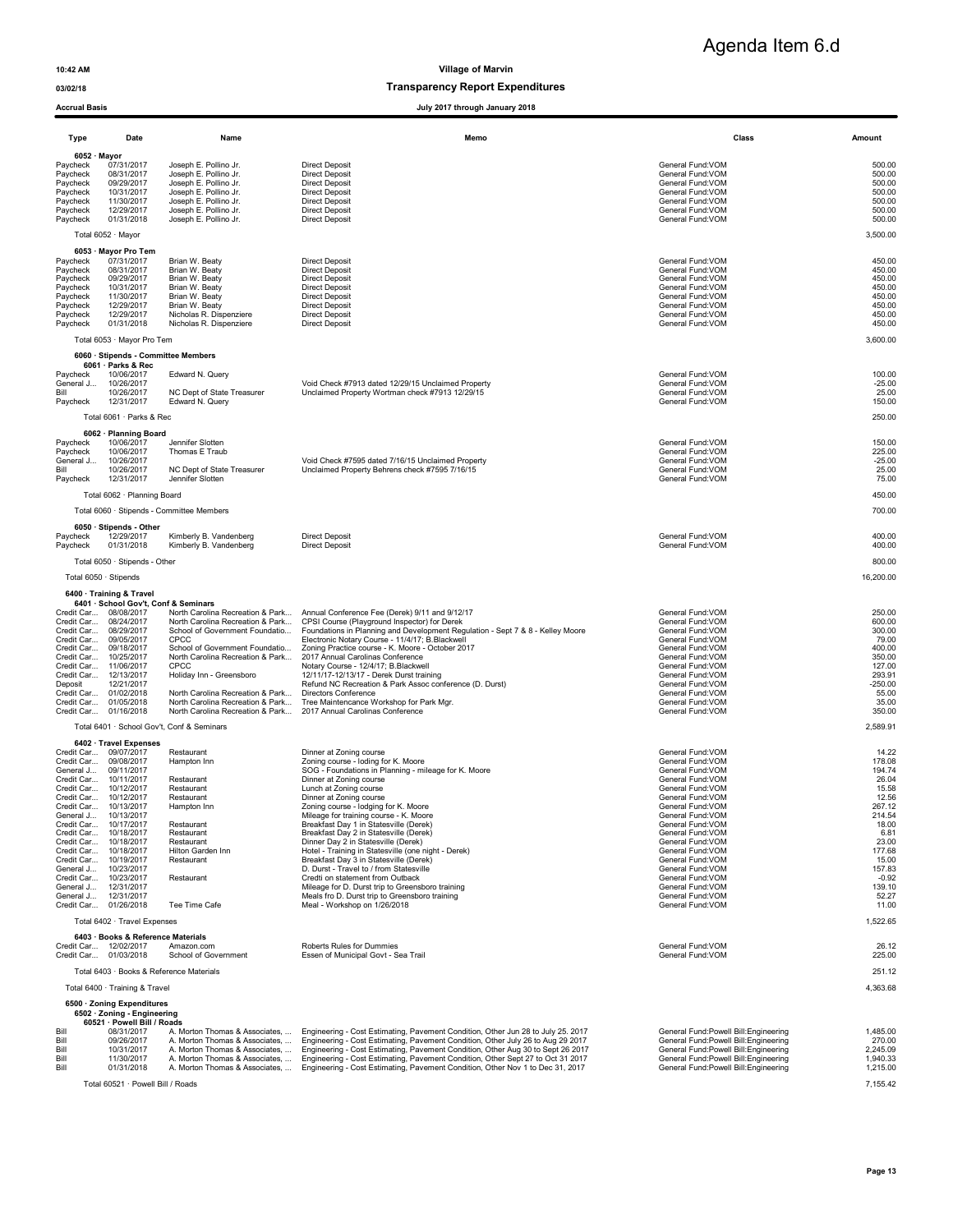Agenda Item 6.d

**10:42 AM** | **Village of Marvin**
**03/02/18** | **Transparency Report Expenditures**
**Accrual Basis** | **July 2017 through January 2018**

| Type | Date | Name | Memo | Class | Amount |
|---|---|---|---|---|---|
| **6052 · Mayor** | | | | | |
| Paycheck | 07/31/2017 | Joseph E. Pollino Jr. | Direct Deposit | General Fund:VOM | 500.00 |
| Paycheck | 08/31/2017 | Joseph E. Pollino Jr. | Direct Deposit | General Fund:VOM | 500.00 |
| Paycheck | 09/29/2017 | Joseph E. Pollino Jr. | Direct Deposit | General Fund:VOM | 500.00 |
| Paycheck | 10/31/2017 | Joseph E. Pollino Jr. | Direct Deposit | General Fund:VOM | 500.00 |
| Paycheck | 11/30/2017 | Joseph E. Pollino Jr. | Direct Deposit | General Fund:VOM | 500.00 |
| Paycheck | 12/29/2017 | Joseph E. Pollino Jr. | Direct Deposit | General Fund:VOM | 500.00 |
| Paycheck | 01/31/2018 | Joseph E. Pollino Jr. | Direct Deposit | General Fund:VOM | 500.00 |
| Total 6052 · Mayor | | | | | 3,500.00 |
| **6053 · Mayor Pro Tem** | | | | | |
| Paycheck | 07/31/2017 | Brian W. Beaty | Direct Deposit | General Fund:VOM | 450.00 |
| Paycheck | 08/31/2017 | Brian W. Beaty | Direct Deposit | General Fund:VOM | 450.00 |
| Paycheck | 09/29/2017 | Brian W. Beaty | Direct Deposit | General Fund:VOM | 450.00 |
| Paycheck | 10/31/2017 | Brian W. Beaty | Direct Deposit | General Fund:VOM | 450.00 |
| Paycheck | 11/30/2017 | Brian W. Beaty | Direct Deposit | General Fund:VOM | 450.00 |
| Paycheck | 12/29/2017 | Brian W. Beaty | Direct Deposit | General Fund:VOM | 450.00 |
| Paycheck | 12/29/2017 | Nicholas R. Dispenziere | Direct Deposit | General Fund:VOM | 450.00 |
| Paycheck | 01/31/2018 | Nicholas R. Dispenziere | Direct Deposit | General Fund:VOM | 450.00 |
| Total 6053 · Mayor Pro Tem | | | | | 3,600.00 |
| **6060 · Stipends - Committee Members** | | | | | |
| **6061 · Parks & Rec** | | | | | |
| Paycheck | 10/06/2017 | Edward N. Query | | General Fund:VOM | 100.00 |
| General J... | 10/26/2017 | | Void Check #7913 dated 12/29/15 Unclaimed Property | General Fund:VOM | -25.00 |
| Bill | 10/26/2017 | NC Dept of State Treasurer | Unclaimed Property Wortman check #7913 12/29/15 | General Fund:VOM | 25.00 |
| Paycheck | 12/31/2017 | Edward N. Query | | General Fund:VOM | 150.00 |
| Total 6061 · Parks & Rec | | | | | 250.00 |
| **6062 · Planning Board** | | | | | |
| Paycheck | 10/06/2017 | Jennifer Slotten | | General Fund:VOM | 150.00 |
| Paycheck | 10/06/2017 | Thomas E Traub | | General Fund:VOM | 225.00 |
| General J... | 10/26/2017 | | Void Check #7595 dated 7/16/15 Unclaimed Property | General Fund:VOM | -25.00 |
| Bill | 10/26/2017 | NC Dept of State Treasurer | Unclaimed Property Behrens check #7595 7/16/15 | General Fund:VOM | 25.00 |
| Paycheck | 12/31/2017 | Jennifer Slotten | | General Fund:VOM | 75.00 |
| Total 6062 · Planning Board | | | | | 450.00 |
| Total 6060 · Stipends - Committee Members | | | | | 700.00 |
| **6050 · Stipends - Other** | | | | | |
| Paycheck | 12/29/2017 | Kimberly B. Vandenberg | Direct Deposit | General Fund:VOM | 400.00 |
| Paycheck | 01/31/2018 | Kimberly B. Vandenberg | Direct Deposit | General Fund:VOM | 400.00 |
| Total 6050 · Stipends - Other | | | | | 800.00 |
| Total 6050 · Stipends | | | | | 16,200.00 |
| **6400 · Training & Travel** | | | | | |
| **6401 · School Gov't, Conf & Seminars** | | | | | |
| Credit Car... | 08/08/2017 | North Carolina Recreation & Park... | Annual Conference Fee (Derek) 9/11 and 9/12/17 | General Fund:VOM | 250.00 |
| Credit Car... | 08/24/2017 | North Carolina Recreation & Park... | CPSI Course (Playground Inspector) for Derek | General Fund:VOM | 600.00 |
| Credit Car... | 08/29/2017 | School of Government Foundatio... | Foundations in Planning and Development Regulation - Sept 7 & 8 - Kelley Moore | General Fund:VOM | 300.00 |
| Credit Car... | 09/05/2017 | CPCC | Electronic Notary Course - 11/4/17; B.Blackwell | General Fund:VOM | 79.00 |
| Credit Car... | 09/18/2017 | School of Government Foundatio... | Zoning Practice course - K. Moore - October 2017 | General Fund:VOM | 400.00 |
| Credit Car... | 10/25/2017 | North Carolina Recreation & Park... | 2017 Annual Carolinas Conference | General Fund:VOM | 350.00 |
| Credit Car... | 11/06/2017 | CPCC | Notary Course - 12/4/17; B.Blackwell | General Fund:VOM | 127.00 |
| Credit Car... | 12/13/2017 | Holiday Inn - Greensboro | 12/11/17-12/13/17 - Derek Durst training | General Fund:VOM | 293.91 |
| Deposit | 12/21/2017 | | Refund NC Recreation & Park Assoc conference (D. Durst) | General Fund:VOM | -250.00 |
| Credit Car... | 01/02/2018 | North Carolina Recreation & Park... | Directors Conference | General Fund:VOM | 55.00 |
| Credit Car... | 01/05/2018 | North Carolina Recreation & Park... | Tree Maintencance Workshop for Park Mgr. | General Fund:VOM | 35.00 |
| Credit Car... | 01/16/2018 | North Carolina Recreation & Park... | 2017 Annual Carolinas Conference | General Fund:VOM | 350.00 |
| Total 6401 · School Gov't, Conf & Seminars | | | | | 2,589.91 |
| **6402 · Travel Expenses** | | | | | |
| Credit Car... | 09/07/2017 | Restaurant | Dinner at Zoning course | General Fund:VOM | 14.22 |
| Credit Car... | 09/08/2017 | Hampton Inn | Zoning course - loding for K. Moore | General Fund:VOM | 178.08 |
| General J... | 09/11/2017 | | SOG - Foundations in Planning - mileage for K. Moore | General Fund:VOM | 194.74 |
| Credit Car... | 10/11/2017 | Restaurant | Dinner at Zoning course | General Fund:VOM | 26.04 |
| Credit Car... | 10/12/2017 | Restaurant | Lunch at Zoning course | General Fund:VOM | 15.58 |
| Credit Car... | 10/12/2017 | Restaurant | Dinner at Zoning course | General Fund:VOM | 12.56 |
| Credit Car... | 10/13/2017 | Hampton Inn | Zoning course - lodging for K. Moore | General Fund:VOM | 267.12 |
| General J... | 10/13/2017 | | Mileage for training course - K. Moore | General Fund:VOM | 214.54 |
| Credit Car... | 10/17/2017 | Restaurant | Breakfast Day 1 in Statesville (Derek) | General Fund:VOM | 18.00 |
| Credit Car... | 10/18/2017 | Restaurant | Breakfast Day 2 in Statesville (Derek) | General Fund:VOM | 6.81 |
| Credit Car... | 10/18/2017 | Restaurant | Dinner Day 2 in Statesville (Derek) | General Fund:VOM | 23.00 |
| Credit Car... | 10/18/2017 | Hilton Garden Inn | Hotel - Training in Statesville (one night - Derek) | General Fund:VOM | 177.68 |
| Credit Car... | 10/19/2017 | Restaurant | Breakfast Day 3 in Statesville (Derek) | General Fund:VOM | 15.00 |
| General J... | 10/23/2017 | | D. Durst - Travel to / from Statesville | General Fund:VOM | 157.83 |
| Credit Car... | 10/23/2017 | Restaurant | Credti on statement from Outback | General Fund:VOM | -0.92 |
| General J... | 12/31/2017 | | Mileage for D. Durst trip to Greensboro training | General Fund:VOM | 139.10 |
| General J... | 12/31/2017 | | Meals fro D. Durst trip to Greensboro training | General Fund:VOM | 52.27 |
| Credit Car... | 01/26/2018 | Tee Time Cafe | Meal - Workshop on 1/26/2018 | General Fund:VOM | 11.00 |
| Total 6402 · Travel Expenses | | | | | 1,522.65 |
| **6403 · Books & Reference Materials** | | | | | |
| Credit Car... | 12/02/2017 | Amazon.com | Roberts Rules for Dummies | General Fund:VOM | 26.12 |
| Credit Car... | 01/03/2018 | School of Government | Essen of Municipal Govt - Sea Trail | General Fund:VOM | 225.00 |
| Total 6403 · Books & Reference Materials | | | | | 251.12 |
| Total 6400 · Training & Travel | | | | | 4,363.68 |
| **6500 · Zoning Expenditures** | | | | | |
| **6502 · Zoning - Engineering** | | | | | |
| **60521 · Powell Bill / Roads** | | | | | |
| Bill | 08/31/2017 | A. Morton Thomas & Associates, ... | Engineering - Cost Estimating, Pavement Condition, Other Jun 28 to July 25. 2017 | General Fund:Powell Bill:Engineering | 1,485.00 |
| Bill | 09/26/2017 | A. Morton Thomas & Associates, ... | Engineering - Cost Estimating, Pavement Condition, Other July 26 to Aug 29 2017 | General Fund:Powell Bill:Engineering | 270.00 |
| Bill | 10/31/2017 | A. Morton Thomas & Associates, ... | Engineering - Cost Estimating, Pavement Condition, Other Aug 30 to Sept 26 2017 | General Fund:Powell Bill:Engineering | 2,245.09 |
| Bill | 11/30/2017 | A. Morton Thomas & Associates, ... | Engineering - Cost Estimating, Pavement Condition, Other Sept 27 to Oct 31 2017 | General Fund:Powell Bill:Engineering | 1,940.33 |
| Bill | 01/31/2018 | A. Morton Thomas & Associates, ... | Engineering - Cost Estimating, Pavement Condition, Other Nov 1 to Dec 31, 2017 | General Fund:Powell Bill:Engineering | 1,215.00 |
| Total 60521 · Powell Bill / Roads | | | | | 7,155.42 |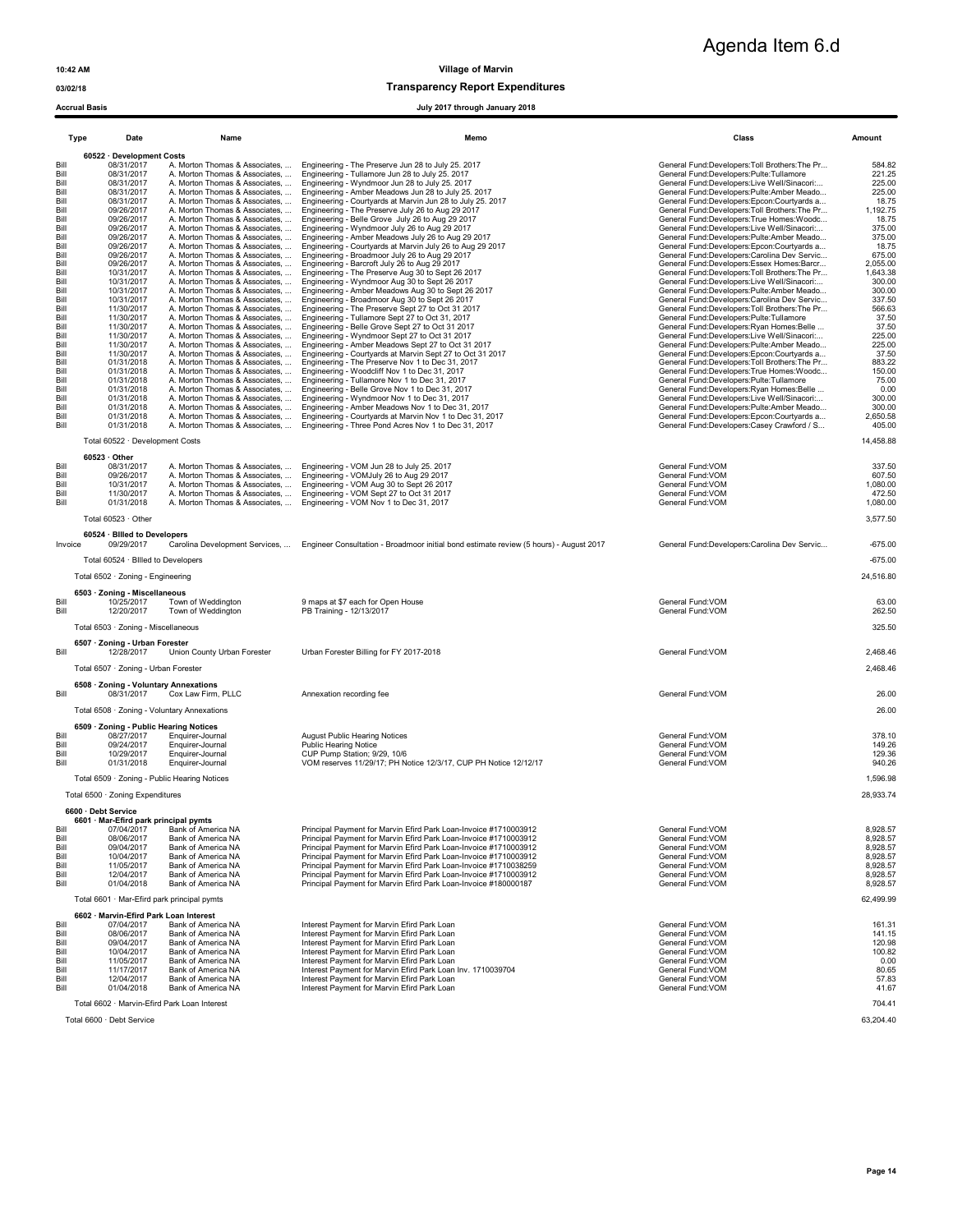Agenda Item 6.d

**Village of Marvin**
**Transparency Report Expenditures**
**July 2017 through January 2018**

10:42 AM
03/02/18
Accrual Basis

| Type | Date | Name | Memo | Class | Amount |
|---|---|---|---|---|---|
| **60522 · Development Costs** | | | | | |
| Bill | 08/31/2017 | A. Morton Thomas & Associates, ... | Engineering - The Preserve Jun 28 to July 25. 2017 | General Fund:Developers:Toll Brothers:The Pr... | 584.82 |
| Bill | 08/31/2017 | A. Morton Thomas & Associates, ... | Engineering - Tullamore Jun 28 to July 25. 2017 | General Fund:Developers:Pulte:Tullamore | 221.25 |
| Bill | 08/31/2017 | A. Morton Thomas & Associates, ... | Engineering - Wyndmoor Jun 28 to July 25. 2017 | General Fund:Developers:Live Well/Sinacori:... | 225.00 |
| Bill | 08/31/2017 | A. Morton Thomas & Associates, ... | Engineering - Amber Meadows Jun 28 to July 25. 2017 | General Fund:Developers:Pulte:Amber Meado... | 225.00 |
| Bill | 08/31/2017 | A. Morton Thomas & Associates, ... | Engineering - Courtyards at Marvin Jun 28 to July 25. 2017 | General Fund:Developers:Epcon:Courtyards a... | 18.75 |
| Bill | 09/26/2017 | A. Morton Thomas & Associates, ... | Engineering - The Preserve July 26 to Aug 29 2017 | General Fund:Developers:Toll Brothers:The Pr... | 1,192.75 |
| Bill | 09/26/2017 | A. Morton Thomas & Associates, ... | Engineering - Belle Grove July 26 to Aug 29 2017 | General Fund:Developers:True Homes:Woodc... | 18.75 |
| Bill | 09/26/2017 | A. Morton Thomas & Associates, ... | Engineering - Wyndmoor July 26 to Aug 29 2017 | General Fund:Developers:Live Well/Sinacori:... | 375.00 |
| Bill | 09/26/2017 | A. Morton Thomas & Associates, ... | Engineering - Amber Meadows July 26 to Aug 29 2017 | General Fund:Developers:Pulte:Amber Meado... | 375.00 |
| Bill | 09/26/2017 | A. Morton Thomas & Associates, ... | Engineering - Courtyards at Marvin July 26 to Aug 29 2017 | General Fund:Developers:Epcon:Courtyards a... | 18.75 |
| Bill | 09/26/2017 | A. Morton Thomas & Associates, ... | Engineering - Broadmoor July 26 to Aug 29 2017 | General Fund:Developers:Carolina Dev Servic... | 675.00 |
| Bill | 09/26/2017 | A. Morton Thomas & Associates, ... | Engineering - Barcroft July 26 to Aug 29 2017 | General Fund:Developers:Essex Homes:Barcr... | 2,055.00 |
| Bill | 10/31/2017 | A. Morton Thomas & Associates, ... | Engineering - The Preserve Aug 30 to Sept 26 2017 | General Fund:Developers:Toll Brothers:The Pr... | 1,643.38 |
| Bill | 10/31/2017 | A. Morton Thomas & Associates, ... | Engineering - Wyndmoor Aug 30 to Sept 26 2017 | General Fund:Developers:Live Well/Sinacori:... | 300.00 |
| Bill | 10/31/2017 | A. Morton Thomas & Associates, ... | Engineering - Amber Meadows Aug 30 to Sept 26 2017 | General Fund:Developers:Pulte:Amber Meado... | 300.00 |
| Bill | 10/31/2017 | A. Morton Thomas & Associates, ... | Engineering - Broadmoor Aug 30 to Sept 26 2017 | General Fund:Developers:Carolina Dev Servic... | 337.50 |
| Bill | 11/30/2017 | A. Morton Thomas & Associates, ... | Engineering - The Preserve Sept 27 to Oct 31 2017 | General Fund:Developers:Toll Brothers:The Pr... | 566.63 |
| Bill | 11/30/2017 | A. Morton Thomas & Associates, ... | Engineering - Tullamore Sept 27 to Oct 31, 2017 | General Fund:Developers:Pulte:Tullamore | 37.50 |
| Bill | 11/30/2017 | A. Morton Thomas & Associates, ... | Engineering - Belle Grove Sept 27 to Oct 31 2017 | General Fund:Developers:Ryan Homes:Belle ... | 37.50 |
| Bill | 11/30/2017 | A. Morton Thomas & Associates, ... | Engineering - Wyndmoor Sept 27 to Oct 31 2017 | General Fund:Developers:Live Well/Sinacori:... | 225.00 |
| Bill | 11/30/2017 | A. Morton Thomas & Associates, ... | Engineering - Amber Meadows Sept 27 to Oct 31 2017 | General Fund:Developers:Pulte:Amber Meado... | 225.00 |
| Bill | 11/30/2017 | A. Morton Thomas & Associates, ... | Engineering - Courtyards at Marvin Sept 27 to Oct 31 2017 | General Fund:Developers:Epcon:Courtyards a... | 37.50 |
| Bill | 01/31/2018 | A. Morton Thomas & Associates, ... | Engineering - The Preserve Nov 1 to Dec 31, 2017 | General Fund:Developers:Toll Brothers:The Pr... | 883.22 |
| Bill | 01/31/2018 | A. Morton Thomas & Associates, ... | Engineering - Woodcliff Nov 1 to Dec 31, 2017 | General Fund:Developers:True Homes:Woodc... | 150.00 |
| Bill | 01/31/2018 | A. Morton Thomas & Associates, ... | Engineering - Tullamore Nov 1 to Dec 31, 2017 | General Fund:Developers:Pulte:Tullamore | 75.00 |
| Bill | 01/31/2018 | A. Morton Thomas & Associates, ... | Engineering - Belle Grove Nov 1 to Dec 31, 2017 | General Fund:Developers:Ryan Homes:Belle ... | 0.00 |
| Bill | 01/31/2018 | A. Morton Thomas & Associates, ... | Engineering - Wyndmoor Nov 1 to Dec 31, 2017 | General Fund:Developers:Live Well/Sinacori:... | 300.00 |
| Bill | 01/31/2018 | A. Morton Thomas & Associates, ... | Engineering - Amber Meadows Nov 1 to Dec 31, 2017 | General Fund:Developers:Pulte:Amber Meado... | 300.00 |
| Bill | 01/31/2018 | A. Morton Thomas & Associates, ... | Engineering - Courtyards at Marvin Nov 1 to Dec 31, 2017 | General Fund:Developers:Epcon:Courtyards a... | 2,650.58 |
| Bill | 01/31/2018 | A. Morton Thomas & Associates, ... | Engineering - Three Pond Acres Nov 1 to Dec 31, 2017 | General Fund:Developers:Casey Crawford / S... | 405.00 |
| Total 60522 · Development Costs | | | | | 14,458.88 |
| **60523 · Other** | | | | | |
| Bill | 08/31/2017 | A. Morton Thomas & Associates, ... | Engineering - VOM Jun 28 to July 25. 2017 | General Fund:VOM | 337.50 |
| Bill | 09/26/2017 | A. Morton Thomas & Associates, ... | Engineering - VOMJuly 26 to Aug 29 2017 | General Fund:VOM | 607.50 |
| Bill | 10/31/2017 | A. Morton Thomas & Associates, ... | Engineering - VOM Aug 30 to Sept 26 2017 | General Fund:VOM | 1,080.00 |
| Bill | 11/30/2017 | A. Morton Thomas & Associates, ... | Engineering - VOM Sept 27 to Oct 31 2017 | General Fund:VOM | 472.50 |
| Bill | 01/31/2018 | A. Morton Thomas & Associates, ... | Engineering - VOM Nov 1 to Dec 31, 2017 | General Fund:VOM | 1,080.00 |
| Total 60523 · Other | | | | | 3,577.50 |
| **60524 · BIlled to Developers** | | | | | |
| Invoice | 09/29/2017 | Carolina Development Services, ... | Engineer Consultation - Broadmoor initial bond estimate review (5 hours) - August 2017 | General Fund:Developers:Carolina Dev Servic... | -675.00 |
| Total 60524 · BIlled to Developers | | | | | -675.00 |
| Total 6502 · Zoning - Engineering | | | | | 24,516.80 |
| **6503 · Zoning - Miscellaneous** | | | | | |
| Bill | 10/25/2017 | Town of Weddington | 9 maps at $7 each for Open House | General Fund:VOM | 63.00 |
| Bill | 12/20/2017 | Town of Weddington | PB Training - 12/13/2017 | General Fund:VOM | 262.50 |
| Total 6503 · Zoning - Miscellaneous | | | | | 325.50 |
| **6507 · Zoning - Urban Forester** | | | | | |
| Bill | 12/28/2017 | Union County Urban Forester | Urban Forester Billing for FY 2017-2018 | General Fund:VOM | 2,468.46 |
| Total 6507 · Zoning - Urban Forester | | | | | 2,468.46 |
| **6508 · Zoning - Voluntary Annexations** | | | | | |
| Bill | 08/31/2017 | Cox Law Firm, PLLC | Annexation recording fee | General Fund:VOM | 26.00 |
| Total 6508 · Zoning - Voluntary Annexations | | | | | 26.00 |
| **6509 · Zoning - Public Hearing Notices** | | | | | |
| Bill | 08/27/2017 | Enquirer-Journal | August Public Hearing Notices | General Fund:VOM | 378.10 |
| Bill | 09/24/2017 | Enquirer-Journal | Public Hearing Notice | General Fund:VOM | 149.26 |
| Bill | 10/29/2017 | Enquirer-Journal | CUP Pump Station; 9/29, 10/6 | General Fund:VOM | 129.36 |
| Bill | 01/31/2018 | Enquirer-Journal | VOM reserves 11/29/17; PH Notice 12/3/17, CUP PH Notice 12/12/17 | General Fund:VOM | 940.26 |
| Total 6509 · Zoning - Public Hearing Notices | | | | | 1,596.98 |
| Total 6500 · Zoning Expenditures | | | | | 28,933.74 |
| **6600 · Debt Service** | | | | | |
| **6601 · Mar-Efird park principal pymts** | | | | | |
| Bill | 07/04/2017 | Bank of America NA | Principal Payment for Marvin Efird Park Loan-Invoice #1710003912 | General Fund:VOM | 8,928.57 |
| Bill | 08/06/2017 | Bank of America NA | Principal Payment for Marvin Efird Park Loan-Invoice #1710003912 | General Fund:VOM | 8,928.57 |
| Bill | 09/04/2017 | Bank of America NA | Principal Payment for Marvin Efird Park Loan-Invoice #1710003912 | General Fund:VOM | 8,928.57 |
| Bill | 10/04/2017 | Bank of America NA | Principal Payment for Marvin Efird Park Loan-Invoice #1710003912 | General Fund:VOM | 8,928.57 |
| Bill | 11/05/2017 | Bank of America NA | Principal Payment for Marvin Efird Park Loan-Invoice #1710038259 | General Fund:VOM | 8,928.57 |
| Bill | 12/04/2017 | Bank of America NA | Principal Payment for Marvin Efird Park Loan-Invoice #1710003912 | General Fund:VOM | 8,928.57 |
| Bill | 01/04/2018 | Bank of America NA | Principal Payment for Marvin Efird Park Loan-Invoice #180000187 | General Fund:VOM | 8,928.57 |
| Total 6601 · Mar-Efird park principal pymts | | | | | 62,499.99 |
| **6602 · Marvin-Efird Park Loan Interest** | | | | | |
| Bill | 07/04/2017 | Bank of America NA | Interest Payment for Marvin Efird Park Loan | General Fund:VOM | 161.31 |
| Bill | 08/06/2017 | Bank of America NA | Interest Payment for Marvin Efird Park Loan | General Fund:VOM | 141.15 |
| Bill | 09/04/2017 | Bank of America NA | Interest Payment for Marvin Efird Park Loan | General Fund:VOM | 120.98 |
| Bill | 10/04/2017 | Bank of America NA | Interest Payment for Marvin Efird Park Loan | General Fund:VOM | 100.82 |
| Bill | 11/05/2017 | Bank of America NA | Interest Payment for Marvin Efird Park Loan | General Fund:VOM | 0.00 |
| Bill | 11/17/2017 | Bank of America NA | Interest Payment for Marvin Efird Park Loan Inv. 1710039704 | General Fund:VOM | 80.65 |
| Bill | 12/04/2017 | Bank of America NA | Interest Payment for Marvin Efird Park Loan | General Fund:VOM | 57.83 |
| Bill | 01/04/2018 | Bank of America NA | Interest Payment for Marvin Efird Park Loan | General Fund:VOM | 41.67 |
| Total 6602 · Marvin-Efird Park Loan Interest | | | | | 704.41 |
| Total 6600 · Debt Service | | | | | 63,204.40 |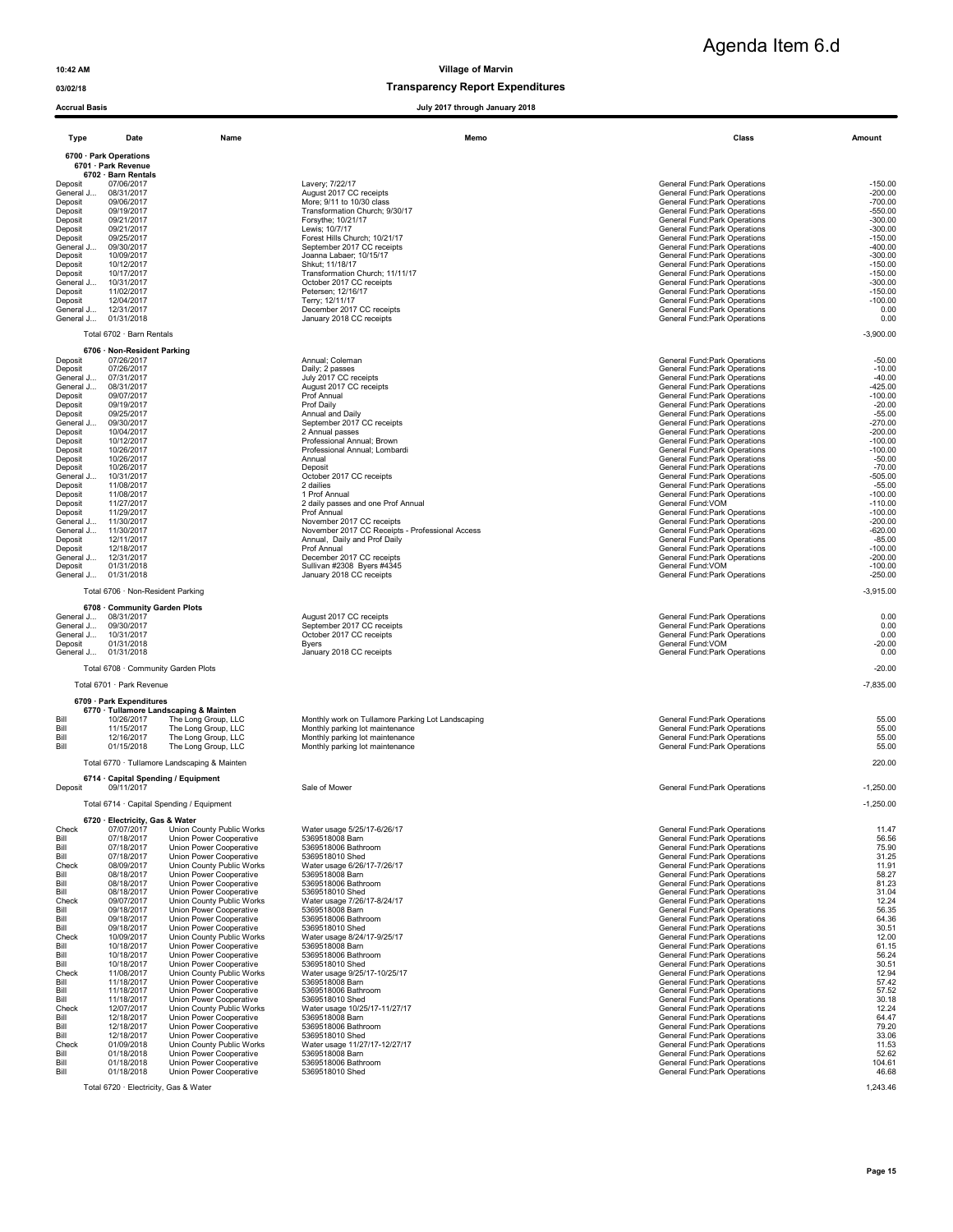Agenda Item 6.d

10:42 AM

03/02/18

Accrual Basis

# Village of Marvin

## Transparency Report Expenditures

July 2017 through January 2018

| Type | Date | Name | Memo | Class | Amount |
|---|---|---|---|---|---|
| **6700 · Park Operations** | | | | | |
| **6701 · Park Revenue** | | | | | |
| **6702 · Barn Rentals** | | | | | |
| Deposit | 07/06/2017 | | Lavery; 7/22/17 | General Fund:Park Operations | -150.00 |
| General J... | 08/31/2017 | | August 2017 CC receipts | General Fund:Park Operations | -200.00 |
| Deposit | 09/06/2017 | | More; 9/11 to 10/30 class | General Fund:Park Operations | -700.00 |
| Deposit | 09/19/2017 | | Transformation Church; 9/30/17 | General Fund:Park Operations | -550.00 |
| Deposit | 09/21/2017 | | Forsythe; 10/21/17 | General Fund:Park Operations | -300.00 |
| Deposit | 09/21/2017 | | Lewis; 10/7/17 | General Fund:Park Operations | -300.00 |
| Deposit | 09/25/2017 | | Forest Hills Church; 10/21/17 | General Fund:Park Operations | -150.00 |
| General J... | 09/30/2017 | | September 2017 CC receipts | General Fund:Park Operations | -400.00 |
| Deposit | 10/09/2017 | | Joanna Labaer; 10/15/17 | General Fund:Park Operations | -300.00 |
| Deposit | 10/12/2017 | | Shkut; 11/18/17 | General Fund:Park Operations | -150.00 |
| Deposit | 10/17/2017 | | Transformation Church; 11/11/17 | General Fund:Park Operations | -150.00 |
| General J... | 10/31/2017 | | October 2017 CC receipts | General Fund:Park Operations | -300.00 |
| Deposit | 11/02/2017 | | Petersen; 12/16/17 | General Fund:Park Operations | -150.00 |
| Deposit | 12/04/2017 | | Terry; 12/11/17 | General Fund:Park Operations | -100.00 |
| General J... | 12/31/2017 | | December 2017 CC receipts | General Fund:Park Operations | 0.00 |
| General J... | 01/31/2018 | | January 2018 CC receipts | General Fund:Park Operations | 0.00 |
| Total 6702 · Barn Rentals | | | | | -3,900.00 |
| **6706 · Non-Resident Parking** | | | | | |
| Deposit | 07/26/2017 | | Annual; Coleman | General Fund:Park Operations | -50.00 |
| Deposit | 07/26/2017 | | Daily; 2 passes | General Fund:Park Operations | -10.00 |
| General J... | 07/31/2017 | | July 2017 CC receipts | General Fund:Park Operations | -40.00 |
| General J... | 08/31/2017 | | August 2017 CC receipts | General Fund:Park Operations | -425.00 |
| Deposit | 09/07/2017 | | Prof Annual | General Fund:Park Operations | -100.00 |
| Deposit | 09/19/2017 | | Prof Daily | General Fund:Park Operations | -20.00 |
| Deposit | 09/25/2017 | | Annual and Daily | General Fund:Park Operations | -55.00 |
| General J... | 09/30/2017 | | September 2017 CC receipts | General Fund:Park Operations | -270.00 |
| Deposit | 10/04/2017 | | 2 Annual passes | General Fund:Park Operations | -200.00 |
| Deposit | 10/12/2017 | | Professional Annual; Brown | General Fund:Park Operations | -100.00 |
| Deposit | 10/26/2017 | | Professional Annual; Lombardi | General Fund:Park Operations | -100.00 |
| Deposit | 10/26/2017 | | Annual | General Fund:Park Operations | -50.00 |
| Deposit | 10/26/2017 | | Deposit | General Fund:Park Operations | -70.00 |
| General J... | 10/31/2017 | | October 2017 CC receipts | General Fund:Park Operations | -505.00 |
| Deposit | 11/08/2017 | | 2 dailies | General Fund:Park Operations | -55.00 |
| Deposit | 11/08/2017 | | 1 Prof Annual | General Fund:Park Operations | -100.00 |
| Deposit | 11/27/2017 | | 2 daily passes and one Prof Annual | General Fund:VOM | -110.00 |
| Deposit | 11/29/2017 | | Prof Annual | General Fund:Park Operations | -100.00 |
| General J... | 11/30/2017 | | November 2017 CC receipts | General Fund:Park Operations | -200.00 |
| General J... | 11/30/2017 | | November 2017 CC Receipts - Professional Access | General Fund:Park Operations | -620.00 |
| Deposit | 12/11/2017 | | Annual, Daily and Prof Daily | General Fund:Park Operations | -85.00 |
| Deposit | 12/18/2017 | | Prof Annual | General Fund:Park Operations | -100.00 |
| General J... | 12/31/2017 | | December 2017 CC receipts | General Fund:Park Operations | -200.00 |
| Deposit | 01/31/2018 | | Sullivan #2308 Byers #4345 | General Fund:VOM | -100.00 |
| General J... | 01/31/2018 | | January 2018 CC receipts | General Fund:Park Operations | -250.00 |
| Total 6706 · Non-Resident Parking | | | | | -3,915.00 |
| **6708 · Community Garden Plots** | | | | | |
| General J... | 08/31/2017 | | August 2017 CC receipts | General Fund:Park Operations | 0.00 |
| General J... | 09/30/2017 | | September 2017 CC receipts | General Fund:Park Operations | 0.00 |
| General J... | 10/31/2017 | | October 2017 CC receipts | General Fund:Park Operations | 0.00 |
| Deposit | 01/31/2018 | | Byers | General Fund:VOM | -20.00 |
| General J... | 01/31/2018 | | January 2018 CC receipts | General Fund:Park Operations | 0.00 |
| Total 6708 · Community Garden Plots | | | | | -20.00 |
| Total 6701 · Park Revenue | | | | | -7,835.00 |
| **6709 · Park Expenditures** | | | | | |
| **6770 · Tullamore Landscaping & Mainten** | | | | | |
| Bill | 10/26/2017 | The Long Group, LLC | Monthly work on Tullamore Parking Lot Landscaping | General Fund:Park Operations | 55.00 |
| Bill | 11/15/2017 | The Long Group, LLC | Monthly parking lot maintenance | General Fund:Park Operations | 55.00 |
| Bill | 12/16/2017 | The Long Group, LLC | Monthly parking lot maintenance | General Fund:Park Operations | 55.00 |
| Bill | 01/15/2018 | The Long Group, LLC | Monthly parking lot maintenance | General Fund:Park Operations | 55.00 |
| Total 6770 · Tullamore Landscaping & Mainten | | | | | 220.00 |
| **6714 · Capital Spending / Equipment** | | | | | |
| Deposit | 09/11/2017 | | Sale of Mower | General Fund:Park Operations | -1,250.00 |
| Total 6714 · Capital Spending / Equipment | | | | | -1,250.00 |
| **6720 · Electricity, Gas & Water** | | | | | |
| Check | 07/07/2017 | Union County Public Works | Water usage 5/25/17-6/26/17 | General Fund:Park Operations | 11.47 |
| Bill | 07/18/2017 | Union Power Cooperative | 5369518008 Barn | General Fund:Park Operations | 56.56 |
| Bill | 07/18/2017 | Union Power Cooperative | 5369518006 Bathroom | General Fund:Park Operations | 75.90 |
| Bill | 07/18/2017 | Union Power Cooperative | 5369518010 Shed | General Fund:Park Operations | 31.25 |
| Check | 08/09/2017 | Union County Public Works | Water usage 6/26/17-7/26/17 | General Fund:Park Operations | 11.91 |
| Bill | 08/18/2017 | Union Power Cooperative | 5369518008 Barn | General Fund:Park Operations | 58.27 |
| Bill | 08/18/2017 | Union Power Cooperative | 5369518006 Bathroom | General Fund:Park Operations | 81.23 |
| Bill | 08/18/2017 | Union Power Cooperative | 5369518010 Shed | General Fund:Park Operations | 31.04 |
| Check | 09/07/2017 | Union County Public Works | Water usage 7/26/17-8/24/17 | General Fund:Park Operations | 12.24 |
| Bill | 09/18/2017 | Union Power Cooperative | 5369518008 Barn | General Fund:Park Operations | 56.35 |
| Bill | 09/18/2017 | Union Power Cooperative | 5369518006 Bathroom | General Fund:Park Operations | 64.36 |
| Bill | 09/18/2017 | Union Power Cooperative | 5369518010 Shed | General Fund:Park Operations | 30.51 |
| Check | 10/09/2017 | Union County Public Works | Water usage 8/24/17-9/25/17 | General Fund:Park Operations | 12.00 |
| Bill | 10/18/2017 | Union Power Cooperative | 5369518008 Barn | General Fund:Park Operations | 61.15 |
| Bill | 10/18/2017 | Union Power Cooperative | 5369518006 Bathroom | General Fund:Park Operations | 56.24 |
| Bill | 10/18/2017 | Union Power Cooperative | 5369518010 Shed | General Fund:Park Operations | 30.51 |
| Check | 11/08/2017 | Union County Public Works | Water usage 9/25/17-10/25/17 | General Fund:Park Operations | 12.94 |
| Bill | 11/18/2017 | Union Power Cooperative | 5369518008 Barn | General Fund:Park Operations | 57.42 |
| Bill | 11/18/2017 | Union Power Cooperative | 5369518006 Bathroom | General Fund:Park Operations | 57.52 |
| Bill | 11/18/2017 | Union Power Cooperative | 5369518010 Shed | General Fund:Park Operations | 30.18 |
| Check | 12/07/2017 | Union County Public Works | Water usage 10/25/17-11/27/17 | General Fund:Park Operations | 12.24 |
| Bill | 12/18/2017 | Union Power Cooperative | 5369518008 Barn | General Fund:Park Operations | 64.47 |
| Bill | 12/18/2017 | Union Power Cooperative | 5369518006 Bathroom | General Fund:Park Operations | 79.20 |
| Bill | 12/18/2017 | Union Power Cooperative | 5369518010 Shed | General Fund:Park Operations | 33.06 |
| Check | 01/09/2018 | Union County Public Works | Water usage 11/27/17-12/27/17 | General Fund:Park Operations | 11.53 |
| Bill | 01/18/2018 | Union Power Cooperative | 5369518008 Barn | General Fund:Park Operations | 52.62 |
| Bill | 01/18/2018 | Union Power Cooperative | 5369518006 Bathroom | General Fund:Park Operations | 104.61 |
| Bill | 01/18/2018 | Union Power Cooperative | 5369518010 Shed | General Fund:Park Operations | 46.68 |
| Total 6720 · Electricity, Gas & Water | | | | | 1,243.46 |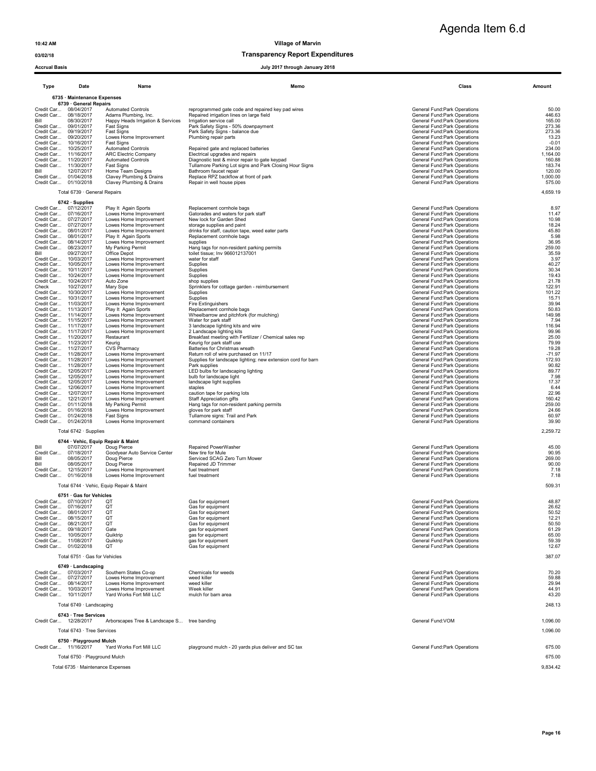# Agenda Item 6.d

10:42 AM

03/02/18

Accrual Basis

**Village of Marvin**

**Transparency Report Expenditures**

**July 2017 through January 2018**

| Type | Date | Name | Memo | Class | Amount |
|---|---|---|---|---|---|
| **6735 · Maintenance Expenses** | | | | | |
| **6739 · General Repairs** | | | | | |
| Credit Car... | 08/04/2017 | Automated Controls | reprogrammed gate code and repaired key pad wires | General Fund:Park Operations | 50.00 |
| Credit Car... | 08/18/2017 | Adams Plumbing, Inc. | Repaired irrigation lines on large field | General Fund:Park Operations | 446.63 |
| Bill | 08/30/2017 | Happy Heads Irrigation & Services | Irrigation service call | General Fund:Park Operations | 165.00 |
| Credit Car... | 09/01/2017 | Fast Signs | Park Safety Signs - 50% downpayment | General Fund:Park Operations | 273.36 |
| Credit Car... | 09/19/2017 | Fast Signs | Park Safety Signs - balance due | General Fund:Park Operations | 273.36 |
| Credit Car... | 09/20/2017 | Lowes Home Improvement | Plumbing repair parts | General Fund:Park Operations | 13.23 |
| Credit Car... | 10/16/2017 | Fast Signs | | General Fund:Park Operations | -0.01 |
| Credit Car... | 10/25/2017 | Automated Controls | Repaired gate and replaced batteries | General Fund:Park Operations | 234.00 |
| Credit Car... | 11/16/2017 | ARC Electric Company | Electrical upgrades and repairs | General Fund:Park Operations | 1,164.00 |
| Credit Car... | 11/20/2017 | Automated Controls | Diagnostic test & minor repair to gate keypad | General Fund:Park Operations | 160.88 |
| Credit Car... | 11/30/2017 | Fast Signs | Tullamore Parking Lot signs and Park Closing Hour Signs | General Fund:Park Operations | 183.74 |
| Bill | 12/07/2017 | Home Team Designs | Bathroom faucet repair | General Fund:Park Operations | 120.00 |
| Credit Car... | 01/04/2018 | Clavey Plumbing & Drains | Replace RPZ backflow at front of park | General Fund:Park Operations | 1,000.00 |
| Credit Car... | 01/10/2018 | Clavey Plumbing & Drains | Repair in well house pipes | General Fund:Park Operations | 575.00 |
| Total 6739 · General Repairs | | | | | 4,659.19 |
| **6742 · Supplies** | | | | | |
| Credit Car... | 07/12/2017 | Play It Again Sports | Replacement cornhole bags | General Fund:Park Operations | 8.97 |
| Credit Car... | 07/16/2017 | Lowes Home Improvement | Gatorades and waters for park staff | General Fund:Park Operations | 11.47 |
| Credit Car... | 07/27/2017 | Lowes Home Improvement | New lock for Garden Shed | General Fund:Park Operations | 10.98 |
| Credit Car... | 07/27/2017 | Lowes Home Improvement | storage supplies and paint | General Fund:Park Operations | 18.24 |
| Credit Car... | 08/01/2017 | Lowes Home Improvement | drinks for staff, caution tape, weed eater parts | General Fund:Park Operations | 45.80 |
| Credit Car... | 08/01/2017 | Play It Again Sports | Replacement cornhole bags | General Fund:Park Operations | 5.98 |
| Credit Car... | 08/14/2017 | Lowes Home Improvement | supplies | General Fund:Park Operations | 36.95 |
| Credit Car... | 08/23/2017 | My Parking Permit | Hang tags for non-resident parking permits | General Fund:Park Operations | 259.00 |
| Bill | 09/27/2017 | Office Depot | toilet tissue; Inv 966012137001 | General Fund:Park Operations | 35.59 |
| Credit Car... | 10/03/2017 | Lowes Home Improvement | water for staff | General Fund:Park Operations | 3.97 |
| Credit Car... | 10/05/2017 | Lowes Home Improvement | Supplies | General Fund:Park Operations | 40.27 |
| Credit Car... | 10/11/2017 | Lowes Home Improvement | Supplies | General Fund:Park Operations | 30.34 |
| Credit Car... | 10/24/2017 | Lowes Home Improvement | Supplies | General Fund:Park Operations | 19.43 |
| Credit Car... | 10/24/2017 | Auto Zone | shop supplies | General Fund:Park Operations | 21.78 |
| Check | 10/27/2017 | Mary Sipe | Sprinklers for cottage garden - reimbursement | General Fund:Park Operations | 122.91 |
| Credit Car... | 10/30/2017 | Lowes Home Improvement | Supplies | General Fund:Park Operations | 101.22 |
| Credit Car... | 10/31/2017 | Lowes Home Improvement | Supplies | General Fund:Park Operations | 15.71 |
| Credit Car... | 11/03/2017 | Lowes Home Improvement | Fire Extinguishers | General Fund:Park Operations | 39.94 |
| Credit Car... | 11/13/2017 | Play It Again Sports | Replacement cornhole bags | General Fund:Park Operations | 50.83 |
| Credit Car... | 11/14/2017 | Lowes Home Improvement | Wheelbarrow and pitchfork (for mulching) | General Fund:Park Operations | 149.98 |
| Credit Car... | 11/15/2017 | Lowes Home Improvement | Water for park staff | General Fund:Park Operations | 7.94 |
| Credit Car... | 11/17/2017 | Lowes Home Improvement | 3 landscape lighting kits and wire | General Fund:Park Operations | 116.94 |
| Credit Car... | 11/17/2017 | Lowes Home Improvement | 2 Landscape lighting kits | General Fund:Park Operations | 99.96 |
| Credit Car... | 11/20/2017 | Restaurant | Breakfast meeting with Fertilizer / Chemical sales rep | General Fund:Park Operations | 25.00 |
| Credit Car... | 11/23/2017 | Keurig | Keurig for park staff use | General Fund:Park Operations | 79.99 |
| Credit Car... | 11/27/2017 | CVS Pharmacy | Batteries for Christmas wreath | General Fund:Park Operations | 19.28 |
| Credit Car... | 11/28/2017 | Lowes Home Improvement | Return roll of wire purchased on 11/17 | General Fund:Park Operations | -71.97 |
| Credit Car... | 11/28/2017 | Lowes Home Improvement | Supplies for landscape lighting; new extension cord for barn | General Fund:Park Operations | 172.93 |
| Credit Car... | 11/28/2017 | Lowes Home Improvement | Park supplies | General Fund:Park Operations | 90.82 |
| Credit Car... | 12/05/2017 | Lowes Home Improvement | LED bulbs for landscaping lighting | General Fund:Park Operations | 89.77 |
| Credit Car... | 12/05/2017 | Lowes Home Improvement | bulb for landscape light | General Fund:Park Operations | 7.98 |
| Credit Car... | 12/05/2017 | Lowes Home Improvement | landscape light supplies | General Fund:Park Operations | 17.37 |
| Credit Car... | 12/06/2017 | Lowes Home Improvement | staples | General Fund:Park Operations | 6.44 |
| Credit Car... | 12/07/2017 | Lowes Home Improvement | caution tape for parking lots | General Fund:Park Operations | 22.96 |
| Credit Car... | 12/21/2017 | Lowes Home Improvement | Staff Appreciation gifts | General Fund:Park Operations | 160.42 |
| Credit Car... | 01/11/2018 | My Parking Permit | Hang tags for non-resident parking permits | General Fund:Park Operations | 259.00 |
| Credit Car... | 01/16/2018 | Lowes Home Improvement | gloves for park staff | General Fund:Park Operations | 24.66 |
| Credit Car... | 01/24/2018 | Fast Signs | Tullamore signs: Trail and Park | General Fund:Park Operations | 60.97 |
| Credit Car... | 01/24/2018 | Lowes Home Improvement | command containers | General Fund:Park Operations | 39.90 |
| Total 6742 · Supplies | | | | | 2,259.72 |
| **6744 · Vehic, Equip Repair & Maint** | | | | | |
| Bill | 07/07/2017 | Doug Pierce | Repaired PowerWasher | General Fund:Park Operations | 45.00 |
| Credit Car... | 07/18/2017 | Goodyear Auto Service Center | New tire for Mule | General Fund:Park Operations | 90.95 |
| Bill | 08/05/2017 | Doug Pierce | Serviced SCAG Zero Turn Mower | General Fund:Park Operations | 269.00 |
| Bill | 08/05/2017 | Doug Pierce | Repaired JD Trimmer | General Fund:Park Operations | 90.00 |
| Credit Car... | 12/15/2017 | Lowes Home Improvement | fuel treatment | General Fund:Park Operations | 7.18 |
| Credit Car... | 01/16/2018 | Lowes Home Improvement | fuel treatment | General Fund:Park Operations | 7.18 |
| Total 6744 · Vehic, Equip Repair & Maint | | | | | 509.31 |
| **6751 · Gas for Vehicles** | | | | | |
| Credit Car... | 07/10/2017 | QT | Gas for equipment | General Fund:Park Operations | 48.87 |
| Credit Car... | 07/16/2017 | QT | Gas for equipment | General Fund:Park Operations | 26.62 |
| Credit Car... | 08/01/2017 | QT | Gas for equipment | General Fund:Park Operations | 50.52 |
| Credit Car... | 08/15/2017 | QT | Gas for equipment | General Fund:Park Operations | 12.21 |
| Credit Car... | 08/21/2017 | QT | Gas for equipment | General Fund:Park Operations | 50.50 |
| Credit Car... | 09/18/2017 | Gate | gas for equipment | General Fund:Park Operations | 61.29 |
| Credit Car... | 10/05/2017 | Quiktrip | gas for equipment | General Fund:Park Operations | 65.00 |
| Credit Car... | 11/08/2017 | Quiktrip | gas for equipment | General Fund:Park Operations | 59.39 |
| Credit Car... | 01/02/2018 | QT | Gas for equipment | General Fund:Park Operations | 12.67 |
| Total 6751 · Gas for Vehicles | | | | | 387.07 |
| **6749 · Landscaping** | | | | | |
| Credit Car... | 07/03/2017 | Southern States Co-op | Chemicals for weeds | General Fund:Park Operations | 70.20 |
| Credit Car... | 07/27/2017 | Lowes Home Improvement | weed killer | General Fund:Park Operations | 59.88 |
| Credit Car... | 08/14/2017 | Lowes Home Improvement | weed killer | General Fund:Park Operations | 29.94 |
| Credit Car... | 10/03/2017 | Lowes Home Improvement | Week killer | General Fund:Park Operations | 44.91 |
| Credit Car... | 10/11/2017 | Yard Works Fort Mill LLC | mulch for barn area | General Fund:Park Operations | 43.20 |
| Total 6749 · Landscaping | | | | | 248.13 |
| **6743 · Tree Services** | | | | | |
| Credit Car... | 12/28/2017 | Arborscapes Tree & Landscape S... | tree banding | General Fund:VOM | 1,096.00 |
| Total 6743 · Tree Services | | | | | 1,096.00 |
| **6750 · Playground Mulch** | | | | | |
| Credit Car... | 11/16/2017 | Yard Works Fort Mill LLC | playground mulch - 20 yards plus deliver and SC tax | General Fund:Park Operations | 675.00 |
| Total 6750 · Playground Mulch | | | | | 675.00 |
| Total 6735 · Maintenance Expenses | | | | | 9,834.42 |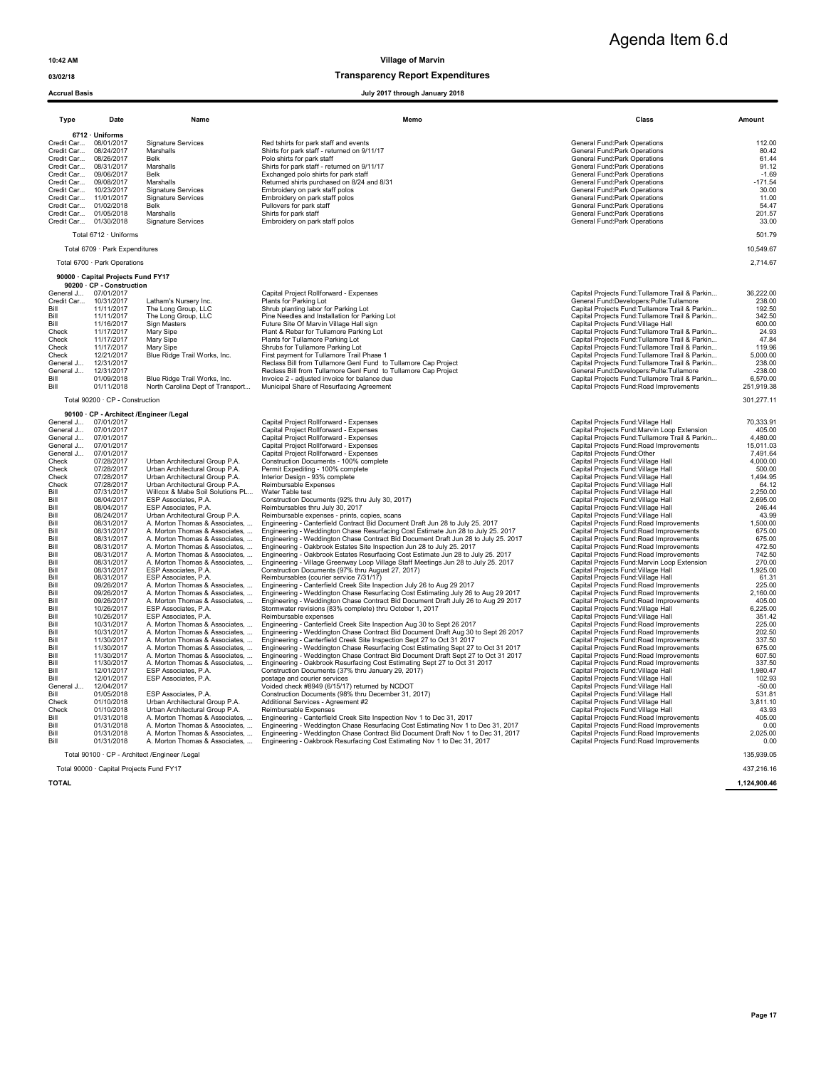# Agenda Item 6.d

10:42 AM

03/02/18

Accrual Basis

## Village of Marvin
## Transparency Report Expenditures
### July 2017 through January 2018

| Type | Date | Name | Memo | Class | Amount |
|---|---|---|---|---|---|
| **6712 · Uniforms** | | | | | |
| Credit Car... | 08/01/2017 | Signature Services | Red tshirts for park staff and events | General Fund:Park Operations | 112.00 |
| Credit Car... | 08/24/2017 | Marshalls | Shirts for park staff - returned on 9/11/17 | General Fund:Park Operations | 80.42 |
| Credit Car... | 08/26/2017 | Belk | Polo shirts for park staff | General Fund:Park Operations | 61.44 |
| Credit Car... | 08/31/2017 | Marshalls | Shirts for park staff - returned on 9/11/17 | General Fund:Park Operations | 91.12 |
| Credit Car... | 09/06/2017 | Belk | Exchanged polo shirts for park staff | General Fund:Park Operations | -1.69 |
| Credit Car... | 09/08/2017 | Marshalls | Returned shirts purchased on 8/24 and 8/31 | General Fund:Park Operations | -171.54 |
| Credit Car... | 10/23/2017 | Signature Services | Embroidery on park staff polos | General Fund:Park Operations | 30.00 |
| Credit Car... | 11/01/2017 | Signature Services | Embroidery on park staff polos | General Fund:Park Operations | 11.00 |
| Credit Car... | 01/02/2018 | Belk | Pullovers for park staff | General Fund:Park Operations | 54.47 |
| Credit Car... | 01/05/2018 | Marshalls | Shirts for park staff | General Fund:Park Operations | 201.57 |
| Credit Car... | 01/30/2018 | Signature Services | Embroidery on park staff polos | General Fund:Park Operations | 33.00 |
| Total 6712 · Uniforms | | | | | 501.79 |
| Total 6709 · Park Expenditures | | | | | 10,549.67 |
| Total 6700 · Park Operations | | | | | 2,714.67 |
| **90000 · Capital Projects Fund FY17** | | | | | |
| **90200 · CP - Construction** | | | | | |
| General J... | 07/01/2017 | | Capital Project Rollforward - Expenses | Capital Projects Fund:Tullamore Trail & Parkin... | 36,222.00 |
| Credit Car... | 10/31/2017 | Latham's Nursery Inc. | Plants for Parking Lot | General Fund:Developers:Pulte:Tullamore | 238.00 |
| Bill | 11/11/2017 | The Long Group, LLC | Shrub planting labor for Parking Lot | Capital Projects Fund:Tullamore Trail & Parkin... | 192.50 |
| Bill | 11/11/2017 | The Long Group, LLC | Pine Needles and Installation for Parking Lot | Capital Projects Fund:Tullamore Trail & Parkin... | 342.50 |
| Bill | 11/16/2017 | Sign Masters | Future Site Of Marvin Village Hall sign | Capital Projects Fund:Village Hall | 600.00 |
| Check | 11/17/2017 | Mary Sipe | Plant & Rebar for Tullamore Parking Lot | Capital Projects Fund:Tullamore Trail & Parkin... | 24.93 |
| Check | 11/17/2017 | Mary Sipe | Plants for Tullamore Parking Lot | Capital Projects Fund:Tullamore Trail & Parkin... | 47.84 |
| Check | 11/17/2017 | Mary Sipe | Shrubs for Tullamore Parking Lot | Capital Projects Fund:Tullamore Trail & Parkin... | 119.96 |
| Check | 12/21/2017 | Blue Ridge Trail Works, Inc. | First payment for Tullamore Trail Phase 1 | Capital Projects Fund:Tullamore Trail & Parkin... | 5,000.00 |
| General J... | 12/31/2017 | | Reclass Bill from Tullamore Genl Fund to Tullamore Cap Project | Capital Projects Fund:Tullamore Trail & Parkin... | 238.00 |
| General J... | 12/31/2017 | | Reclass Bill from Tullamore Genl Fund to Tullamore Cap Project | General Fund:Developers:Pulte:Tullamore | -238.00 |
| Bill | 01/09/2018 | Blue Ridge Trail Works, Inc. | Invoice 2 - adjusted invoice for balance due | Capital Projects Fund:Tullamore Trail & Parkin... | 6,570.00 |
| Bill | 01/11/2018 | North Carolina Dept of Transport... | Municipal Share of Resurfacing Agreement | Capital Projects Fund:Road Improvements | 251,919.38 |
| Total 90200 · CP - Construction | | | | | 301,277.11 |
| **90100 · CP - Architect /Engineer /Legal** | | | | | |
| General J... | 07/01/2017 | | Capital Project Rollforward - Expenses | Capital Projects Fund:Village Hall | 70,333.91 |
| General J... | 07/01/2017 | | Capital Project Rollforward - Expenses | Capital Projects Fund:Marvin Loop Extension | 405.00 |
| General J... | 07/01/2017 | | Capital Project Rollforward - Expenses | Capital Projects Fund:Tullamore Trail & Parkin... | 4,480.00 |
| General J... | 07/01/2017 | | Capital Project Rollforward - Expenses | Capital Projects Fund:Road Improvements | 15,011.03 |
| General J... | 07/01/2017 | | Capital Project Rollforward - Expenses | Capital Projects Fund:Other | 7,491.64 |
| Check | 07/28/2017 | Urban Architectural Group P.A. | Construction Documents - 100% complete | Capital Projects Fund:Village Hall | 4,000.00 |
| Check | 07/28/2017 | Urban Architectural Group P.A. | Permit Expediting - 100% complete | Capital Projects Fund:Village Hall | 500.00 |
| Check | 07/28/2017 | Urban Architectural Group P.A. | Interior Design - 93% complete | Capital Projects Fund:Village Hall | 1,494.95 |
| Check | 07/28/2017 | Urban Architectural Group P.A. | Reimbursable Expenses | Capital Projects Fund:Village Hall | 64.12 |
| Bill | 07/31/2017 | Willcox & Mabe Soil Solutions PL... | Water Table test | Capital Projects Fund:Village Hall | 2,250.00 |
| Bill | 08/04/2017 | ESP Associates, P.A. | Construction Documents (92% thru July 30, 2017) | Capital Projects Fund:Village Hall | 2,695.00 |
| Bill | 08/04/2017 | ESP Associates, P.A. | Reimbursables thru July 30, 2017 | Capital Projects Fund:Village Hall | 246.44 |
| Bill | 08/24/2017 | Urban Architectural Group P.A. | Reimbursable expenses - prints, copies, scans | Capital Projects Fund:Village Hall | 43.99 |
| Bill | 08/31/2017 | A. Morton Thomas & Associates, ... | Engineering - Canterfield Contract Bid Document Draft Jun 28 to July 25. 2017 | Capital Projects Fund:Road Improvements | 1,500.00 |
| Bill | 08/31/2017 | A. Morton Thomas & Associates, ... | Engineering - Weddington Chase Resurfacing Cost Estimate Jun 28 to July 25. 2017 | Capital Projects Fund:Road Improvements | 675.00 |
| Bill | 08/31/2017 | A. Morton Thomas & Associates, ... | Engineering - Weddington Chase Contract Bid Document Draft Jun 28 to July 25. 2017 | Capital Projects Fund:Road Improvements | 675.00 |
| Bill | 08/31/2017 | A. Morton Thomas & Associates, ... | Engineering - Oakbrook Estates Site Inspection Jun 28 to July 25. 2017 | Capital Projects Fund:Road Improvements | 472.50 |
| Bill | 08/31/2017 | A. Morton Thomas & Associates, ... | Engineering - Oakbrook Estates Resurfacing Cost Estimate Jun 28 to July 25. 2017 | Capital Projects Fund:Road Improvements | 742.50 |
| Bill | 08/31/2017 | A. Morton Thomas & Associates, ... | Engineering - Village Greenway Loop Village Staff Meetings Jun 28 to July 25. 2017 | Capital Projects Fund:Marvin Loop Extension | 270.00 |
| Bill | 08/31/2017 | ESP Associates, P.A. | Construction Documents (97% thru August 27, 2017) | Capital Projects Fund:Village Hall | 1,925.00 |
| Bill | 08/31/2017 | ESP Associates, P.A. | Reimbursables (courier service 7/31/17) | Capital Projects Fund:Village Hall | 61.31 |
| Bill | 09/26/2017 | A. Morton Thomas & Associates, ... | Engineering - Canterfield Creek Site Inspection July 26 to Aug 29 2017 | Capital Projects Fund:Road Improvements | 225.00 |
| Bill | 09/26/2017 | A. Morton Thomas & Associates, ... | Engineering - Weddington Chase Resurfacing Cost Estimating July 26 to Aug 29 2017 | Capital Projects Fund:Road Improvements | 2,160.00 |
| Bill | 09/26/2017 | A. Morton Thomas & Associates, ... | Engineering - Weddington Chase Contract Bid Document Draft July 26 to Aug 29 2017 | Capital Projects Fund:Road Improvements | 405.00 |
| Bill | 10/26/2017 | ESP Associates, P.A. | Stormwater revisions (83% complete) thru October 1, 2017 | Capital Projects Fund:Village Hall | 6,225.00 |
| Bill | 10/26/2017 | ESP Associates, P.A. | Reimbursable expenses | Capital Projects Fund:Village Hall | 351.42 |
| Bill | 10/31/2017 | A. Morton Thomas & Associates, ... | Engineering - Canterfield Creek Site Inspection Aug 30 to Sept 26 2017 | Capital Projects Fund:Road Improvements | 225.00 |
| Bill | 10/31/2017 | A. Morton Thomas & Associates, ... | Engineering - Weddington Chase Contract Bid Document Draft Aug 30 to Sept 26 2017 | Capital Projects Fund:Road Improvements | 202.50 |
| Bill | 11/30/2017 | A. Morton Thomas & Associates, ... | Engineering - Canterfield Creek Site Inspection Sept 27 to Oct 31 2017 | Capital Projects Fund:Road Improvements | 337.50 |
| Bill | 11/30/2017 | A. Morton Thomas & Associates, ... | Engineering - Weddington Chase Resurfacing Cost Estimating Sept 27 to Oct 31 2017 | Capital Projects Fund:Road Improvements | 675.00 |
| Bill | 11/30/2017 | A. Morton Thomas & Associates, ... | Engineering - Weddington Chase Contract Bid Document Draft Sept 27 to Oct 31 2017 | Capital Projects Fund:Road Improvements | 607.50 |
| Bill | 11/30/2017 | A. Morton Thomas & Associates, ... | Engineering - Oakbrook Resurfacing Cost Estimating Sept 27 to Oct 31 2017 | Capital Projects Fund:Road Improvements | 337.50 |
| Bill | 12/01/2017 | ESP Associates, P.A. | Construction Documents (37% thru January 29, 2017) | Capital Projects Fund:Village Hall | 1,980.47 |
| Bill | 12/01/2017 | ESP Associates, P.A. | postage and courier services | Capital Projects Fund:Village Hall | 102.93 |
| General J... | 12/04/2017 | | Voided check #8949 (6/15/17) returned by NCDOT | Capital Projects Fund:Village Hall | -50.00 |
| Bill | 01/05/2018 | ESP Associates, P.A. | Construction Documents (98% thru December 31, 2017) | Capital Projects Fund:Village Hall | 531.81 |
| Check | 01/10/2018 | Urban Architectural Group P.A. | Additional Services - Agreement #2 | Capital Projects Fund:Village Hall | 3,811.10 |
| Check | 01/10/2018 | Urban Architectural Group P.A. | Reimbursable Expenses | Capital Projects Fund:Village Hall | 43.93 |
| Bill | 01/31/2018 | A. Morton Thomas & Associates, ... | Engineering - Canterfield Creek Site Inspection Nov 1 to Dec 31, 2017 | Capital Projects Fund:Road Improvements | 405.00 |
| Bill | 01/31/2018 | A. Morton Thomas & Associates, ... | Engineering - Weddington Chase Resurfacing Cost Estimating Nov 1 to Dec 31, 2017 | Capital Projects Fund:Road Improvements | 0.00 |
| Bill | 01/31/2018 | A. Morton Thomas & Associates, ... | Engineering - Weddington Chase Contract Bid Document Draft Nov 1 to Dec 31, 2017 | Capital Projects Fund:Road Improvements | 2,025.00 |
| Bill | 01/31/2018 | A. Morton Thomas & Associates, ... | Engineering - Oakbrook Resurfacing Cost Estimating Nov 1 to Dec 31, 2017 | Capital Projects Fund:Road Improvements | 0.00 |
| Total 90100 · CP - Architect /Engineer /Legal | | | | | 135,939.05 |
| Total 90000 · Capital Projects Fund FY17 | | | | | 437,216.16 |
| **TOTAL** | | | | | **1,124,900.46** |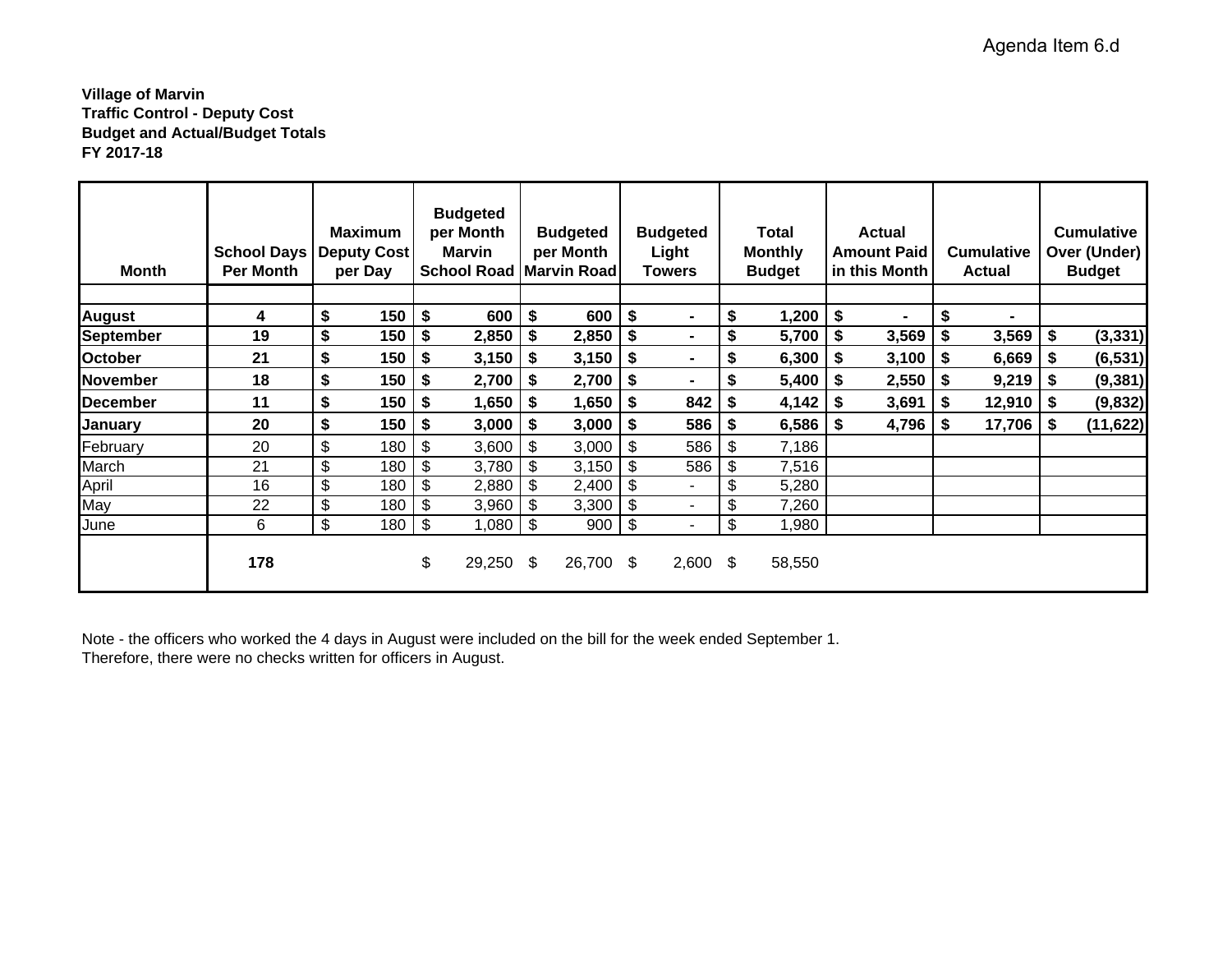Agenda Item 6.d

**Village of Marvin**
**Traffic Control - Deputy Cost**
**Budget and Actual/Budget Totals**
**FY 2017-18**

| Month | School Days Per Month | Maximum Deputy Cost per Day | Budgeted per Month Marvin School Road | Budgeted per Month Marvin Road | Budgeted Light Towers | Total Monthly Budget | Actual Amount Paid in this Month | Cumulative Actual | Cumulative Over (Under) Budget |
|---|---|---|---|---|---|---|---|---|---|
| | | | | | | | | | |
| **August** | **4** | **$ 150** | **$ 600** | **$ 600** | **$ -** | **$ 1,200** | **$ -** | **$ -** | |
| **September** | **19** | **$ 150** | **$ 2,850** | **$ 2,850** | **$ -** | **$ 5,700** | **$ 3,569** | **$ 3,569** | **$ (3,331)** |
| **October** | **21** | **$ 150** | **$ 3,150** | **$ 3,150** | **$ -** | **$ 6,300** | **$ 3,100** | **$ 6,669** | **$ (6,531)** |
| **November** | **18** | **$ 150** | **$ 2,700** | **$ 2,700** | **$ -** | **$ 5,400** | **$ 2,550** | **$ 9,219** | **$ (9,381)** |
| **December** | **11** | **$ 150** | **$ 1,650** | **$ 1,650** | **$ 842** | **$ 4,142** | **$ 3,691** | **$ 12,910** | **$ (9,832)** |
| **January** | **20** | **$ 150** | **$ 3,000** | **$ 3,000** | **$ 586** | **$ 6,586** | **$ 4,796** | **$ 17,706** | **$ (11,622)** |
| February | 20 | $ 180 | $ 3,600 | $ 3,000 | $ 586 | $ 7,186 | | | |
| March | 21 | $ 180 | $ 3,780 | $ 3,150 | $ 586 | $ 7,516 | | | |
| April | 16 | $ 180 | $ 2,880 | $ 2,400 | $ - | $ 5,280 | | | |
| May | 22 | $ 180 | $ 3,960 | $ 3,300 | $ - | $ 7,260 | | | |
| June | 6 | $ 180 | $ 1,080 | $ 900 | $ - | $ 1,980 | | | |
| | **178** | | $ 29,250 | $ 26,700 | $ 2,600 | $ 58,550 | | | |

Note - the officers who worked the 4 days in August were included on the bill for the week ended September 1.
Therefore, there were no checks written for officers in August.